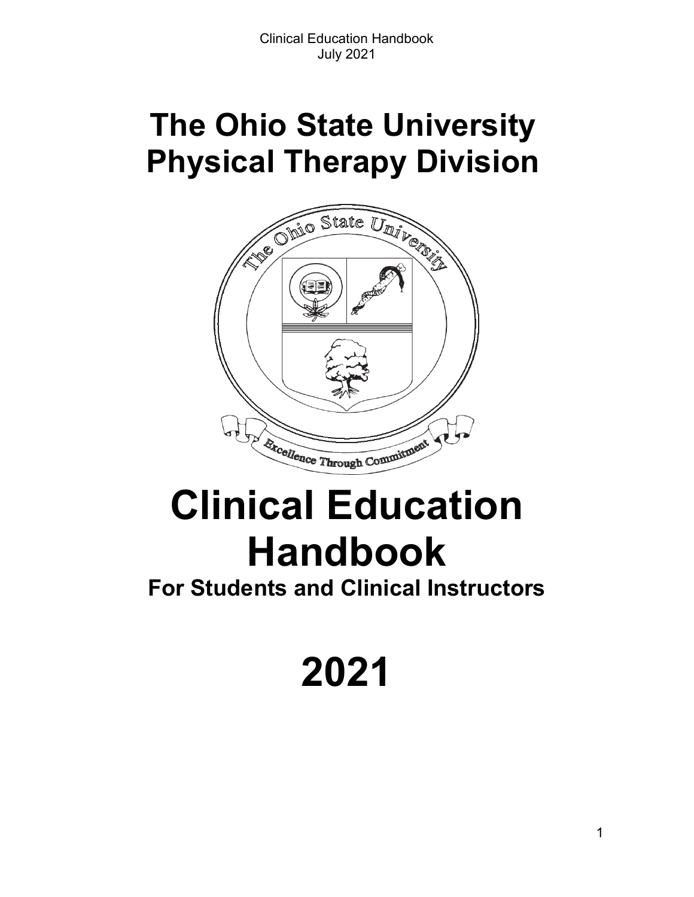# The Ohio State University Physical Therapy Division

# Clinical Education Handbook

## For Students and Clinical Instructors

# 2021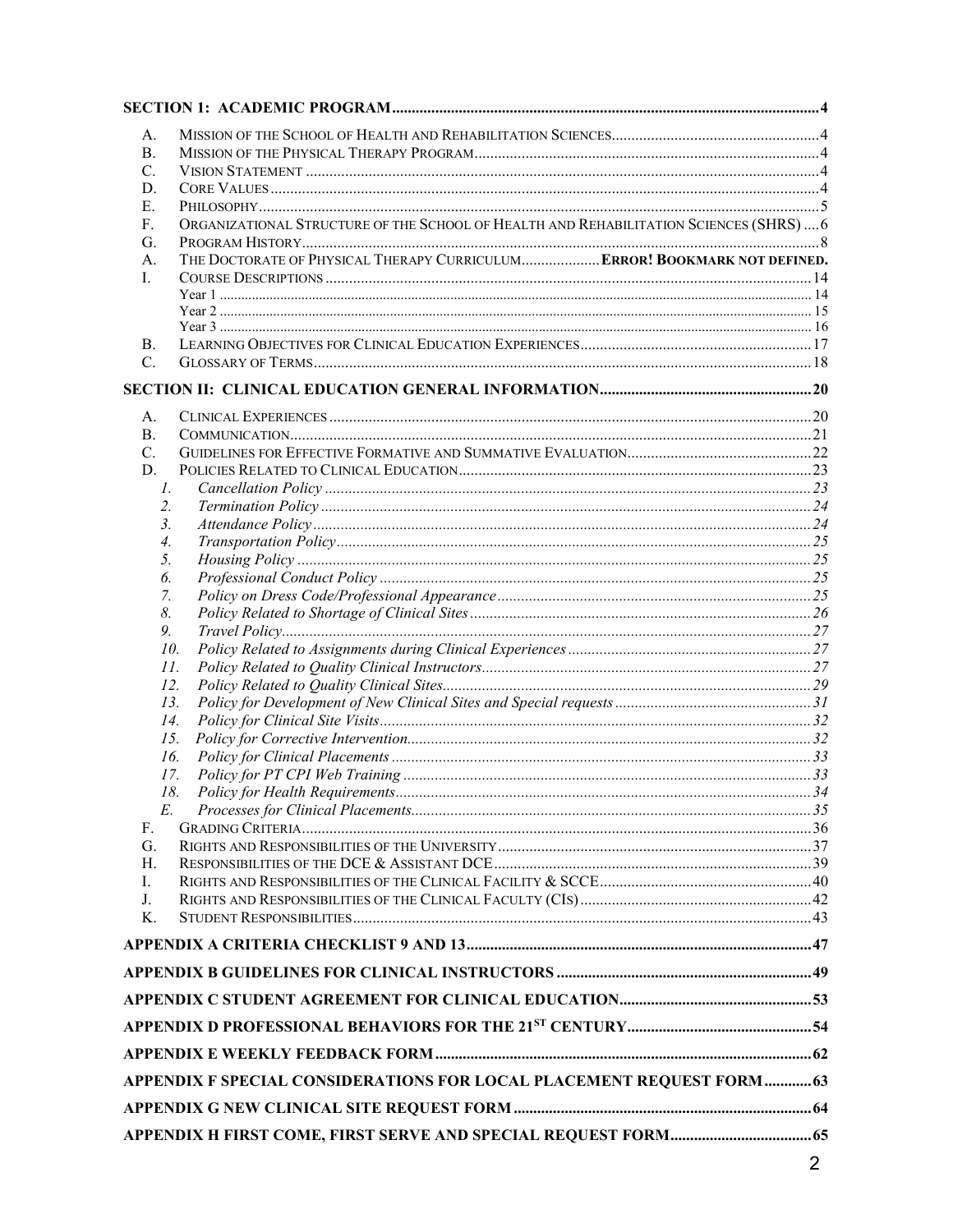**SECTION 1: ACADEMIC PROGRAM** .......... 4

A. MISSION OF THE SCHOOL OF HEALTH AND REHABILITATION SCIENCES .......... 4
B. MISSION OF THE PHYSICAL THERAPY PROGRAM .......... 4
C. VISION STATEMENT .......... 4
D. CORE VALUES .......... 4
E. PHILOSOPHY .......... 5
F. ORGANIZATIONAL STRUCTURE OF THE SCHOOL OF HEALTH AND REHABILITATION SCIENCES (SHRS) .......... 6
G. PROGRAM HISTORY .......... 8
A. THE DOCTORATE OF PHYSICAL THERAPY CURRICULUM .......... **ERROR! BOOKMARK NOT DEFINED.**
I. COURSE DESCRIPTIONS .......... 14
   Year 1 .......... 14
   Year 2 .......... 15
   Year 3 .......... 16
B. LEARNING OBJECTIVES FOR CLINICAL EDUCATION EXPERIENCES .......... 17
C. GLOSSARY OF TERMS .......... 18

**SECTION II: CLINICAL EDUCATION GENERAL INFORMATION** .......... 20

A. CLINICAL EXPERIENCES .......... 20
B. COMMUNICATION .......... 21
C. GUIDELINES FOR EFFECTIVE FORMATIVE AND SUMMATIVE EVALUATION .......... 22
D. POLICIES RELATED TO CLINICAL EDUCATION .......... 23
   *1. Cancellation Policy* .......... 23
   *2. Termination Policy* .......... 24
   *3. Attendance Policy* .......... 24
   *4. Transportation Policy* .......... 25
   *5. Housing Policy* .......... 25
   *6. Professional Conduct Policy* .......... 25
   *7. Policy on Dress Code/Professional Appearance* .......... 25
   *8. Policy Related to Shortage of Clinical Sites* .......... 26
   *9. Travel Policy* .......... 27
   *10. Policy Related to Assignments during Clinical Experiences* .......... 27
   *11. Policy Related to Quality Clinical Instructors* .......... 27
   *12. Policy Related to Quality Clinical Sites* .......... 29
   *13. Policy for Development of New Clinical Sites and Special requests* .......... 31
   *14. Policy for Clinical Site Visits* .......... 32
   *15. Policy for Corrective Intervention* .......... 32
   *16. Policy for Clinical Placements* .......... 33
   *17. Policy for PT CPI Web Training* .......... 33
   *18. Policy for Health Requirements* .......... 34
   *E. Processes for Clinical Placements* .......... 35
F. GRADING CRITERIA .......... 36
G. RIGHTS AND RESPONSIBILITIES OF THE UNIVERSITY .......... 37
H. RESPONSIBILITIES OF THE DCE & ASSISTANT DCE .......... 39
I. RIGHTS AND RESPONSIBILITIES OF THE CLINICAL FACILITY & SCCE .......... 40
J. RIGHTS AND RESPONSIBILITIES OF THE CLINICAL FACULTY (CIS) .......... 42
K. STUDENT RESPONSIBILITIES .......... 43

**APPENDIX A CRITERIA CHECKLIST 9 AND 13** .......... 47

**APPENDIX B GUIDELINES FOR CLINICAL INSTRUCTORS** .......... 49

**APPENDIX C STUDENT AGREEMENT FOR CLINICAL EDUCATION** .......... 53

**APPENDIX D PROFESSIONAL BEHAVIORS FOR THE 21ST CENTURY** .......... 54

**APPENDIX E WEEKLY FEEDBACK FORM** .......... 62

**APPENDIX F SPECIAL CONSIDERATIONS FOR LOCAL PLACEMENT REQUEST FORM** .......... 63

**APPENDIX G NEW CLINICAL SITE REQUEST FORM** .......... 64

**APPENDIX H FIRST COME, FIRST SERVE AND SPECIAL REQUEST FORM** .......... 65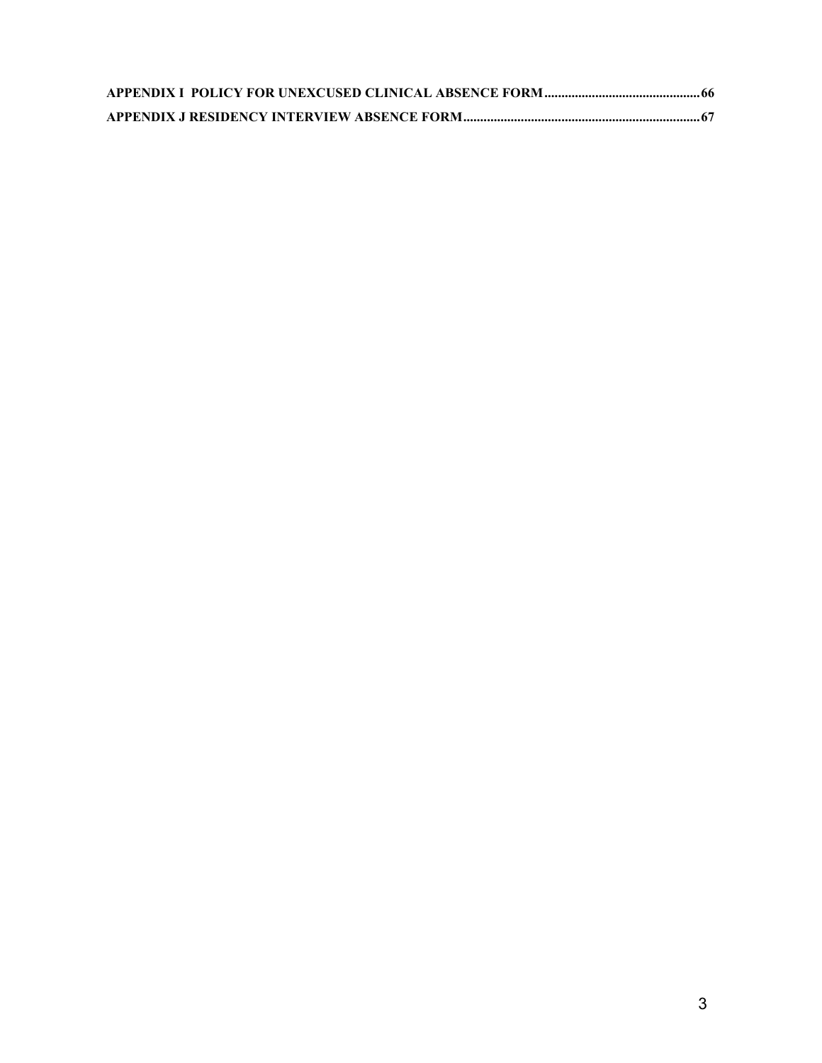**APPENDIX I POLICY FOR UNEXCUSED CLINICAL ABSENCE FORM.............................................66**

**APPENDIX J RESIDENCY INTERVIEW ABSENCE FORM.....................................................................67**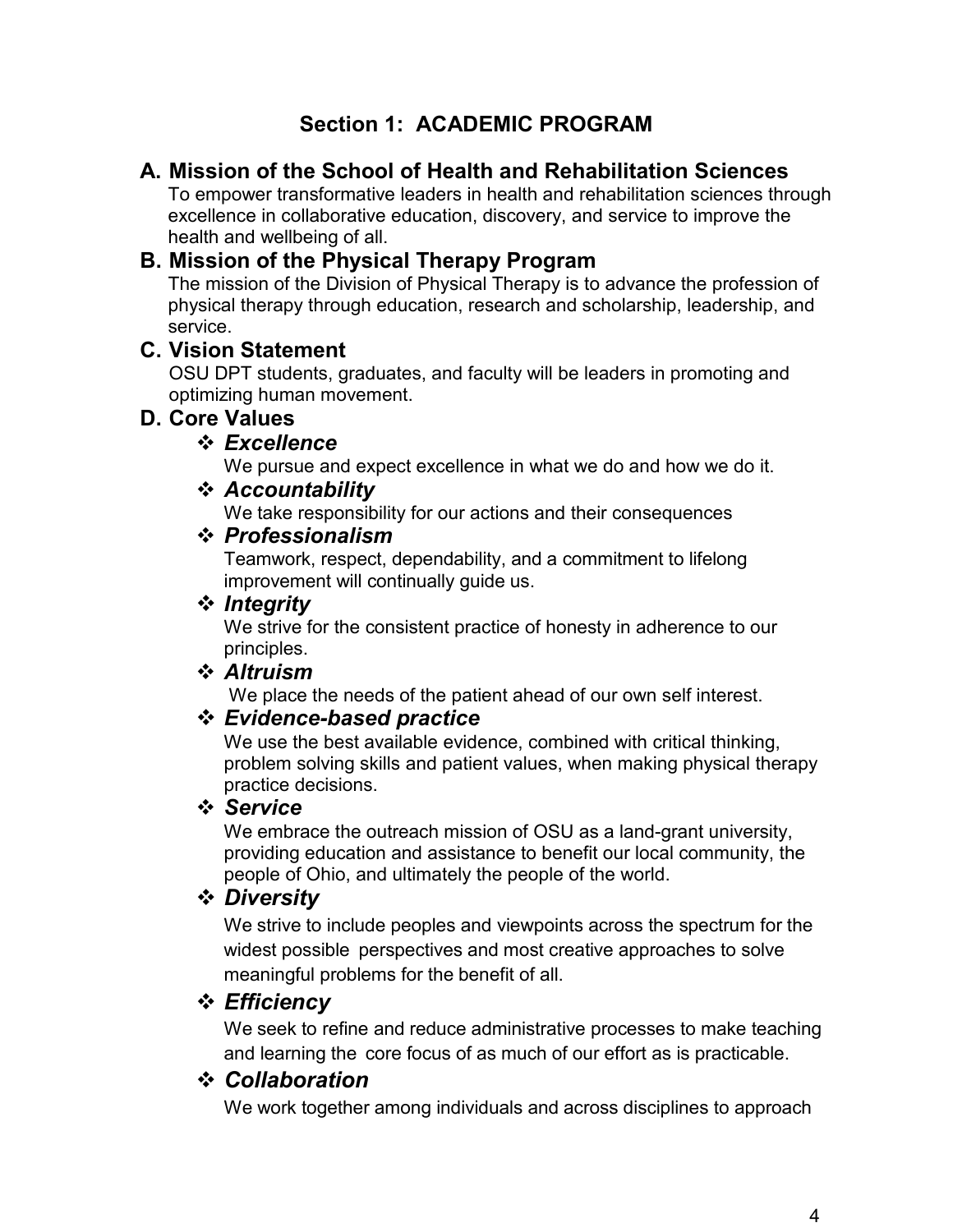# Section 1: ACADEMIC PROGRAM

## A. Mission of the School of Health and Rehabilitation Sciences

To empower transformative leaders in health and rehabilitation sciences through excellence in collaborative education, discovery, and service to improve the health and wellbeing of all.

## B. Mission of the Physical Therapy Program

The mission of the Division of Physical Therapy is to advance the profession of physical therapy through education, research and scholarship, leadership, and service.

## C. Vision Statement

OSU DPT students, graduates, and faculty will be leaders in promoting and optimizing human movement.

## D. Core Values

- ***Excellence***
  We pursue and expect excellence in what we do and how we do it.
- ***Accountability***
  We take responsibility for our actions and their consequences
- ***Professionalism***
  Teamwork, respect, dependability, and a commitment to lifelong improvement will continually guide us.
- ***Integrity***
  We strive for the consistent practice of honesty in adherence to our principles.
- ***Altruism***
  We place the needs of the patient ahead of our own self interest.
- ***Evidence-based practice***
  We use the best available evidence, combined with critical thinking, problem solving skills and patient values, when making physical therapy practice decisions.
- ***Service***
  We embrace the outreach mission of OSU as a land-grant university, providing education and assistance to benefit our local community, the people of Ohio, and ultimately the people of the world.
- ***Diversity***
  We strive to include peoples and viewpoints across the spectrum for the widest possible perspectives and most creative approaches to solve meaningful problems for the benefit of all.
- ***Efficiency***
  We seek to refine and reduce administrative processes to make teaching and learning the core focus of as much of our effort as is practicable.
- ***Collaboration***
  We work together among individuals and across disciplines to approach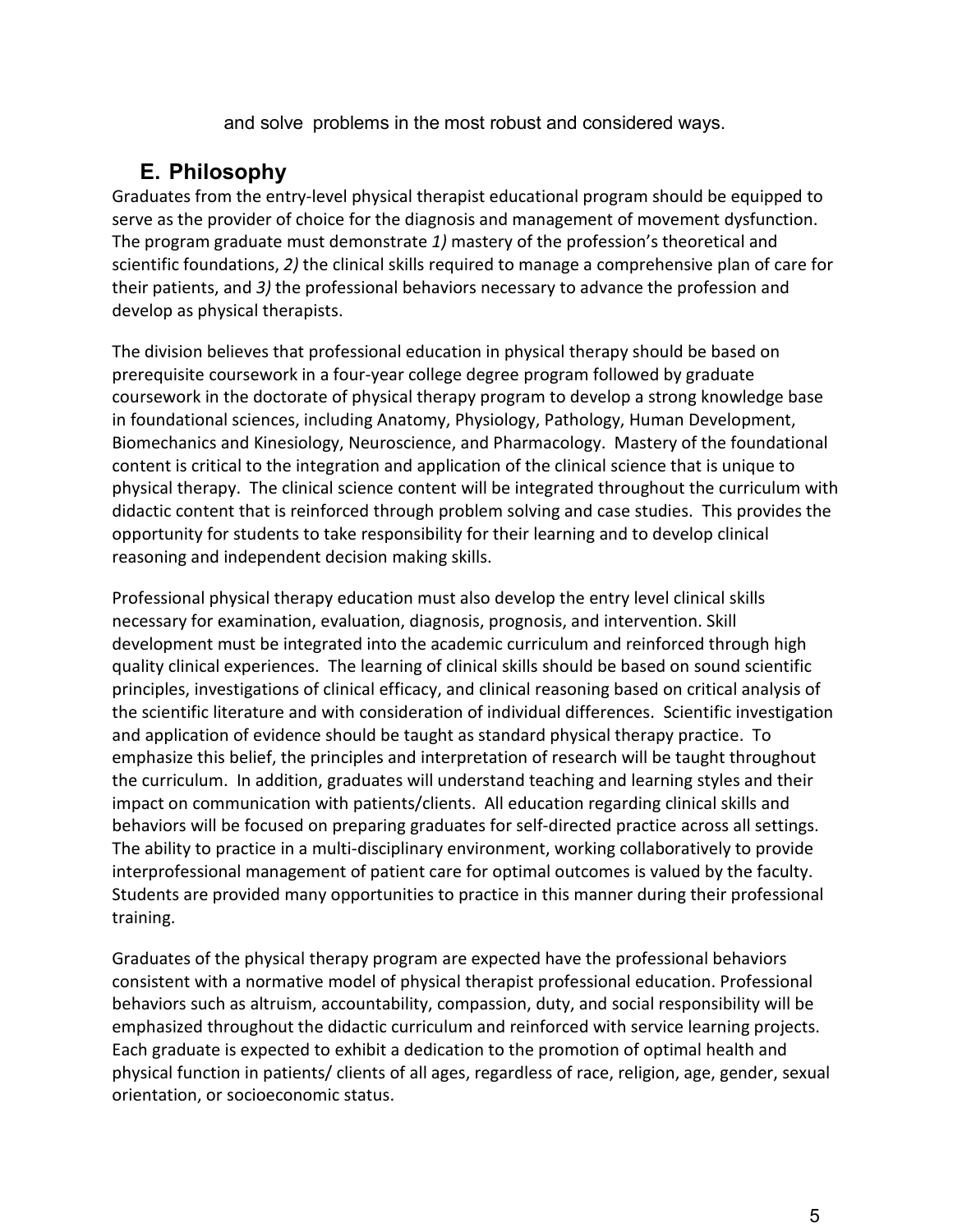and solve problems in the most robust and considered ways.

## E. Philosophy

Graduates from the entry-level physical therapist educational program should be equipped to serve as the provider of choice for the diagnosis and management of movement dysfunction. The program graduate must demonstrate *1)* mastery of the profession's theoretical and scientific foundations, *2)* the clinical skills required to manage a comprehensive plan of care for their patients, and *3)* the professional behaviors necessary to advance the profession and develop as physical therapists.

The division believes that professional education in physical therapy should be based on prerequisite coursework in a four-year college degree program followed by graduate coursework in the doctorate of physical therapy program to develop a strong knowledge base in foundational sciences, including Anatomy, Physiology, Pathology, Human Development, Biomechanics and Kinesiology, Neuroscience, and Pharmacology. Mastery of the foundational content is critical to the integration and application of the clinical science that is unique to physical therapy. The clinical science content will be integrated throughout the curriculum with didactic content that is reinforced through problem solving and case studies. This provides the opportunity for students to take responsibility for their learning and to develop clinical reasoning and independent decision making skills.

Professional physical therapy education must also develop the entry level clinical skills necessary for examination, evaluation, diagnosis, prognosis, and intervention. Skill development must be integrated into the academic curriculum and reinforced through high quality clinical experiences. The learning of clinical skills should be based on sound scientific principles, investigations of clinical efficacy, and clinical reasoning based on critical analysis of the scientific literature and with consideration of individual differences. Scientific investigation and application of evidence should be taught as standard physical therapy practice. To emphasize this belief, the principles and interpretation of research will be taught throughout the curriculum. In addition, graduates will understand teaching and learning styles and their impact on communication with patients/clients. All education regarding clinical skills and behaviors will be focused on preparing graduates for self-directed practice across all settings. The ability to practice in a multi-disciplinary environment, working collaboratively to provide interprofessional management of patient care for optimal outcomes is valued by the faculty. Students are provided many opportunities to practice in this manner during their professional training.

Graduates of the physical therapy program are expected have the professional behaviors consistent with a normative model of physical therapist professional education. Professional behaviors such as altruism, accountability, compassion, duty, and social responsibility will be emphasized throughout the didactic curriculum and reinforced with service learning projects. Each graduate is expected to exhibit a dedication to the promotion of optimal health and physical function in patients/ clients of all ages, regardless of race, religion, age, gender, sexual orientation, or socioeconomic status.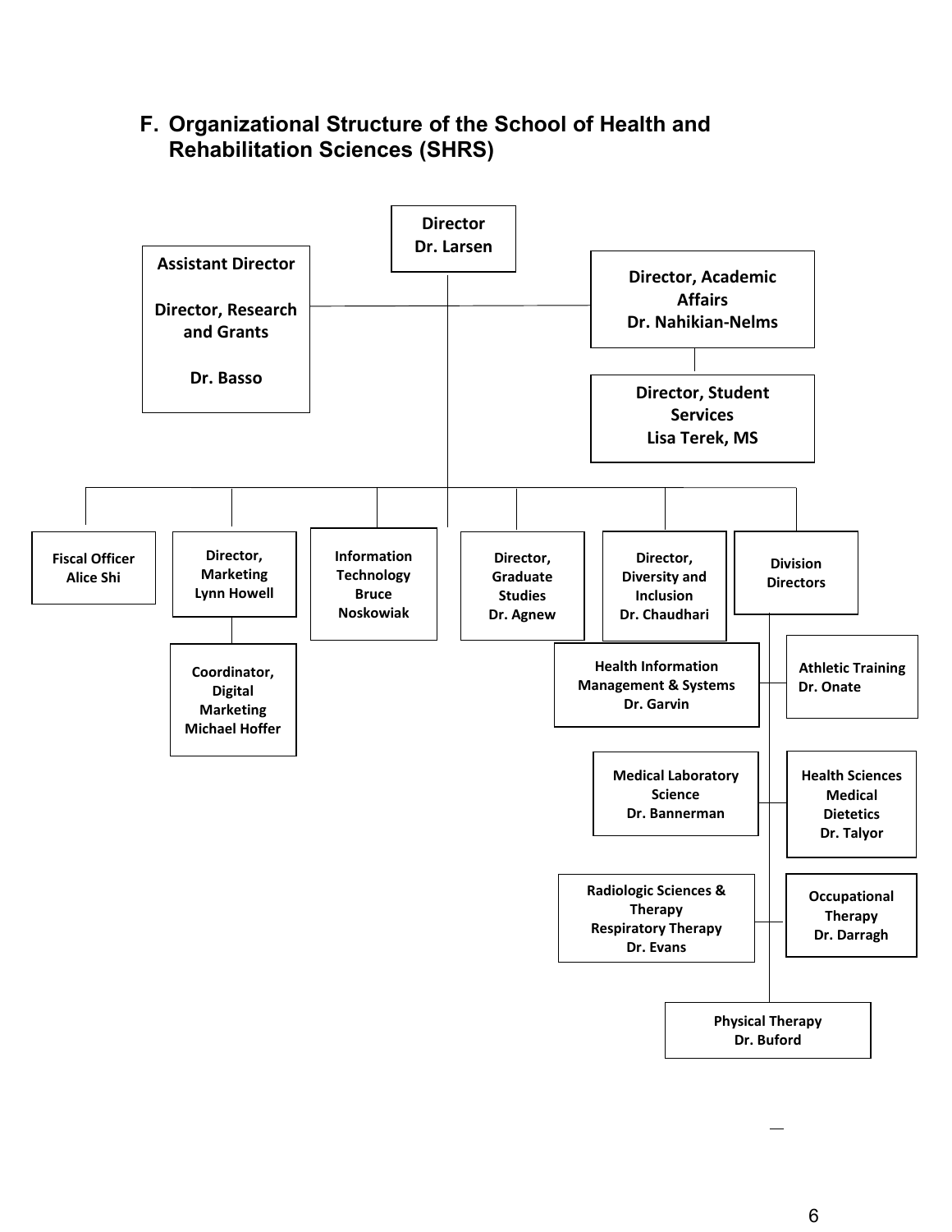## F. Organizational Structure of the School of Health and Rehabilitation Sciences (SHRS)

**Director**
**Dr. Larsen**

- **Assistant Director / Director, Research and Grants** — Dr. Basso
- **Director, Academic Affairs** — Dr. Nahikian-Nelms
  - **Director, Student Services** — Lisa Terek, MS

- **Fiscal Officer** — Alice Shi
- **Director, Marketing** — Lynn Howell
  - **Coordinator, Digital Marketing** — Michael Hoffer
- **Information Technology** — Bruce Noskowiak
- **Director, Graduate Studies** — Dr. Agnew
- **Director, Diversity and Inclusion** — Dr. Chaudhari
- **Division Directors**
  - Health Information Management & Systems — Dr. Garvin
  - Athletic Training — Dr. Onate
  - Medical Laboratory Science — Dr. Bannerman
  - Health Sciences Medical Dietetics — Dr. Talyor
  - Radiologic Sciences & Therapy Respiratory Therapy — Dr. Evans
  - Occupational Therapy — Dr. Darragh
  - Physical Therapy — Dr. Buford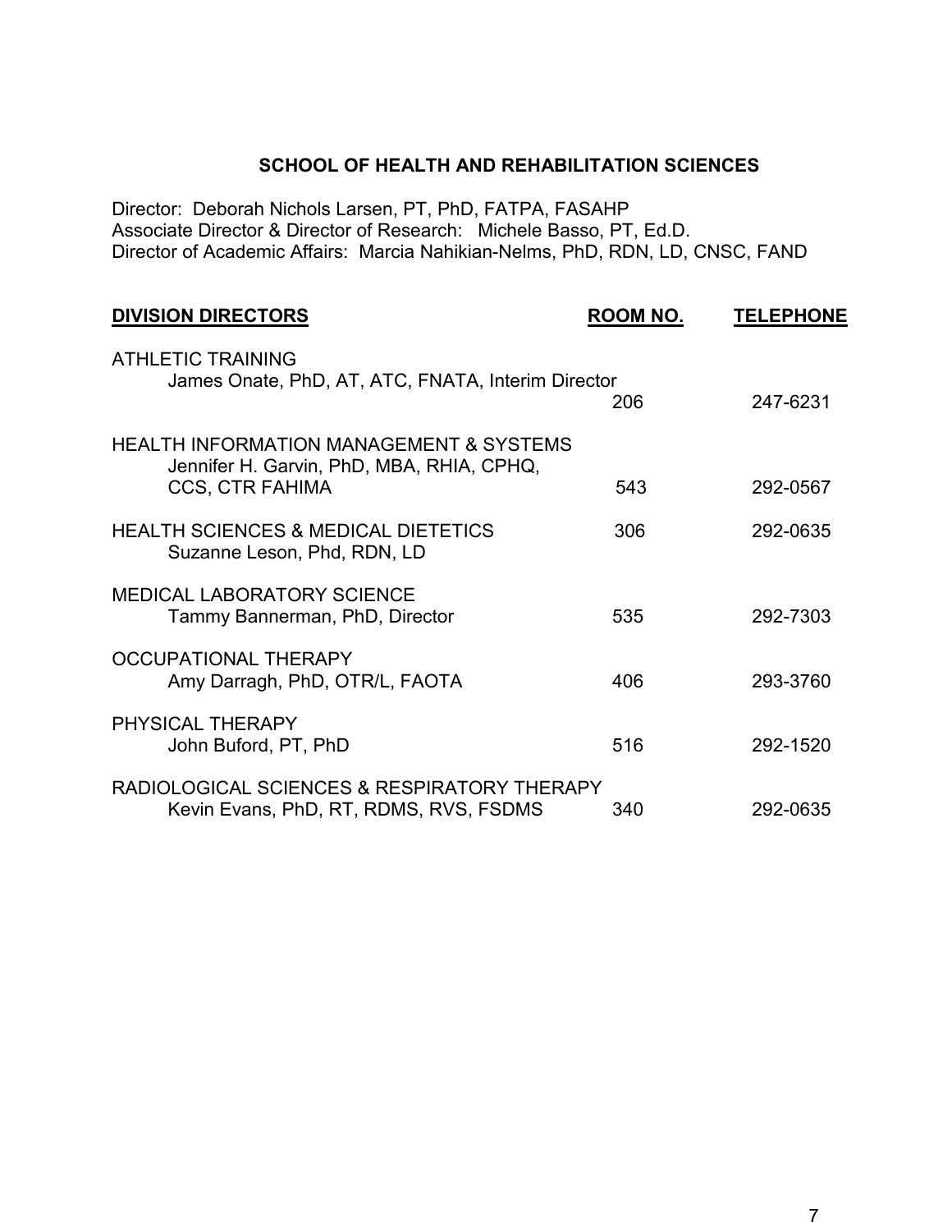## SCHOOL OF HEALTH AND REHABILITATION SCIENCES

Director: Deborah Nichols Larsen, PT, PhD, FATPA, FASAHP
Associate Director & Director of Research: Michele Basso, PT, Ed.D.
Director of Academic Affairs: Marcia Nahikian-Nelms, PhD, RDN, LD, CNSC, FAND

| DIVISION DIRECTORS | ROOM NO. | TELEPHONE |
| --- | --- | --- |
| ATHLETIC TRAINING<br>James Onate, PhD, AT, ATC, FNATA, Interim Director | 206 | 247-6231 |
| HEALTH INFORMATION MANAGEMENT & SYSTEMS<br>Jennifer H. Garvin, PhD, MBA, RHIA, CPHQ, CCS, CTR FAHIMA | 543 | 292-0567 |
| HEALTH SCIENCES & MEDICAL DIETETICS<br>Suzanne Leson, Phd, RDN, LD | 306 | 292-0635 |
| MEDICAL LABORATORY SCIENCE<br>Tammy Bannerman, PhD, Director | 535 | 292-7303 |
| OCCUPATIONAL THERAPY<br>Amy Darragh, PhD, OTR/L, FAOTA | 406 | 293-3760 |
| PHYSICAL THERAPY<br>John Buford, PT, PhD | 516 | 292-1520 |
| RADIOLOGICAL SCIENCES & RESPIRATORY THERAPY<br>Kevin Evans, PhD, RT, RDMS, RVS, FSDMS | 340 | 292-0635 |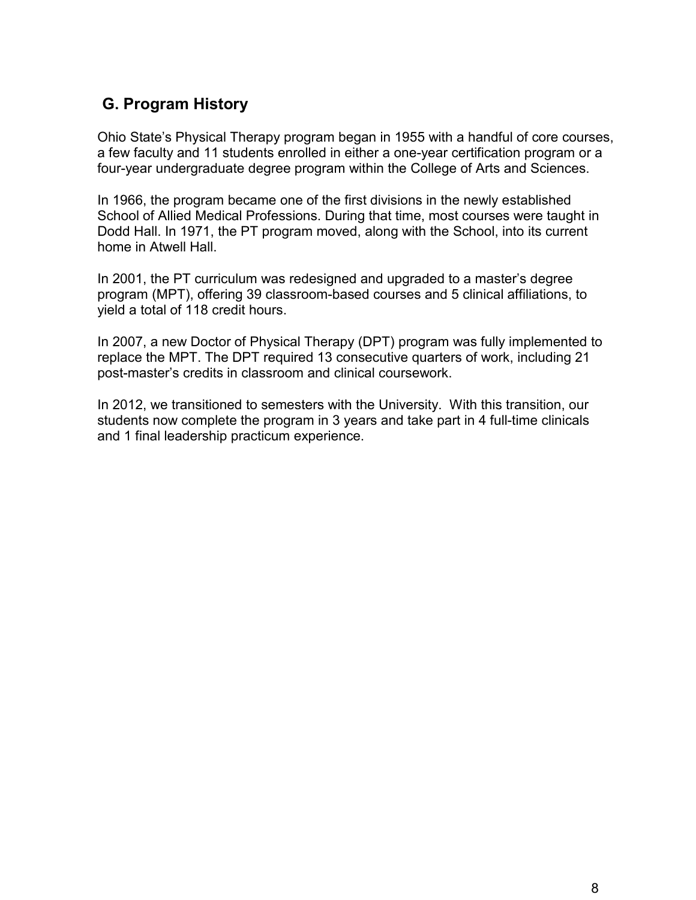## G. Program History

Ohio State's Physical Therapy program began in 1955 with a handful of core courses, a few faculty and 11 students enrolled in either a one-year certification program or a four-year undergraduate degree program within the College of Arts and Sciences.

In 1966, the program became one of the first divisions in the newly established School of Allied Medical Professions. During that time, most courses were taught in Dodd Hall. In 1971, the PT program moved, along with the School, into its current home in Atwell Hall.

In 2001, the PT curriculum was redesigned and upgraded to a master's degree program (MPT), offering 39 classroom-based courses and 5 clinical affiliations, to yield a total of 118 credit hours.

In 2007, a new Doctor of Physical Therapy (DPT) program was fully implemented to replace the MPT. The DPT required 13 consecutive quarters of work, including 21 post-master's credits in classroom and clinical coursework.

In 2012, we transitioned to semesters with the University. With this transition, our students now complete the program in 3 years and take part in 4 full-time clinicals and 1 final leadership practicum experience.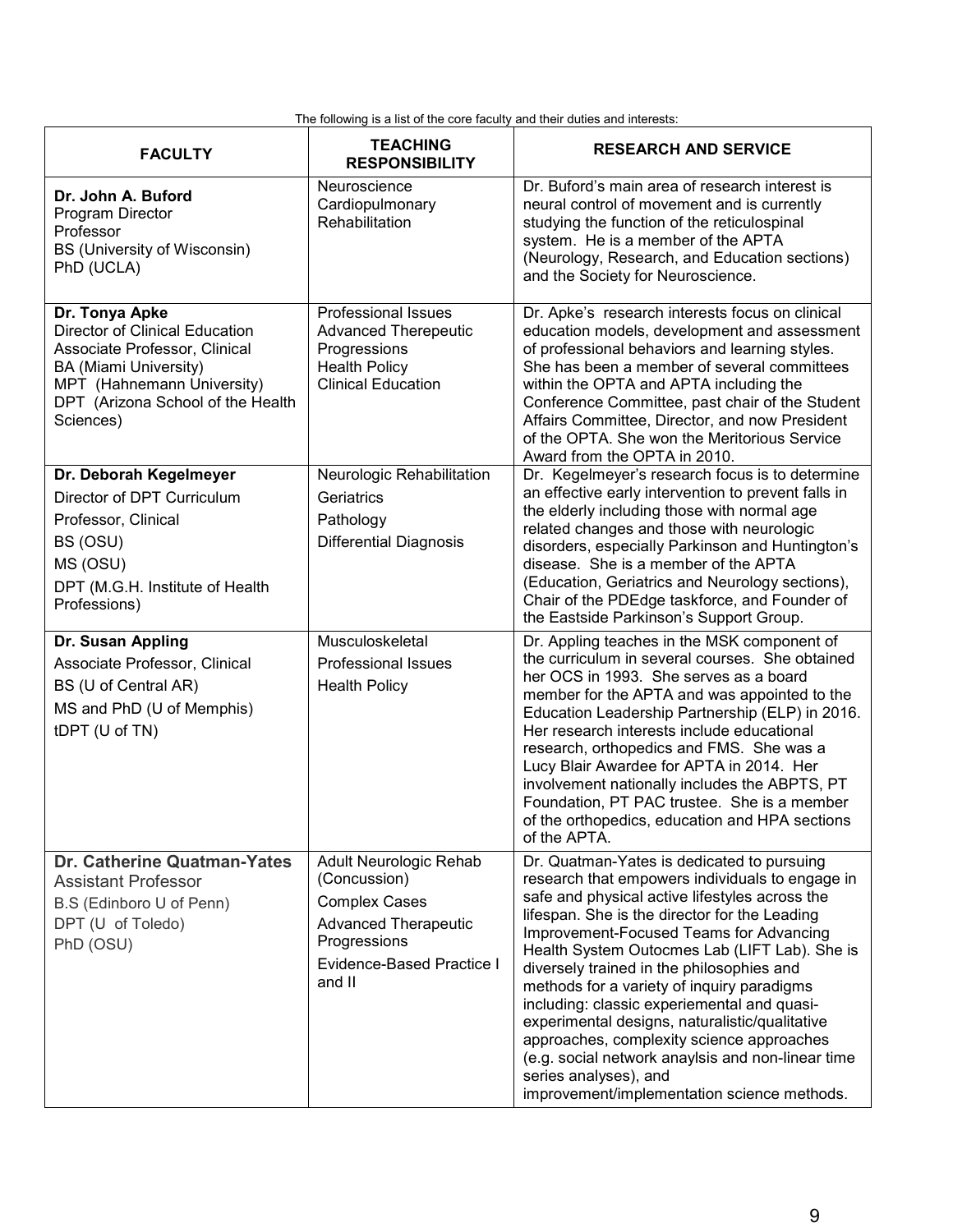The following is a list of the core faculty and their duties and interests:

| FACULTY | TEACHING RESPONSIBILITY | RESEARCH AND SERVICE |
|---|---|---|
| **Dr. John A. Buford**<br>Program Director<br>Professor<br>BS (University of Wisconsin)<br>PhD (UCLA) | Neuroscience<br>Cardiopulmonary<br>Rehabilitation | Dr. Buford's main area of research interest is neural control of movement and is currently studying the function of the reticulospinal system. He is a member of the APTA (Neurology, Research, and Education sections) and the Society for Neuroscience. |
| **Dr. Tonya Apke**<br>Director of Clinical Education<br>Associate Professor, Clinical<br>BA (Miami University)<br>MPT (Hahnemann University)<br>DPT (Arizona School of the Health Sciences) | Professional Issues<br>Advanced Therepeutic Progressions<br>Health Policy<br>Clinical Education | Dr. Apke's research interests focus on clinical education models, development and assessment of professional behaviors and learning styles. She has been a member of several committees within the OPTA and APTA including the Conference Committee, past chair of the Student Affairs Committee, Director, and now President of the OPTA. She won the Meritorious Service Award from the OPTA in 2010. |
| **Dr. Deborah Kegelmeyer**<br>Director of DPT Curriculum<br>Professor, Clinical<br>BS (OSU)<br>MS (OSU)<br>DPT (M.G.H. Institute of Health Professions) | Neurologic Rehabilitation<br>Geriatrics<br>Pathology<br>Differential Diagnosis | Dr. Kegelmeyer's research focus is to determine an effective early intervention to prevent falls in the elderly including those with normal age related changes and those with neurologic disorders, especially Parkinson and Huntington's disease. She is a member of the APTA (Education, Geriatrics and Neurology sections), Chair of the PDEdge taskforce, and Founder of the Eastside Parkinson's Support Group. |
| **Dr. Susan Appling**<br>Associate Professor, Clinical<br>BS (U of Central AR)<br>MS and PhD (U of Memphis)<br>tDPT (U of TN) | Musculoskeletal<br>Professional Issues<br>Health Policy | Dr. Appling teaches in the MSK component of the curriculum in several courses. She obtained her OCS in 1993. She serves as a board member for the APTA and was appointed to the Education Leadership Partnership (ELP) in 2016. Her research interests include educational research, orthopedics and FMS. She was a Lucy Blair Awardee for APTA in 2014. Her involvement nationally includes the ABPTS, PT Foundation, PT PAC trustee. She is a member of the orthopedics, education and HPA sections of the APTA. |
| **Dr. Catherine Quatman-Yates**<br>Assistant Professor<br>B.S (Edinboro U of Penn)<br>DPT (U of Toledo)<br>PhD (OSU) | Adult Neurologic Rehab (Concussion)<br>Complex Cases<br>Advanced Therapeutic Progressions<br>Evidence-Based Practice I and II | Dr. Quatman-Yates is dedicated to pursuing research that empowers individuals to engage in safe and physical active lifestyles across the lifespan. She is the director for the Leading Improvement-Focused Teams for Advancing Health System Outocmes Lab (LIFT Lab). She is diversely trained in the philosophies and methods for a variety of inquiry paradigms including: classic experiemental and quasi-experimental designs, naturalistic/qualitative approaches, complexity science approaches (e.g. social network anaylsis and non-linear time series analyses), and improvement/implementation science methods. |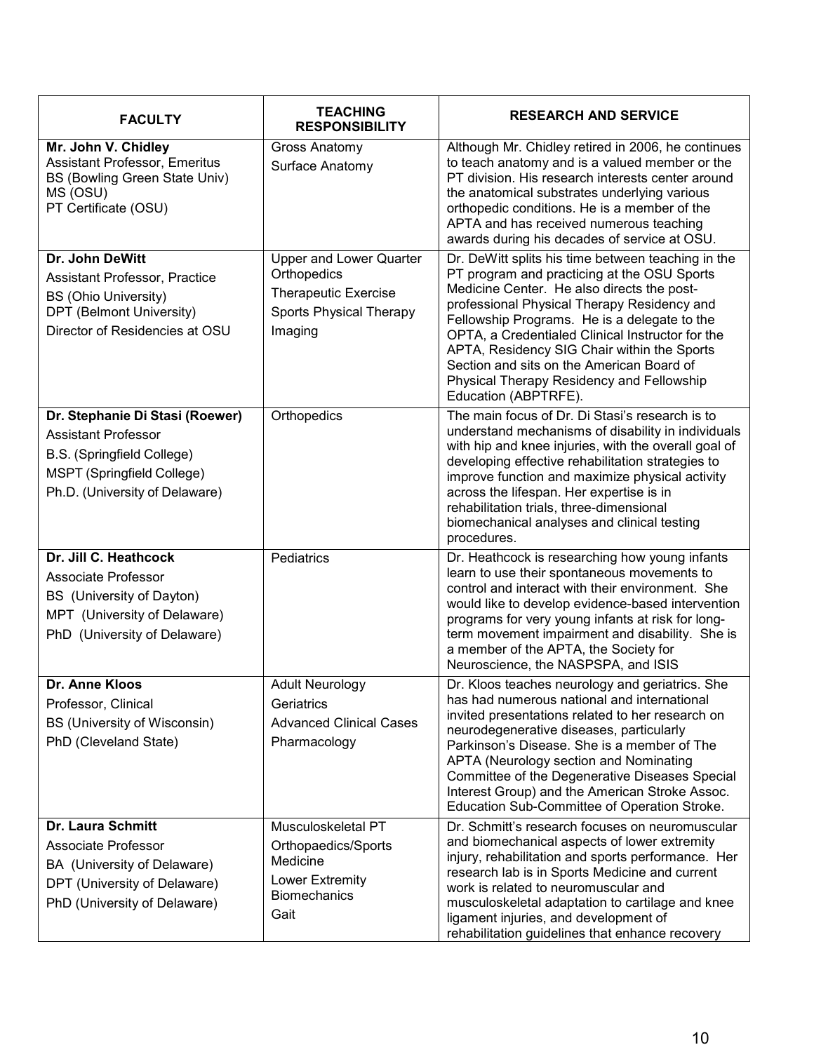| FACULTY | TEACHING RESPONSIBILITY | RESEARCH AND SERVICE |
|---|---|---|
| **Mr. John V. Chidley**<br>Assistant Professor, Emeritus<br>BS (Bowling Green State Univ)<br>MS (OSU)<br>PT Certificate (OSU) | Gross Anatomy<br>Surface Anatomy | Although Mr. Chidley retired in 2006, he continues to teach anatomy and is a valued member or the PT division. His research interests center around the anatomical substrates underlying various orthopedic conditions. He is a member of the APTA and has received numerous teaching awards during his decades of service at OSU. |
| **Dr. John DeWitt**<br>Assistant Professor, Practice<br>BS (Ohio University)<br>DPT (Belmont University)<br>Director of Residencies at OSU | Upper and Lower Quarter Orthopedics<br>Therapeutic Exercise<br>Sports Physical Therapy<br>Imaging | Dr. DeWitt splits his time between teaching in the PT program and practicing at the OSU Sports Medicine Center. He also directs the post-professional Physical Therapy Residency and Fellowship Programs. He is a delegate to the OPTA, a Credentialed Clinical Instructor for the APTA, Residency SIG Chair within the Sports Section and sits on the American Board of Physical Therapy Residency and Fellowship Education (ABPTRFE). |
| **Dr. Stephanie Di Stasi (Roewer)**<br>Assistant Professor<br>B.S. (Springfield College)<br>MSPT (Springfield College)<br>Ph.D. (University of Delaware) | Orthopedics | The main focus of Dr. Di Stasi's research is to understand mechanisms of disability in individuals with hip and knee injuries, with the overall goal of developing effective rehabilitation strategies to improve function and maximize physical activity across the lifespan. Her expertise is in rehabilitation trials, three-dimensional biomechanical analyses and clinical testing procedures. |
| **Dr. Jill C. Heathcock**<br>Associate Professor<br>BS (University of Dayton)<br>MPT (University of Delaware)<br>PhD (University of Delaware) | Pediatrics | Dr. Heathcock is researching how young infants learn to use their spontaneous movements to control and interact with their environment. She would like to develop evidence-based intervention programs for very young infants at risk for long-term movement impairment and disability. She is a member of the APTA, the Society for Neuroscience, the NASPSPA, and ISIS |
| **Dr. Anne Kloos**<br>Professor, Clinical<br>BS (University of Wisconsin)<br>PhD (Cleveland State) | Adult Neurology<br>Geriatrics<br>Advanced Clinical Cases<br>Pharmacology | Dr. Kloos teaches neurology and geriatrics. She has had numerous national and international invited presentations related to her research on neurodegenerative diseases, particularly Parkinson's Disease. She is a member of The APTA (Neurology section and Nominating Committee of the Degenerative Diseases Special Interest Group) and the American Stroke Assoc. Education Sub-Committee of Operation Stroke. |
| **Dr. Laura Schmitt**<br>Associate Professor<br>BA (University of Delaware)<br>DPT (University of Delaware)<br>PhD (University of Delaware) | Musculoskeletal PT<br>Orthopaedics/Sports Medicine<br>Lower Extremity Biomechanics<br>Gait | Dr. Schmitt's research focuses on neuromuscular and biomechanical aspects of lower extremity injury, rehabilitation and sports performance. Her research lab is in Sports Medicine and current work is related to neuromuscular and musculoskeletal adaptation to cartilage and knee ligament injuries, and development of rehabilitation guidelines that enhance recovery |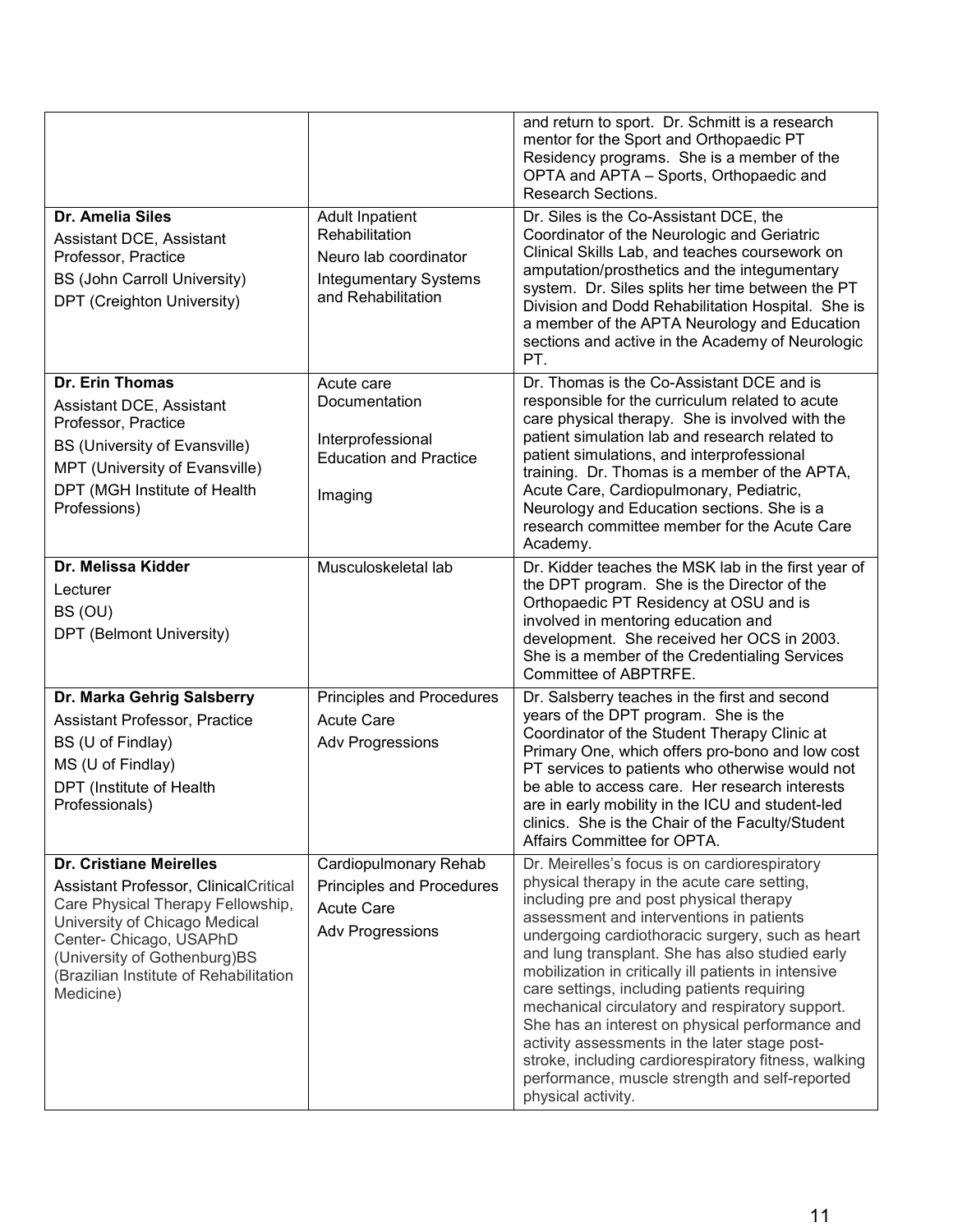| | | |
|---|---|---|
| | | and return to sport. Dr. Schmitt is a research mentor for the Sport and Orthopaedic PT Residency programs. She is a member of the OPTA and APTA – Sports, Orthopaedic and Research Sections. |
| **Dr. Amelia Siles**<br>Assistant DCE, Assistant Professor, Practice<br>BS (John Carroll University)<br>DPT (Creighton University) | Adult Inpatient Rehabilitation<br>Neuro lab coordinator<br>Integumentary Systems and Rehabilitation | Dr. Siles is the Co-Assistant DCE, the Coordinator of the Neurologic and Geriatric Clinical Skills Lab, and teaches coursework on amputation/prosthetics and the integumentary system. Dr. Siles splits her time between the PT Division and Dodd Rehabilitation Hospital. She is a member of the APTA Neurology and Education sections and active in the Academy of Neurologic PT. |
| **Dr. Erin Thomas**<br>Assistant DCE, Assistant Professor, Practice<br>BS (University of Evansville)<br>MPT (University of Evansville)<br>DPT (MGH Institute of Health Professions) | Acute care Documentation<br>Interprofessional Education and Practice<br>Imaging | Dr. Thomas is the Co-Assistant DCE and is responsible for the curriculum related to acute care physical therapy. She is involved with the patient simulation lab and research related to patient simulations, and interprofessional training. Dr. Thomas is a member of the APTA, Acute Care, Cardiopulmonary, Pediatric, Neurology and Education sections. She is a research committee member for the Acute Care Academy. |
| **Dr. Melissa Kidder**<br>Lecturer<br>BS (OU)<br>DPT (Belmont University) | Musculoskeletal lab | Dr. Kidder teaches the MSK lab in the first year of the DPT program. She is the Director of the Orthopaedic PT Residency at OSU and is involved in mentoring education and development. She received her OCS in 2003. She is a member of the Credentialing Services Committee of ABPTRFE. |
| **Dr. Marka Gehrig Salsberry**<br>Assistant Professor, Practice<br>BS (U of Findlay)<br>MS (U of Findlay)<br>DPT (Institute of Health Professionals) | Principles and Procedures<br>Acute Care<br>Adv Progressions | Dr. Salsberry teaches in the first and second years of the DPT program. She is the Coordinator of the Student Therapy Clinic at Primary One, which offers pro-bono and low cost PT services to patients who otherwise would not be able to access care. Her research interests are in early mobility in the ICU and student-led clinics. She is the Chair of the Faculty/Student Affairs Committee for OPTA. |
| **Dr. Cristiane Meirelles**<br>Assistant Professor, ClinicalCritical Care Physical Therapy Fellowship, University of Chicago Medical Center- Chicago, USAPhD (University of Gothenburg)BS (Brazilian Institute of Rehabilitation Medicine) | Cardiopulmonary Rehab<br>Principles and Procedures<br>Acute Care<br>Adv Progressions | Dr. Meirelles's focus is on cardiorespiratory physical therapy in the acute care setting, including pre and post physical therapy assessment and interventions in patients undergoing cardiothoracic surgery, such as heart and lung transplant. She has also studied early mobilization in critically ill patients in intensive care settings, including patients requiring mechanical circulatory and respiratory support. She has an interest on physical performance and activity assessments in the later stage post-stroke, including cardiorespiratory fitness, walking performance, muscle strength and self-reported physical activity. |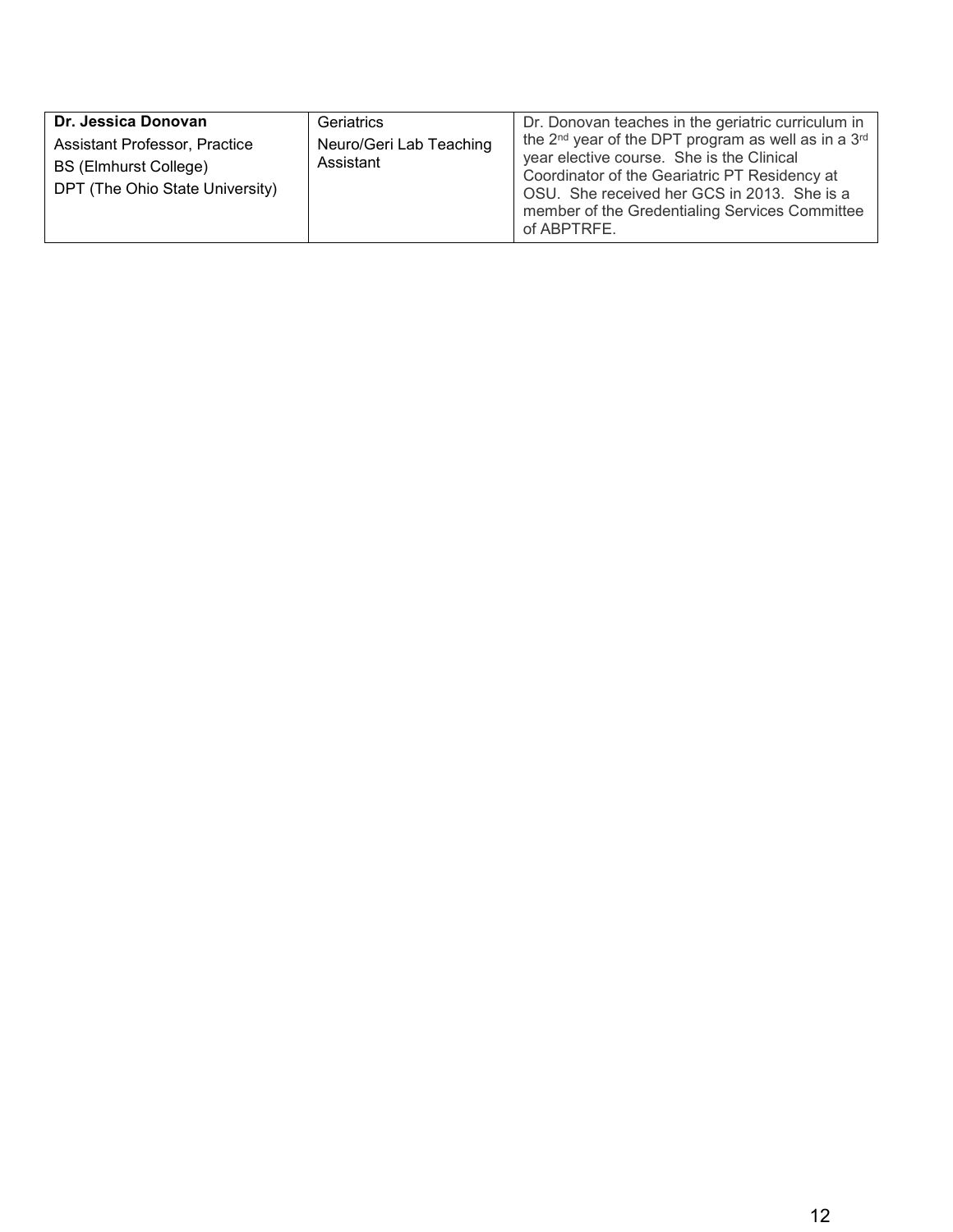| | | |
|---|---|---|
| **Dr. Jessica Donovan**<br>Assistant Professor, Practice<br>BS (Elmhurst College)<br>DPT (The Ohio State University) | Geriatrics<br>Neuro/Geri Lab Teaching Assistant | Dr. Donovan teaches in the geriatric curriculum in the 2nd year of the DPT program as well as in a 3rd year elective course. She is the Clinical Coordinator of the Geariatric PT Residency at OSU. She received her GCS in 2013. She is a member of the Gredentialing Services Committee of ABPTRFE. |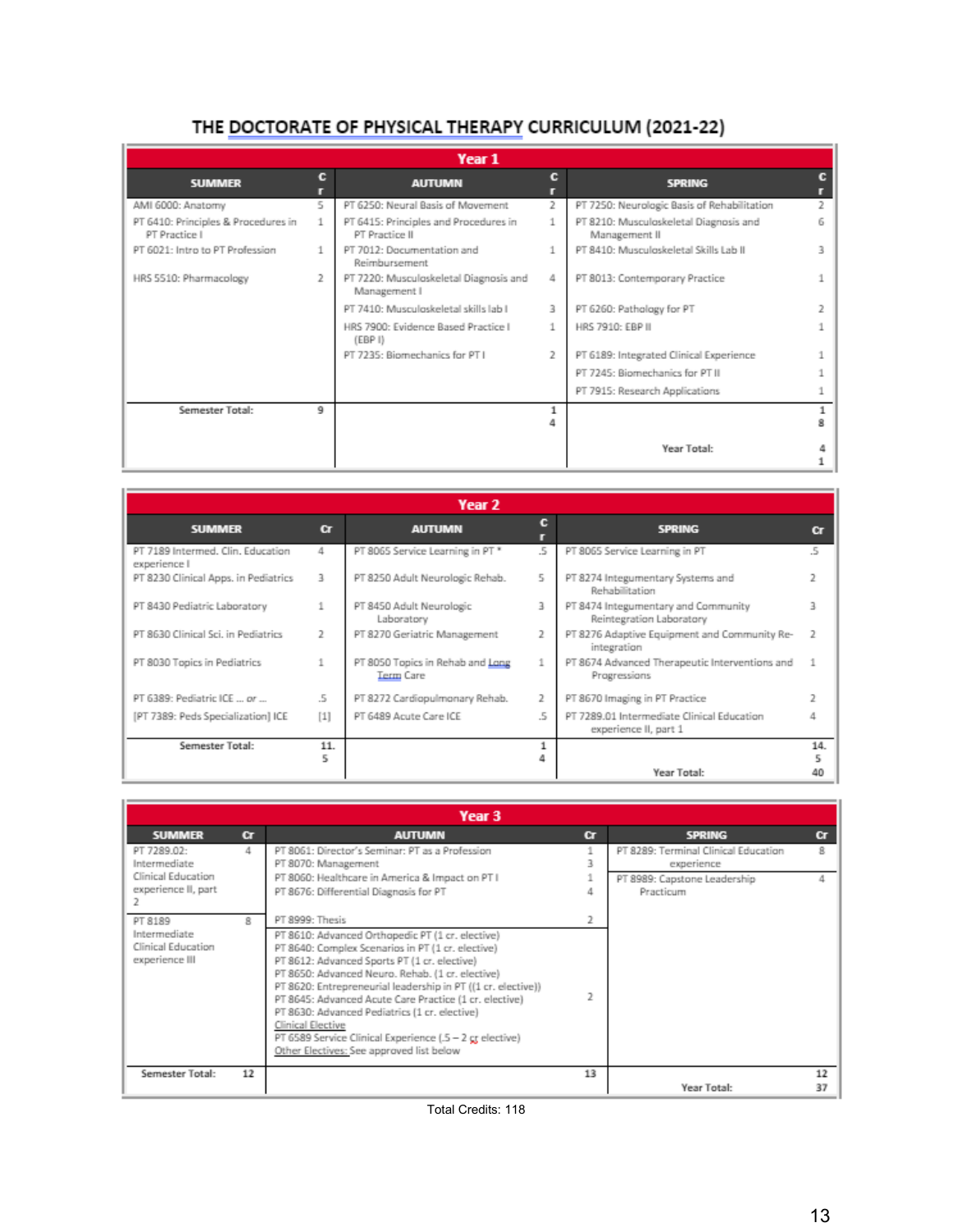## THE DOCTORATE OF PHYSICAL THERAPY CURRICULUM (2021-22)

**Year 1**

| SUMMER | Cr | AUTUMN | Cr | SPRING | Cr |
|---|---|---|---|---|---|
| AMI 6000: Anatomy | 5 | PT 6250: Neural Basis of Movement | 2 | PT 7250: Neurologic Basis of Rehabilitation | 2 |
| PT 6410: Principles & Procedures in PT Practice I | 1 | PT 6415: Principles and Procedures in PT Practice II | 1 | PT 8210: Musculoskeletal Diagnosis and Management II | 6 |
| PT 6021: Intro to PT Profession | 1 | PT 7012: Documentation and Reimbursement | 1 | PT 8410: Musculoskeletal Skills Lab II | 3 |
| HRS 5510: Pharmacology | 2 | PT 7220: Musculoskeletal Diagnosis and Management I | 4 | PT 8013: Contemporary Practice | 1 |
| | | PT 7410: Musculoskeletal skills lab I | 3 | PT 6260: Pathology for PT | 2 |
| | | HRS 7900: Evidence Based Practice I (EBP I) | 1 | HRS 7910: EBP II | 1 |
| | | PT 7235: Biomechanics for PT I | 2 | PT 6189: Integrated Clinical Experience | 1 |
| | | | | PT 7245: Biomechanics for PT II | 1 |
| | | | | PT 7915: Research Applications | 1 |
| Semester Total: | 9 | | 14 | | 18 |
| | | | | Year Total: | 41 |

**Year 2**

| SUMMER | Cr | AUTUMN | Cr | SPRING | Cr |
|---|---|---|---|---|---|
| PT 7189 Intermed. Clin. Education experience I | 4 | PT 8065 Service Learning in PT * | .5 | PT 8065 Service Learning in PT | .5 |
| PT 8230 Clinical Apps. in Pediatrics | 3 | PT 8250 Adult Neurologic Rehab. | 5 | PT 8274 Integumentary Systems and Rehabilitation | 2 |
| PT 8430 Pediatric Laboratory | 1 | PT 8450 Adult Neurologic Laboratory | 3 | PT 8474 Integumentary and Community Reintegration Laboratory | 3 |
| PT 8630 Clinical Sci. in Pediatrics | 2 | PT 8270 Geriatric Management | 2 | PT 8276 Adaptive Equipment and Community Re-integration | 2 |
| PT 8030 Topics in Pediatrics | 1 | PT 8050 Topics in Rehab and Long Term Care | 1 | PT 8674 Advanced Therapeutic Interventions and Progressions | 1 |
| PT 6389: Pediatric ICE ... or ... | .5 | PT 8272 Cardiopulmonary Rehab. | 2 | PT 8670 Imaging in PT Practice | 2 |
| [PT 7389: Peds Specialization] ICE | [1] | PT 6489 Acute Care ICE | .5 | PT 7289.01 Intermediate Clinical Education experience II, part 1 | 4 |
| Semester Total: | 11.5 | | 14 | | 14.5 |
| | | | | Year Total: | 40 |

**Year 3**

| SUMMER | Cr | AUTUMN | Cr | SPRING | Cr |
|---|---|---|---|---|---|
| PT 7289.02: Intermediate Clinical Education experience II, part 2 | 4 | PT 8061: Director's Seminar: PT as a Profession<br>PT 8070: Management<br>PT 8060: Healthcare in America & Impact on PT I<br>PT 8676: Differential Diagnosis for PT | 1<br>3<br>1<br>4 | PT 8289: Terminal Clinical Education experience | 8 |
| | | | | PT 8989: Capstone Leadership Practicum | 4 |
| PT 8189 Intermediate Clinical Education experience III | 8 | PT 8999: Thesis | 2 | | |
| | | PT 8610: Advanced Orthopedic PT (1 cr. elective)<br>PT 8640: Complex Scenarios in PT (1 cr. elective)<br>PT 8612: Advanced Sports PT (1 cr. elective)<br>PT 8650: Advanced Neuro. Rehab. (1 cr. elective)<br>PT 8620: Entrepreneurial leadership in PT ((1 cr. elective))<br>PT 8645: Advanced Acute Care Practice (1 cr. elective)<br>PT 8630: Advanced Pediatrics (1 cr. elective)<br>Clinical Elective<br>PT 6589 Service Clinical Experience (.5 – 2 cr elective)<br>Other Electives: See approved list below | 2 | | |
| Semester Total: | 12 | | 13 | | 12 |
| | | | | Year Total: | 37 |

Total Credits: 118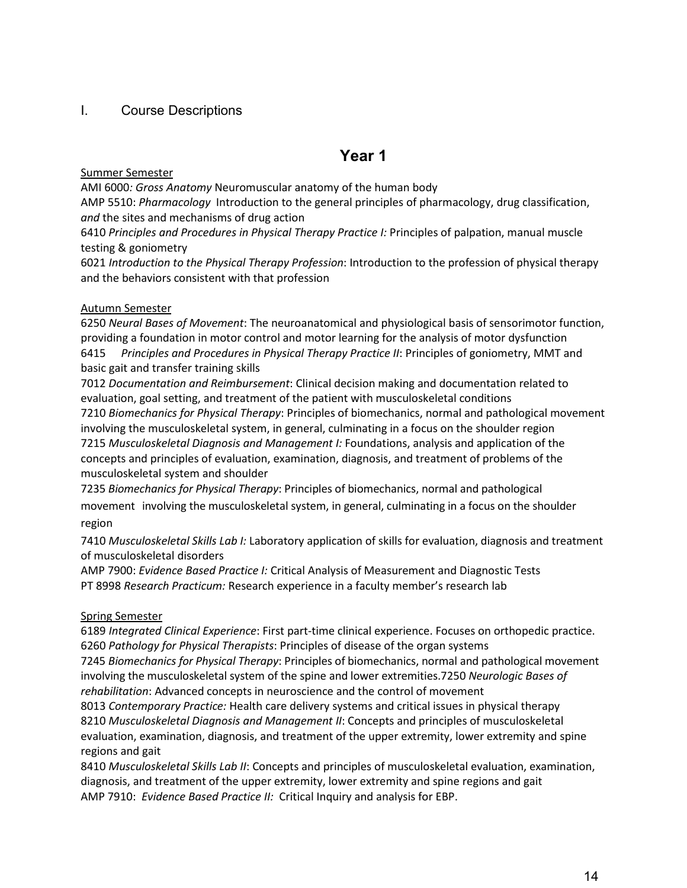## I. Course Descriptions

## Year 1

<u>Summer Semester</u>

AMI 6000*: Gross Anatomy* Neuromuscular anatomy of the human body
AMP 5510: *Pharmacology* Introduction to the general principles of pharmacology, drug classification, *and* the sites and mechanisms of drug action
6410 *Principles and Procedures in Physical Therapy Practice I:* Principles of palpation, manual muscle testing & goniometry
6021 *Introduction to the Physical Therapy Profession*: Introduction to the profession of physical therapy and the behaviors consistent with that profession

<u>Autumn Semester</u>

6250 *Neural Bases of Movement*: The neuroanatomical and physiological basis of sensorimotor function, providing a foundation in motor control and motor learning for the analysis of motor dysfunction
6415 *Principles and Procedures in Physical Therapy Practice II*: Principles of goniometry, MMT and basic gait and transfer training skills
7012 *Documentation and Reimbursement*: Clinical decision making and documentation related to evaluation, goal setting, and treatment of the patient with musculoskeletal conditions
7210 *Biomechanics for Physical Therapy*: Principles of biomechanics, normal and pathological movement involving the musculoskeletal system, in general, culminating in a focus on the shoulder region
7215 *Musculoskeletal Diagnosis and Management I:* Foundations, analysis and application of the concepts and principles of evaluation, examination, diagnosis, and treatment of problems of the musculoskeletal system and shoulder
7235 *Biomechanics for Physical Therapy*: Principles of biomechanics, normal and pathological movement involving the musculoskeletal system, in general, culminating in a focus on the shoulder region
7410 *Musculoskeletal Skills Lab I:* Laboratory application of skills for evaluation, diagnosis and treatment of musculoskeletal disorders
AMP 7900: *Evidence Based Practice I:* Critical Analysis of Measurement and Diagnostic Tests
PT 8998 *Research Practicum:* Research experience in a faculty member's research lab

<u>Spring Semester</u>

6189 *Integrated Clinical Experience*: First part-time clinical experience. Focuses on orthopedic practice.
6260 *Pathology for Physical Therapists*: Principles of disease of the organ systems
7245 *Biomechanics for Physical Therapy*: Principles of biomechanics, normal and pathological movement involving the musculoskeletal system of the spine and lower extremities.7250 *Neurologic Bases of rehabilitation*: Advanced concepts in neuroscience and the control of movement
8013 *Contemporary Practice:* Health care delivery systems and critical issues in physical therapy
8210 *Musculoskeletal Diagnosis and Management II*: Concepts and principles of musculoskeletal evaluation, examination, diagnosis, and treatment of the upper extremity, lower extremity and spine regions and gait
8410 *Musculoskeletal Skills Lab II*: Concepts and principles of musculoskeletal evaluation, examination, diagnosis, and treatment of the upper extremity, lower extremity and spine regions and gait
AMP 7910: *Evidence Based Practice II:* Critical Inquiry and analysis for EBP.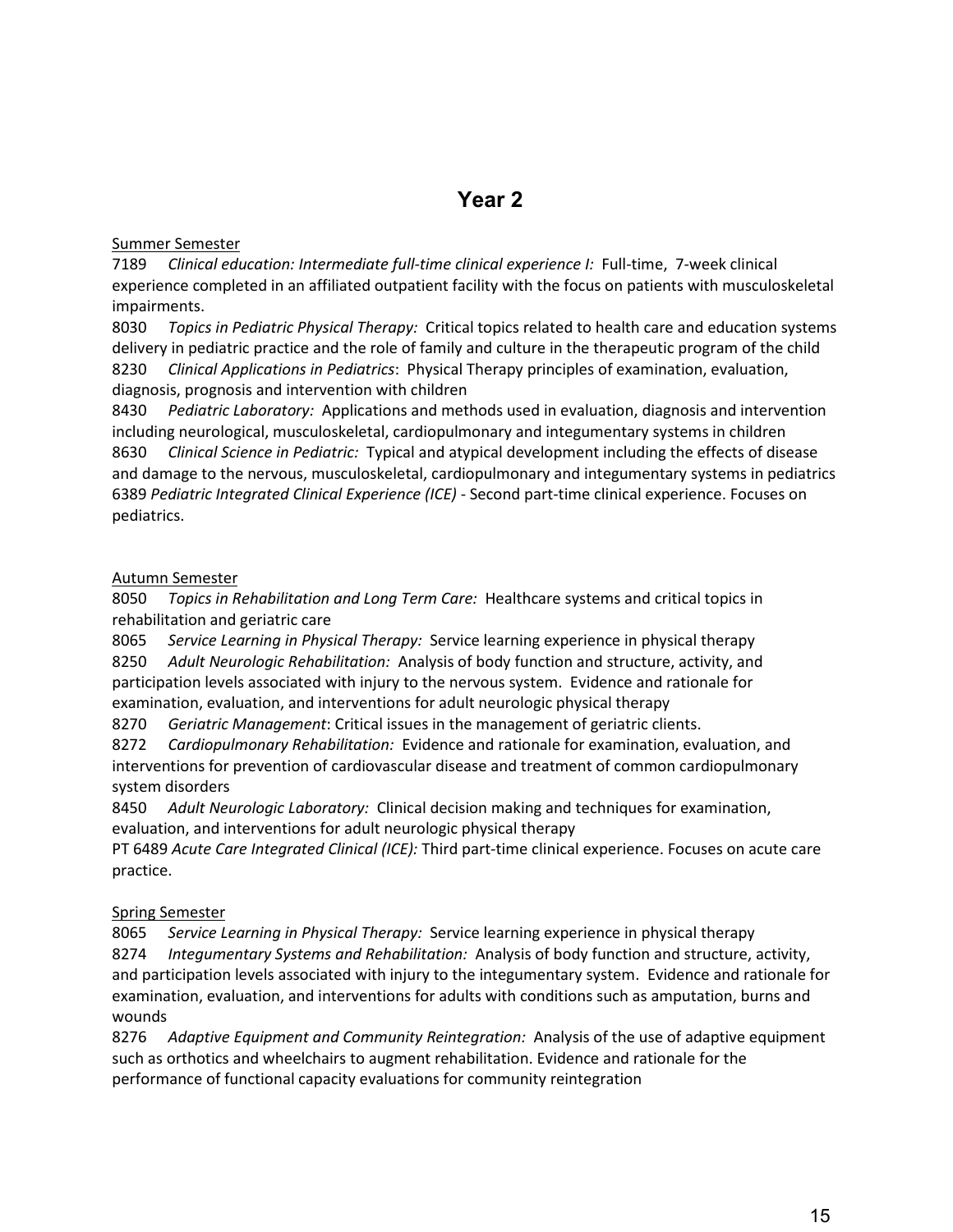## Year 2

Summer Semester

7189 *Clinical education: Intermediate full-time clinical experience I:* Full-time, 7-week clinical experience completed in an affiliated outpatient facility with the focus on patients with musculoskeletal impairments.

8030 *Topics in Pediatric Physical Therapy:* Critical topics related to health care and education systems delivery in pediatric practice and the role of family and culture in the therapeutic program of the child

8230 *Clinical Applications in Pediatrics*: Physical Therapy principles of examination, evaluation, diagnosis, prognosis and intervention with children

8430 *Pediatric Laboratory:* Applications and methods used in evaluation, diagnosis and intervention including neurological, musculoskeletal, cardiopulmonary and integumentary systems in children

8630 *Clinical Science in Pediatric:* Typical and atypical development including the effects of disease and damage to the nervous, musculoskeletal, cardiopulmonary and integumentary systems in pediatrics

6389 *Pediatric Integrated Clinical Experience (ICE)* - Second part-time clinical experience. Focuses on pediatrics.

Autumn Semester

8050 *Topics in Rehabilitation and Long Term Care:* Healthcare systems and critical topics in rehabilitation and geriatric care

8065 *Service Learning in Physical Therapy:* Service learning experience in physical therapy

8250 *Adult Neurologic Rehabilitation:* Analysis of body function and structure, activity, and participation levels associated with injury to the nervous system. Evidence and rationale for examination, evaluation, and interventions for adult neurologic physical therapy

8270 *Geriatric Management*: Critical issues in the management of geriatric clients.

8272 *Cardiopulmonary Rehabilitation:* Evidence and rationale for examination, evaluation, and interventions for prevention of cardiovascular disease and treatment of common cardiopulmonary system disorders

8450 *Adult Neurologic Laboratory:* Clinical decision making and techniques for examination, evaluation, and interventions for adult neurologic physical therapy

PT 6489 *Acute Care Integrated Clinical (ICE):* Third part-time clinical experience. Focuses on acute care practice.

Spring Semester

8065 *Service Learning in Physical Therapy:* Service learning experience in physical therapy

8274 *Integumentary Systems and Rehabilitation:* Analysis of body function and structure, activity, and participation levels associated with injury to the integumentary system. Evidence and rationale for examination, evaluation, and interventions for adults with conditions such as amputation, burns and wounds

8276 *Adaptive Equipment and Community Reintegration:* Analysis of the use of adaptive equipment such as orthotics and wheelchairs to augment rehabilitation. Evidence and rationale for the performance of functional capacity evaluations for community reintegration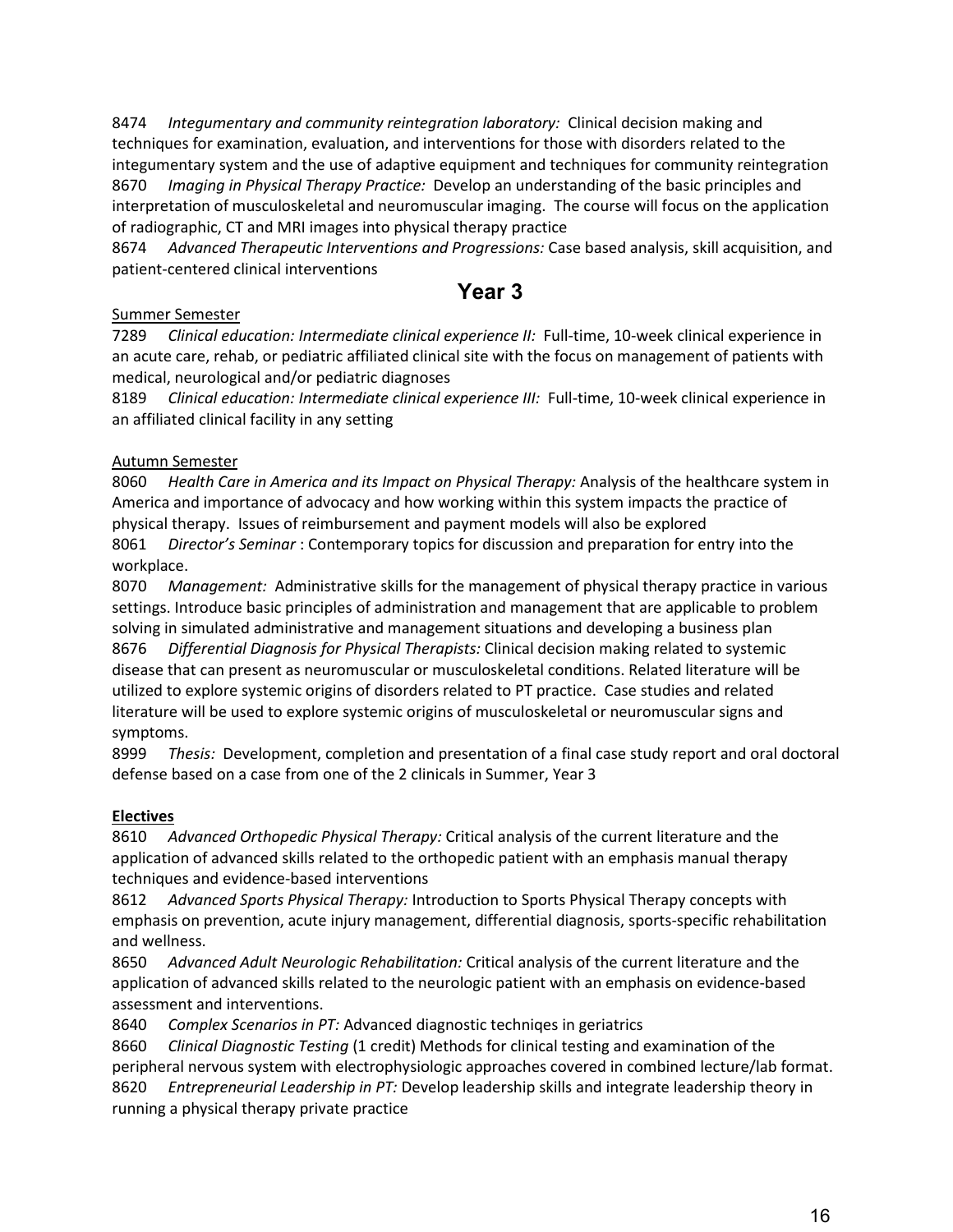8474 *Integumentary and community reintegration laboratory:* Clinical decision making and techniques for examination, evaluation, and interventions for those with disorders related to the integumentary system and the use of adaptive equipment and techniques for community reintegration
8670 *Imaging in Physical Therapy Practice:* Develop an understanding of the basic principles and interpretation of musculoskeletal and neuromuscular imaging. The course will focus on the application of radiographic, CT and MRI images into physical therapy practice
8674 *Advanced Therapeutic Interventions and Progressions:* Case based analysis, skill acquisition, and patient-centered clinical interventions

## Year 3

<u>Summer Semester</u>
7289 *Clinical education: Intermediate clinical experience II:* Full-time, 10-week clinical experience in an acute care, rehab, or pediatric affiliated clinical site with the focus on management of patients with medical, neurological and/or pediatric diagnoses
8189 *Clinical education: Intermediate clinical experience III:* Full-time, 10-week clinical experience in an affiliated clinical facility in any setting

<u>Autumn Semester</u>
8060 *Health Care in America and its Impact on Physical Therapy:* Analysis of the healthcare system in America and importance of advocacy and how working within this system impacts the practice of physical therapy. Issues of reimbursement and payment models will also be explored
8061 *Director's Seminar* : Contemporary topics for discussion and preparation for entry into the workplace.
8070 *Management:* Administrative skills for the management of physical therapy practice in various settings. Introduce basic principles of administration and management that are applicable to problem solving in simulated administrative and management situations and developing a business plan
8676 *Differential Diagnosis for Physical Therapists:* Clinical decision making related to systemic disease that can present as neuromuscular or musculoskeletal conditions. Related literature will be utilized to explore systemic origins of disorders related to PT practice. Case studies and related literature will be used to explore systemic origins of musculoskeletal or neuromuscular signs and symptoms.
8999 *Thesis:* Development, completion and presentation of a final case study report and oral doctoral defense based on a case from one of the 2 clinicals in Summer, Year 3

<u>**Electives**</u>
8610 *Advanced Orthopedic Physical Therapy:* Critical analysis of the current literature and the application of advanced skills related to the orthopedic patient with an emphasis manual therapy techniques and evidence-based interventions
8612 *Advanced Sports Physical Therapy:* Introduction to Sports Physical Therapy concepts with emphasis on prevention, acute injury management, differential diagnosis, sports-specific rehabilitation and wellness.
8650 *Advanced Adult Neurologic Rehabilitation:* Critical analysis of the current literature and the application of advanced skills related to the neurologic patient with an emphasis on evidence-based assessment and interventions.
8640 *Complex Scenarios in PT:* Advanced diagnostic techniqes in geriatrics
8660 *Clinical Diagnostic Testing* (1 credit) Methods for clinical testing and examination of the peripheral nervous system with electrophysiologic approaches covered in combined lecture/lab format.
8620 *Entrepreneurial Leadership in PT:* Develop leadership skills and integrate leadership theory in running a physical therapy private practice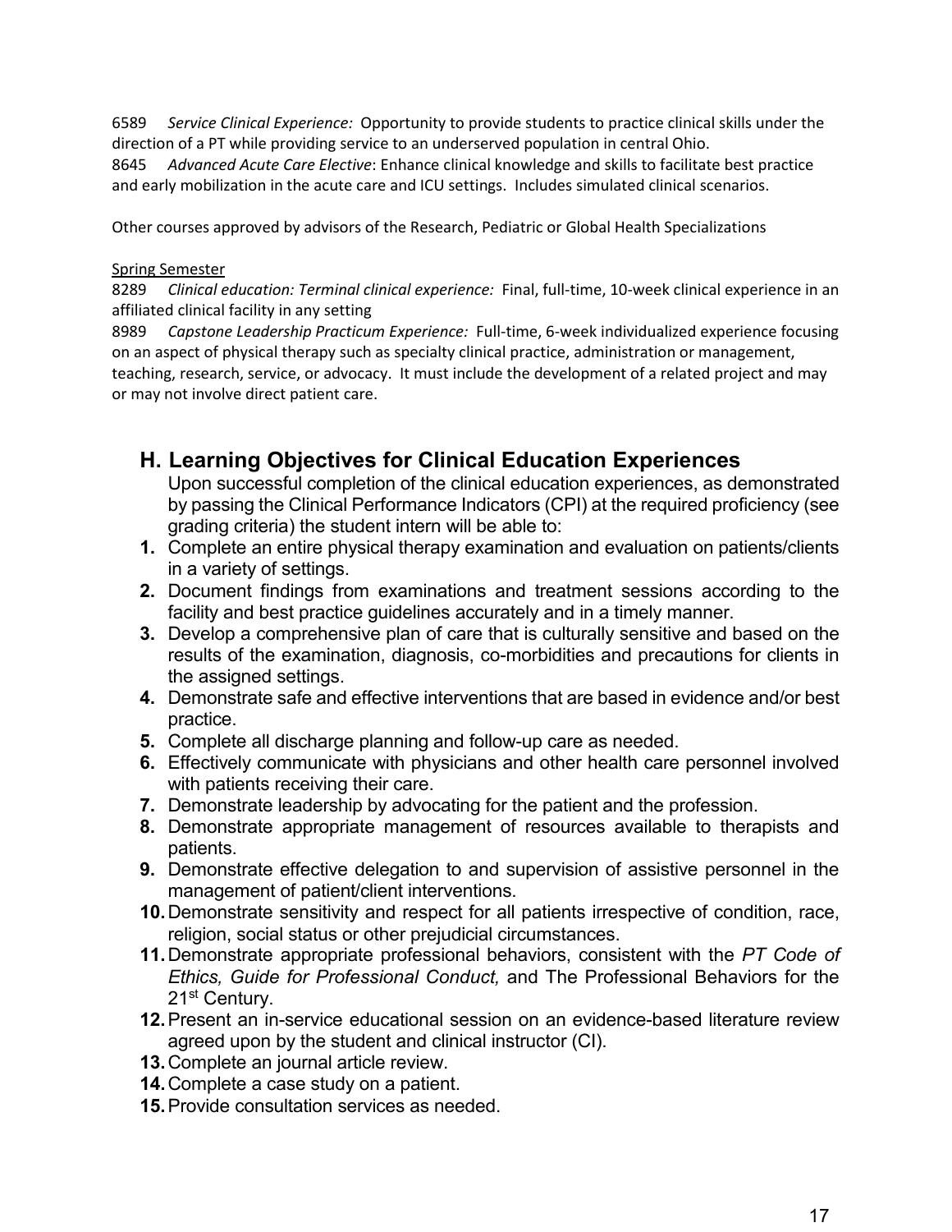6589 *Service Clinical Experience:* Opportunity to provide students to practice clinical skills under the direction of a PT while providing service to an underserved population in central Ohio.
8645 *Advanced Acute Care Elective*: Enhance clinical knowledge and skills to facilitate best practice and early mobilization in the acute care and ICU settings. Includes simulated clinical scenarios.

Other courses approved by advisors of the Research, Pediatric or Global Health Specializations

<u>Spring Semester</u>
8289 *Clinical education: Terminal clinical experience:* Final, full-time, 10-week clinical experience in an affiliated clinical facility in any setting
8989 *Capstone Leadership Practicum Experience:* Full-time, 6-week individualized experience focusing on an aspect of physical therapy such as specialty clinical practice, administration or management, teaching, research, service, or advocacy. It must include the development of a related project and may or may not involve direct patient care.

## H. Learning Objectives for Clinical Education Experiences

Upon successful completion of the clinical education experiences, as demonstrated by passing the Clinical Performance Indicators (CPI) at the required proficiency (see grading criteria) the student intern will be able to:

1. Complete an entire physical therapy examination and evaluation on patients/clients in a variety of settings.
2. Document findings from examinations and treatment sessions according to the facility and best practice guidelines accurately and in a timely manner.
3. Develop a comprehensive plan of care that is culturally sensitive and based on the results of the examination, diagnosis, co-morbidities and precautions for clients in the assigned settings.
4. Demonstrate safe and effective interventions that are based in evidence and/or best practice.
5. Complete all discharge planning and follow-up care as needed.
6. Effectively communicate with physicians and other health care personnel involved with patients receiving their care.
7. Demonstrate leadership by advocating for the patient and the profession.
8. Demonstrate appropriate management of resources available to therapists and patients.
9. Demonstrate effective delegation to and supervision of assistive personnel in the management of patient/client interventions.
10. Demonstrate sensitivity and respect for all patients irrespective of condition, race, religion, social status or other prejudicial circumstances.
11. Demonstrate appropriate professional behaviors, consistent with the *PT Code of Ethics, Guide for Professional Conduct,* and The Professional Behaviors for the 21st Century.
12. Present an in-service educational session on an evidence-based literature review agreed upon by the student and clinical instructor (CI).
13. Complete an journal article review.
14. Complete a case study on a patient.
15. Provide consultation services as needed.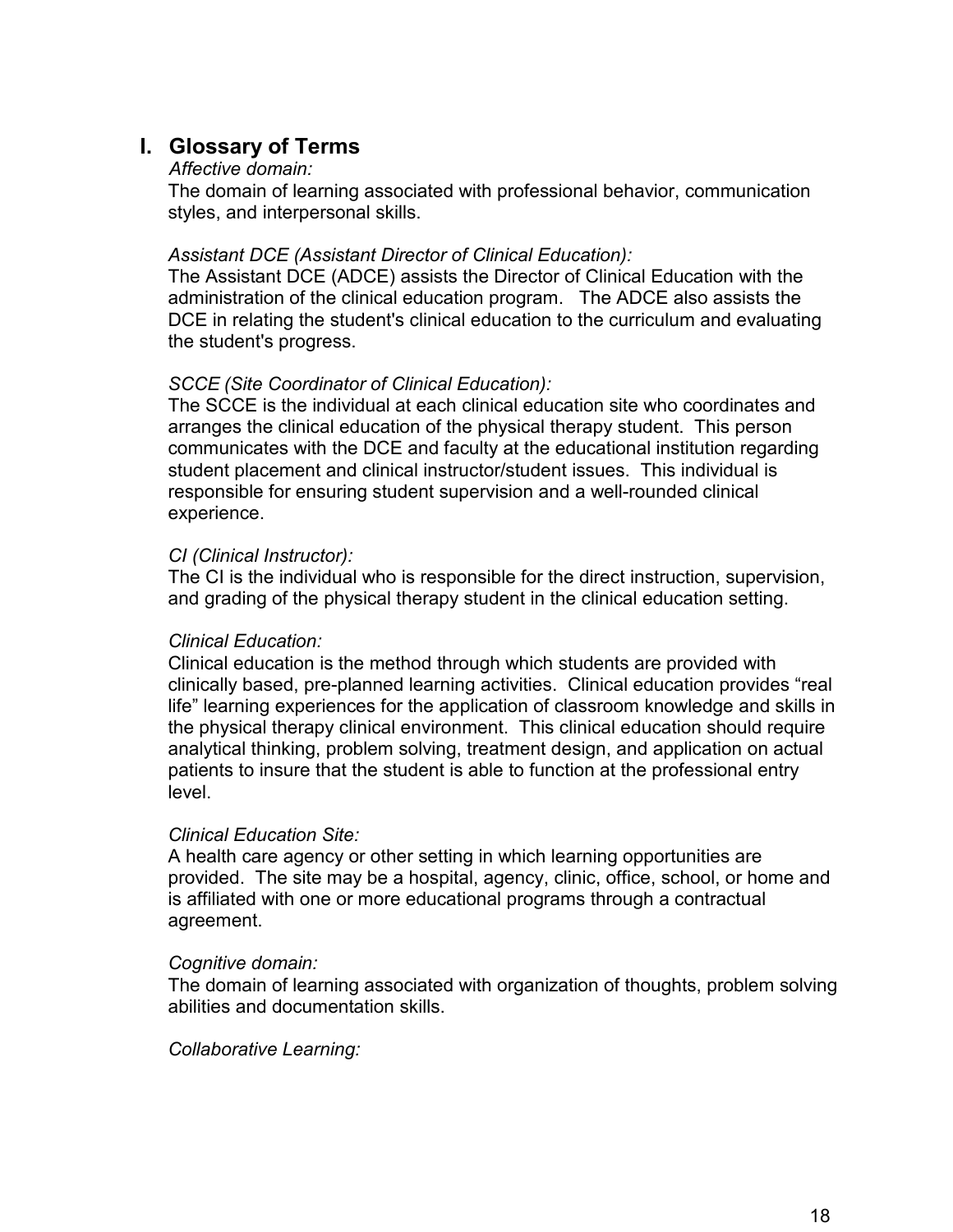## I. Glossary of Terms

*Affective domain:*

The domain of learning associated with professional behavior, communication styles, and interpersonal skills.

*Assistant DCE (Assistant Director of Clinical Education):*

The Assistant DCE (ADCE) assists the Director of Clinical Education with the administration of the clinical education program. The ADCE also assists the DCE in relating the student's clinical education to the curriculum and evaluating the student's progress.

*SCCE (Site Coordinator of Clinical Education):*

The SCCE is the individual at each clinical education site who coordinates and arranges the clinical education of the physical therapy student. This person communicates with the DCE and faculty at the educational institution regarding student placement and clinical instructor/student issues. This individual is responsible for ensuring student supervision and a well-rounded clinical experience.

*CI (Clinical Instructor):*

The CI is the individual who is responsible for the direct instruction, supervision, and grading of the physical therapy student in the clinical education setting.

*Clinical Education:*

Clinical education is the method through which students are provided with clinically based, pre-planned learning activities. Clinical education provides “real life” learning experiences for the application of classroom knowledge and skills in the physical therapy clinical environment. This clinical education should require analytical thinking, problem solving, treatment design, and application on actual patients to insure that the student is able to function at the professional entry level.

*Clinical Education Site:*

A health care agency or other setting in which learning opportunities are provided. The site may be a hospital, agency, clinic, office, school, or home and is affiliated with one or more educational programs through a contractual agreement.

*Cognitive domain:*

The domain of learning associated with organization of thoughts, problem solving abilities and documentation skills.

*Collaborative Learning:*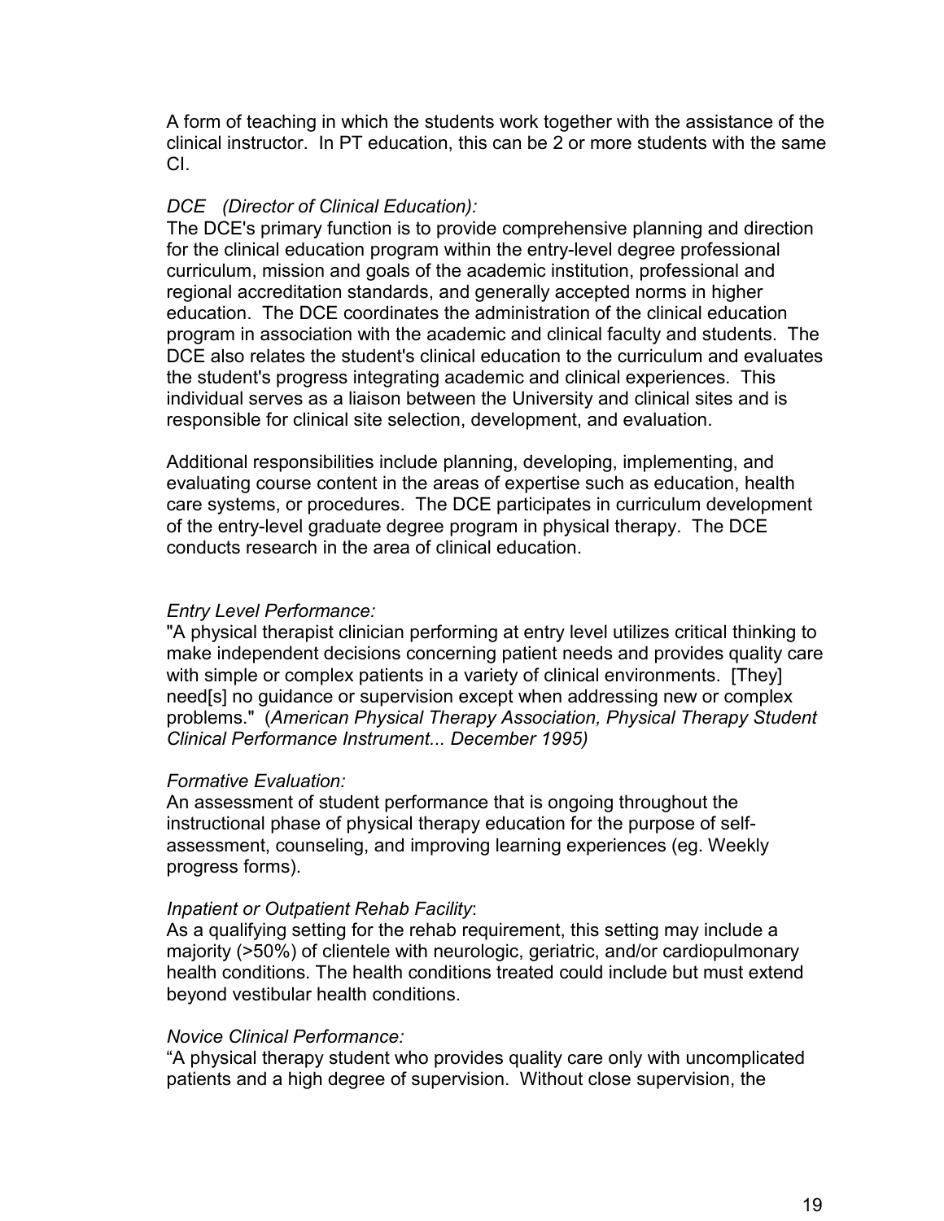A form of teaching in which the students work together with the assistance of the clinical instructor. In PT education, this can be 2 or more students with the same CI.

*DCE (Director of Clinical Education):*
The DCE's primary function is to provide comprehensive planning and direction for the clinical education program within the entry-level degree professional curriculum, mission and goals of the academic institution, professional and regional accreditation standards, and generally accepted norms in higher education. The DCE coordinates the administration of the clinical education program in association with the academic and clinical faculty and students. The DCE also relates the student's clinical education to the curriculum and evaluates the student's progress integrating academic and clinical experiences. This individual serves as a liaison between the University and clinical sites and is responsible for clinical site selection, development, and evaluation.

Additional responsibilities include planning, developing, implementing, and evaluating course content in the areas of expertise such as education, health care systems, or procedures. The DCE participates in curriculum development of the entry-level graduate degree program in physical therapy. The DCE conducts research in the area of clinical education.

*Entry Level Performance:*
"A physical therapist clinician performing at entry level utilizes critical thinking to make independent decisions concerning patient needs and provides quality care with simple or complex patients in a variety of clinical environments. [They] need[s] no guidance or supervision except when addressing new or complex problems." (*American Physical Therapy Association, Physical Therapy Student Clinical Performance Instrument... December 1995)*

*Formative Evaluation:*
An assessment of student performance that is ongoing throughout the instructional phase of physical therapy education for the purpose of self-assessment, counseling, and improving learning experiences (eg. Weekly progress forms).

*Inpatient or Outpatient Rehab Facility*:
As a qualifying setting for the rehab requirement, this setting may include a majority (>50%) of clientele with neurologic, geriatric, and/or cardiopulmonary health conditions. The health conditions treated could include but must extend beyond vestibular health conditions.

*Novice Clinical Performance:*
"A physical therapy student who provides quality care only with uncomplicated patients and a high degree of supervision. Without close supervision, the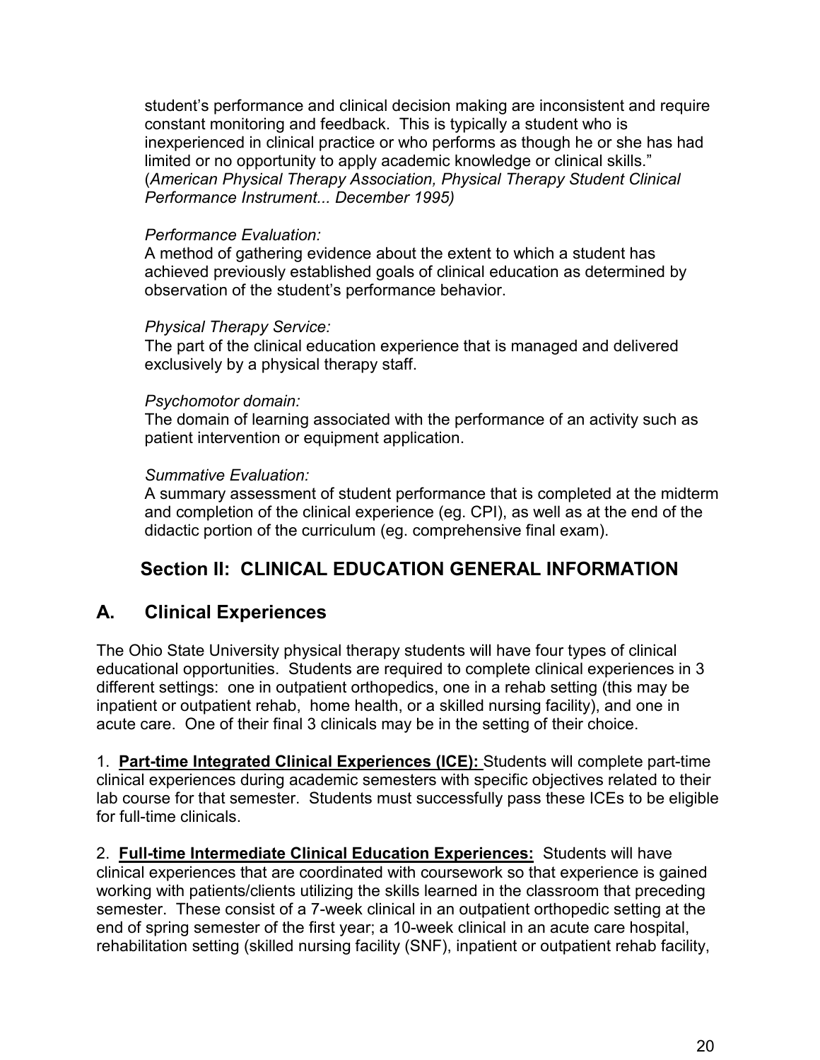student's performance and clinical decision making are inconsistent and require constant monitoring and feedback. This is typically a student who is inexperienced in clinical practice or who performs as though he or she has had limited or no opportunity to apply academic knowledge or clinical skills." (*American Physical Therapy Association, Physical Therapy Student Clinical Performance Instrument... December 1995)*

*Performance Evaluation:*
A method of gathering evidence about the extent to which a student has achieved previously established goals of clinical education as determined by observation of the student's performance behavior.

*Physical Therapy Service:*
The part of the clinical education experience that is managed and delivered exclusively by a physical therapy staff.

*Psychomotor domain:*
The domain of learning associated with the performance of an activity such as patient intervention or equipment application.

*Summative Evaluation:*
A summary assessment of student performance that is completed at the midterm and completion of the clinical experience (eg. CPI), as well as at the end of the didactic portion of the curriculum (eg. comprehensive final exam).

## Section II: CLINICAL EDUCATION GENERAL INFORMATION

### A. Clinical Experiences

The Ohio State University physical therapy students will have four types of clinical educational opportunities. Students are required to complete clinical experiences in 3 different settings: one in outpatient orthopedics, one in a rehab setting (this may be inpatient or outpatient rehab, home health, or a skilled nursing facility), and one in acute care. One of their final 3 clinicals may be in the setting of their choice.

1. **Part-time Integrated Clinical Experiences (ICE):** Students will complete part-time clinical experiences during academic semesters with specific objectives related to their lab course for that semester. Students must successfully pass these ICEs to be eligible for full-time clinicals.

2. **Full-time Intermediate Clinical Education Experiences:** Students will have clinical experiences that are coordinated with coursework so that experience is gained working with patients/clients utilizing the skills learned in the classroom that preceding semester. These consist of a 7-week clinical in an outpatient orthopedic setting at the end of spring semester of the first year; a 10-week clinical in an acute care hospital, rehabilitation setting (skilled nursing facility (SNF), inpatient or outpatient rehab facility,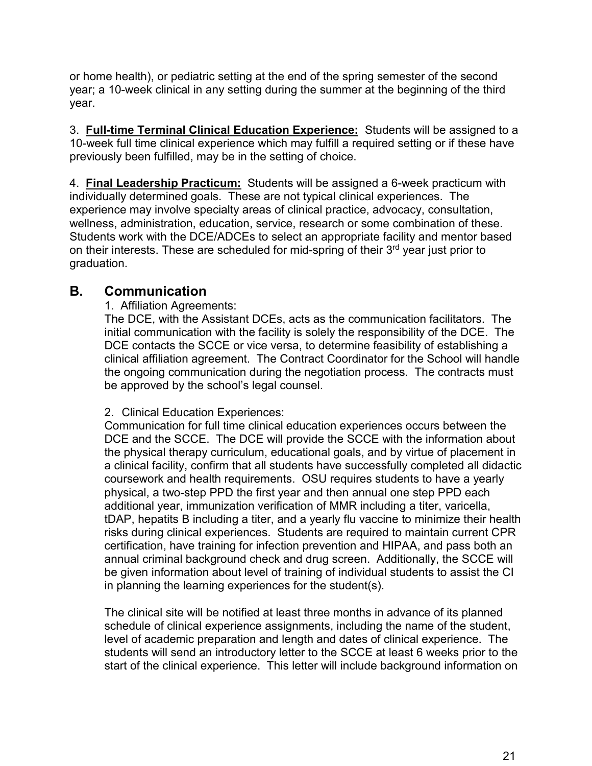or home health), or pediatric setting at the end of the spring semester of the second year; a 10-week clinical in any setting during the summer at the beginning of the third year.

3. **Full-time Terminal Clinical Education Experience:** Students will be assigned to a 10-week full time clinical experience which may fulfill a required setting or if these have previously been fulfilled, may be in the setting of choice.

4. **Final Leadership Practicum:** Students will be assigned a 6-week practicum with individually determined goals. These are not typical clinical experiences. The experience may involve specialty areas of clinical practice, advocacy, consultation, wellness, administration, education, service, research or some combination of these. Students work with the DCE/ADCEs to select an appropriate facility and mentor based on their interests. These are scheduled for mid-spring of their 3rd year just prior to graduation.

## B. Communication

1. Affiliation Agreements:

The DCE, with the Assistant DCEs, acts as the communication facilitators. The initial communication with the facility is solely the responsibility of the DCE. The DCE contacts the SCCE or vice versa, to determine feasibility of establishing a clinical affiliation agreement. The Contract Coordinator for the School will handle the ongoing communication during the negotiation process. The contracts must be approved by the school's legal counsel.

2. Clinical Education Experiences:

Communication for full time clinical education experiences occurs between the DCE and the SCCE. The DCE will provide the SCCE with the information about the physical therapy curriculum, educational goals, and by virtue of placement in a clinical facility, confirm that all students have successfully completed all didactic coursework and health requirements. OSU requires students to have a yearly physical, a two-step PPD the first year and then annual one step PPD each additional year, immunization verification of MMR including a titer, varicella, tDAP, hepatits B including a titer, and a yearly flu vaccine to minimize their health risks during clinical experiences. Students are required to maintain current CPR certification, have training for infection prevention and HIPAA, and pass both an annual criminal background check and drug screen. Additionally, the SCCE will be given information about level of training of individual students to assist the CI in planning the learning experiences for the student(s).

The clinical site will be notified at least three months in advance of its planned schedule of clinical experience assignments, including the name of the student, level of academic preparation and length and dates of clinical experience. The students will send an introductory letter to the SCCE at least 6 weeks prior to the start of the clinical experience. This letter will include background information on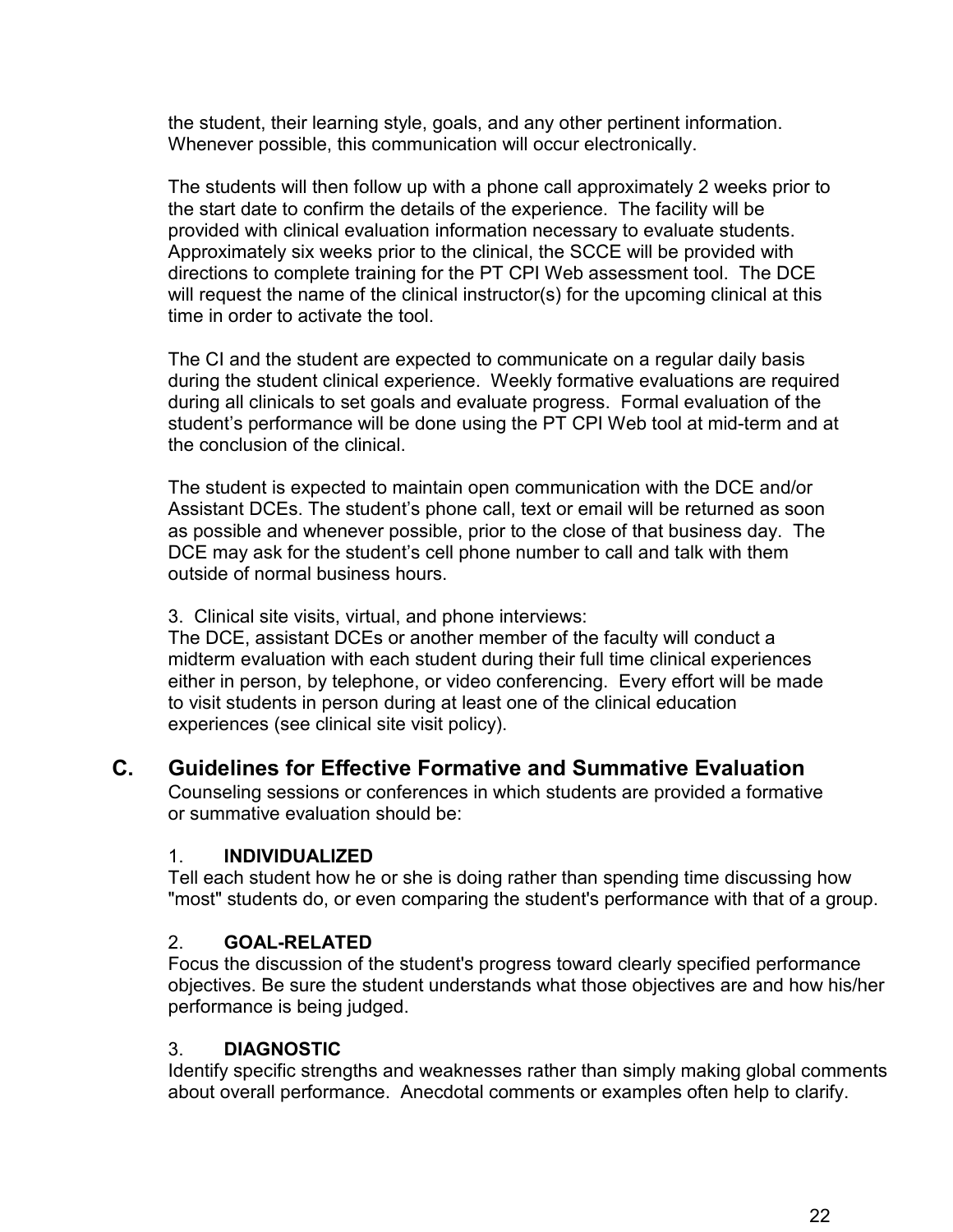the student, their learning style, goals, and any other pertinent information. Whenever possible, this communication will occur electronically.

The students will then follow up with a phone call approximately 2 weeks prior to the start date to confirm the details of the experience. The facility will be provided with clinical evaluation information necessary to evaluate students. Approximately six weeks prior to the clinical, the SCCE will be provided with directions to complete training for the PT CPI Web assessment tool. The DCE will request the name of the clinical instructor(s) for the upcoming clinical at this time in order to activate the tool.

The CI and the student are expected to communicate on a regular daily basis during the student clinical experience. Weekly formative evaluations are required during all clinicals to set goals and evaluate progress. Formal evaluation of the student's performance will be done using the PT CPI Web tool at mid-term and at the conclusion of the clinical.

The student is expected to maintain open communication with the DCE and/or Assistant DCEs. The student's phone call, text or email will be returned as soon as possible and whenever possible, prior to the close of that business day. The DCE may ask for the student's cell phone number to call and talk with them outside of normal business hours.

3. Clinical site visits, virtual, and phone interviews:
The DCE, assistant DCEs or another member of the faculty will conduct a midterm evaluation with each student during their full time clinical experiences either in person, by telephone, or video conferencing. Every effort will be made to visit students in person during at least one of the clinical education experiences (see clinical site visit policy).

## C. Guidelines for Effective Formative and Summative Evaluation

Counseling sessions or conferences in which students are provided a formative or summative evaluation should be:

1. **INDIVIDUALIZED**
Tell each student how he or she is doing rather than spending time discussing how "most" students do, or even comparing the student's performance with that of a group.

2. **GOAL-RELATED**
Focus the discussion of the student's progress toward clearly specified performance objectives. Be sure the student understands what those objectives are and how his/her performance is being judged.

3. **DIAGNOSTIC**
Identify specific strengths and weaknesses rather than simply making global comments about overall performance. Anecdotal comments or examples often help to clarify.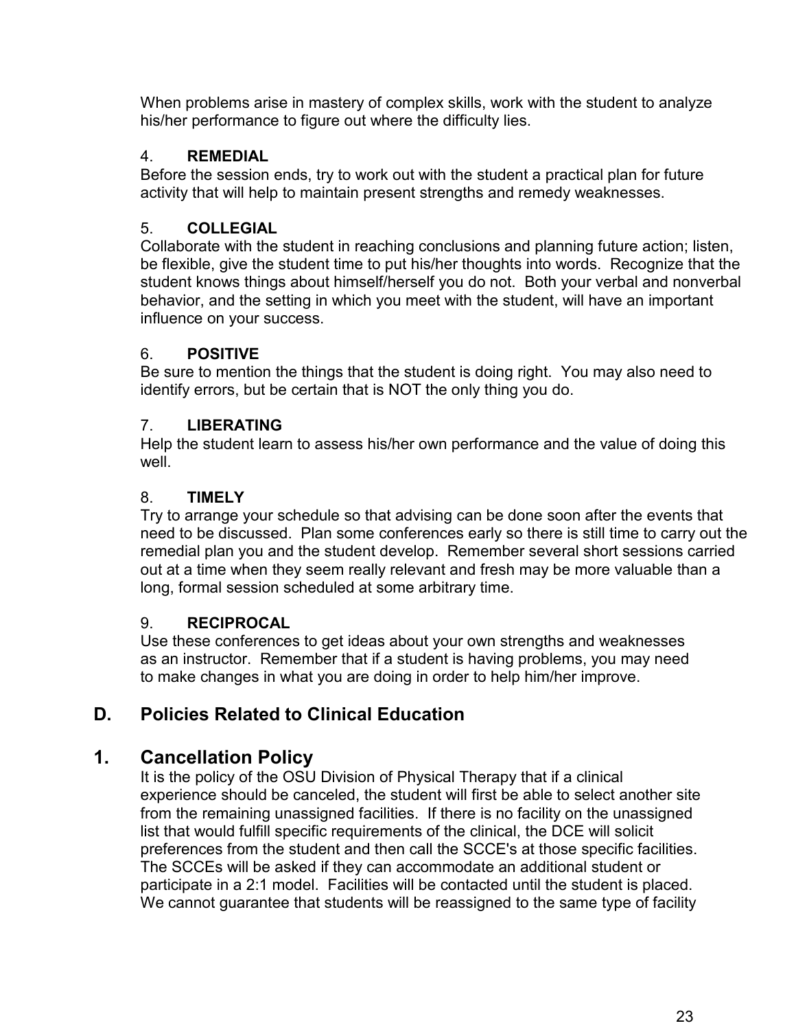When problems arise in mastery of complex skills, work with the student to analyze his/her performance to figure out where the difficulty lies.

4. **REMEDIAL**
Before the session ends, try to work out with the student a practical plan for future activity that will help to maintain present strengths and remedy weaknesses.

5. **COLLEGIAL**
Collaborate with the student in reaching conclusions and planning future action; listen, be flexible, give the student time to put his/her thoughts into words. Recognize that the student knows things about himself/herself you do not. Both your verbal and nonverbal behavior, and the setting in which you meet with the student, will have an important influence on your success.

6. **POSITIVE**
Be sure to mention the things that the student is doing right. You may also need to identify errors, but be certain that is NOT the only thing you do.

7. **LIBERATING**
Help the student learn to assess his/her own performance and the value of doing this well.

8. **TIMELY**
Try to arrange your schedule so that advising can be done soon after the events that need to be discussed. Plan some conferences early so there is still time to carry out the remedial plan you and the student develop. Remember several short sessions carried out at a time when they seem really relevant and fresh may be more valuable than a long, formal session scheduled at some arbitrary time.

9. **RECIPROCAL**
Use these conferences to get ideas about your own strengths and weaknesses as an instructor. Remember that if a student is having problems, you may need to make changes in what you are doing in order to help him/her improve.

## D. Policies Related to Clinical Education

### 1. Cancellation Policy

It is the policy of the OSU Division of Physical Therapy that if a clinical experience should be canceled, the student will first be able to select another site from the remaining unassigned facilities. If there is no facility on the unassigned list that would fulfill specific requirements of the clinical, the DCE will solicit preferences from the student and then call the SCCE's at those specific facilities. The SCCEs will be asked if they can accommodate an additional student or participate in a 2:1 model. Facilities will be contacted until the student is placed. We cannot guarantee that students will be reassigned to the same type of facility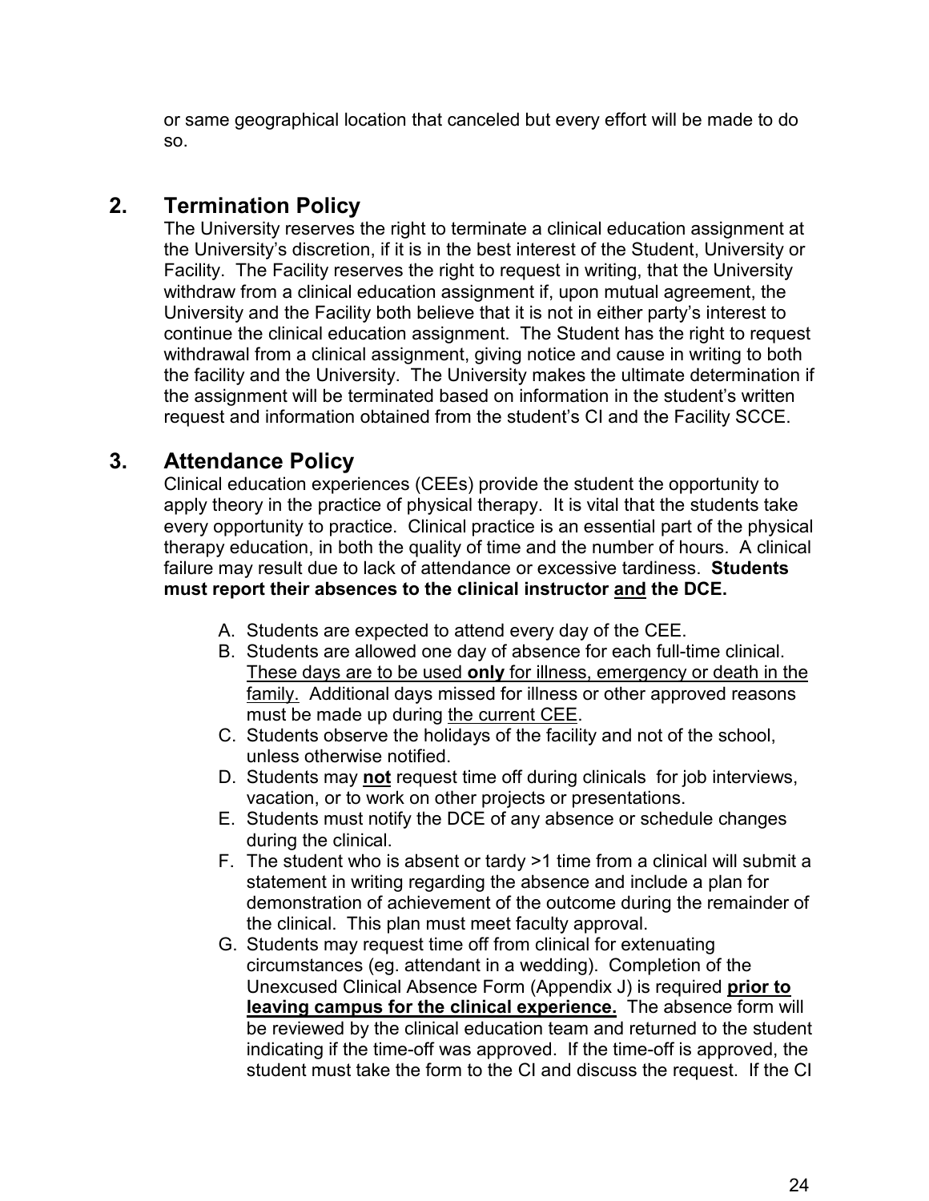or same geographical location that canceled but every effort will be made to do so.

## 2. Termination Policy

The University reserves the right to terminate a clinical education assignment at the University's discretion, if it is in the best interest of the Student, University or Facility. The Facility reserves the right to request in writing, that the University withdraw from a clinical education assignment if, upon mutual agreement, the University and the Facility both believe that it is not in either party's interest to continue the clinical education assignment. The Student has the right to request withdrawal from a clinical assignment, giving notice and cause in writing to both the facility and the University. The University makes the ultimate determination if the assignment will be terminated based on information in the student's written request and information obtained from the student's CI and the Facility SCCE.

## 3. Attendance Policy

Clinical education experiences (CEEs) provide the student the opportunity to apply theory in the practice of physical therapy. It is vital that the students take every opportunity to practice. Clinical practice is an essential part of the physical therapy education, in both the quality of time and the number of hours. A clinical failure may result due to lack of attendance or excessive tardiness. **Students must report their absences to the clinical instructor <u>and</u> the DCE.**

A. Students are expected to attend every day of the CEE.
B. Students are allowed one day of absence for each full-time clinical. <u>These days are to be used **only** for illness, emergency or death in the family.</u> Additional days missed for illness or other approved reasons must be made up during <u>the current CEE</u>.
C. Students observe the holidays of the facility and not of the school, unless otherwise notified.
D. Students may **<u>not</u>** request time off during clinicals for job interviews, vacation, or to work on other projects or presentations.
E. Students must notify the DCE of any absence or schedule changes during the clinical.
F. The student who is absent or tardy >1 time from a clinical will submit a statement in writing regarding the absence and include a plan for demonstration of achievement of the outcome during the remainder of the clinical. This plan must meet faculty approval.
G. Students may request time off from clinical for extenuating circumstances (eg. attendant in a wedding). Completion of the Unexcused Clinical Absence Form (Appendix J) is required **<u>prior to leaving campus for the clinical experience.</u>** The absence form will be reviewed by the clinical education team and returned to the student indicating if the time-off was approved. If the time-off is approved, the student must take the form to the CI and discuss the request. If the CI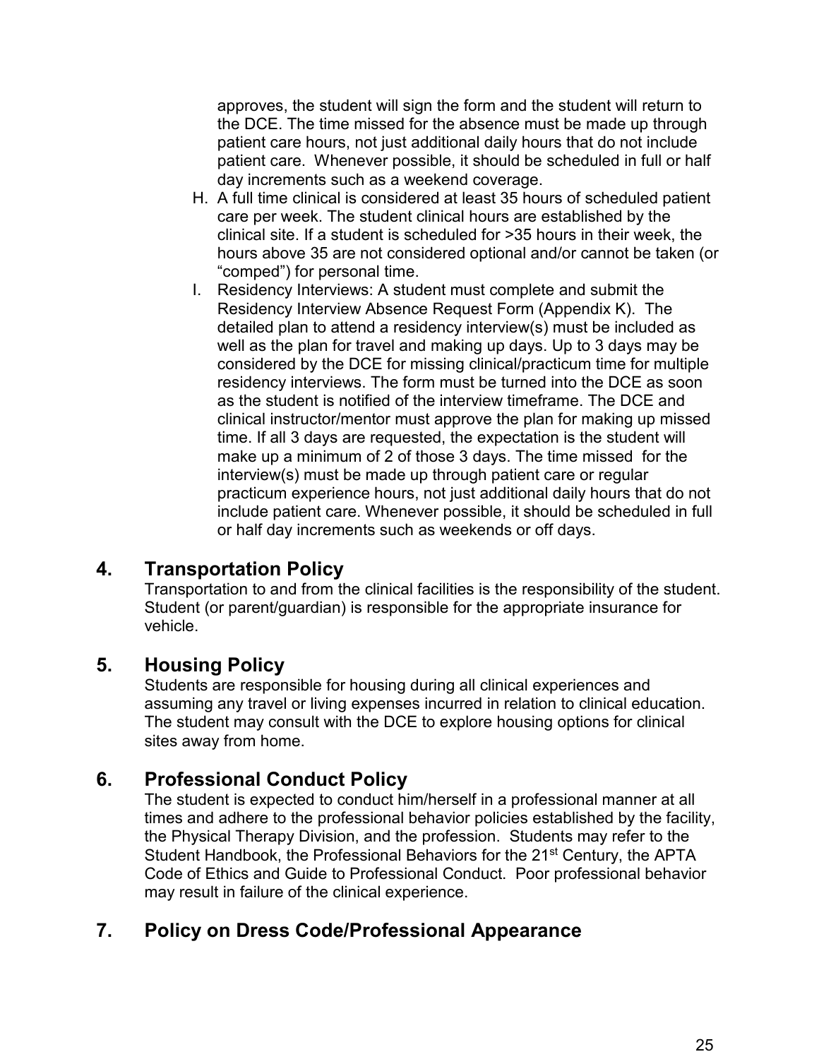approves, the student will sign the form and the student will return to the DCE. The time missed for the absence must be made up through patient care hours, not just additional daily hours that do not include patient care. Whenever possible, it should be scheduled in full or half day increments such as a weekend coverage.

H. A full time clinical is considered at least 35 hours of scheduled patient care per week. The student clinical hours are established by the clinical site. If a student is scheduled for >35 hours in their week, the hours above 35 are not considered optional and/or cannot be taken (or "comped") for personal time.

I. Residency Interviews: A student must complete and submit the Residency Interview Absence Request Form (Appendix K). The detailed plan to attend a residency interview(s) must be included as well as the plan for travel and making up days. Up to 3 days may be considered by the DCE for missing clinical/practicum time for multiple residency interviews. The form must be turned into the DCE as soon as the student is notified of the interview timeframe. The DCE and clinical instructor/mentor must approve the plan for making up missed time. If all 3 days are requested, the expectation is the student will make up a minimum of 2 of those 3 days. The time missed for the interview(s) must be made up through patient care or regular practicum experience hours, not just additional daily hours that do not include patient care. Whenever possible, it should be scheduled in full or half day increments such as weekends or off days.

## 4. Transportation Policy

Transportation to and from the clinical facilities is the responsibility of the student. Student (or parent/guardian) is responsible for the appropriate insurance for vehicle.

## 5. Housing Policy

Students are responsible for housing during all clinical experiences and assuming any travel or living expenses incurred in relation to clinical education. The student may consult with the DCE to explore housing options for clinical sites away from home.

## 6. Professional Conduct Policy

The student is expected to conduct him/herself in a professional manner at all times and adhere to the professional behavior policies established by the facility, the Physical Therapy Division, and the profession. Students may refer to the Student Handbook, the Professional Behaviors for the 21st Century, the APTA Code of Ethics and Guide to Professional Conduct. Poor professional behavior may result in failure of the clinical experience.

## 7. Policy on Dress Code/Professional Appearance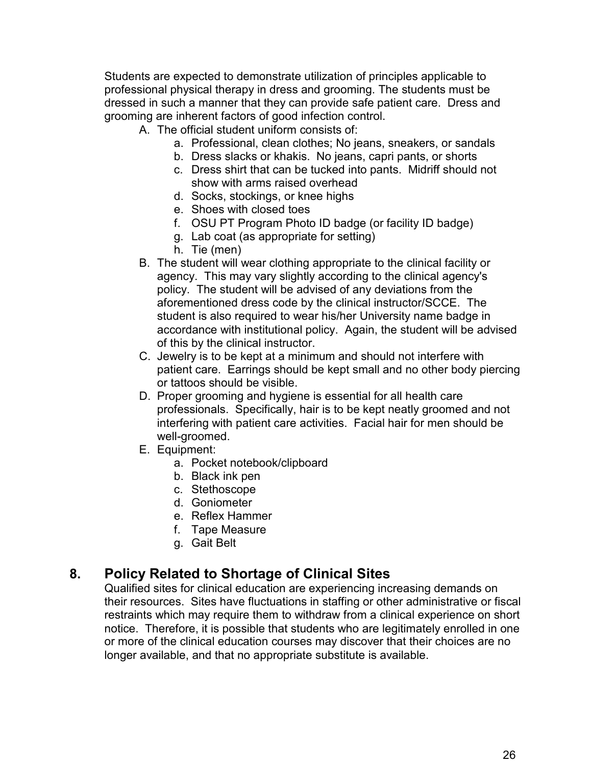Students are expected to demonstrate utilization of principles applicable to professional physical therapy in dress and grooming. The students must be dressed in such a manner that they can provide safe patient care. Dress and grooming are inherent factors of good infection control.

A. The official student uniform consists of:
   a. Professional, clean clothes; No jeans, sneakers, or sandals
   b. Dress slacks or khakis. No jeans, capri pants, or shorts
   c. Dress shirt that can be tucked into pants. Midriff should not show with arms raised overhead
   d. Socks, stockings, or knee highs
   e. Shoes with closed toes
   f. OSU PT Program Photo ID badge (or facility ID badge)
   g. Lab coat (as appropriate for setting)
   h. Tie (men)
B. The student will wear clothing appropriate to the clinical facility or agency. This may vary slightly according to the clinical agency's policy. The student will be advised of any deviations from the aforementioned dress code by the clinical instructor/SCCE. The student is also required to wear his/her University name badge in accordance with institutional policy. Again, the student will be advised of this by the clinical instructor.
C. Jewelry is to be kept at a minimum and should not interfere with patient care. Earrings should be kept small and no other body piercing or tattoos should be visible.
D. Proper grooming and hygiene is essential for all health care professionals. Specifically, hair is to be kept neatly groomed and not interfering with patient care activities. Facial hair for men should be well-groomed.
E. Equipment:
   a. Pocket notebook/clipboard
   b. Black ink pen
   c. Stethoscope
   d. Goniometer
   e. Reflex Hammer
   f. Tape Measure
   g. Gait Belt

## 8. Policy Related to Shortage of Clinical Sites

Qualified sites for clinical education are experiencing increasing demands on their resources. Sites have fluctuations in staffing or other administrative or fiscal restraints which may require them to withdraw from a clinical experience on short notice. Therefore, it is possible that students who are legitimately enrolled in one or more of the clinical education courses may discover that their choices are no longer available, and that no appropriate substitute is available.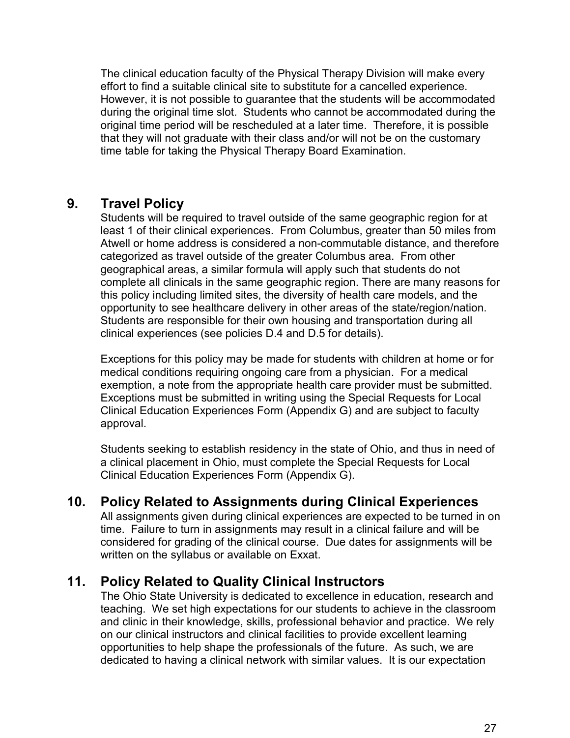The clinical education faculty of the Physical Therapy Division will make every effort to find a suitable clinical site to substitute for a cancelled experience. However, it is not possible to guarantee that the students will be accommodated during the original time slot. Students who cannot be accommodated during the original time period will be rescheduled at a later time. Therefore, it is possible that they will not graduate with their class and/or will not be on the customary time table for taking the Physical Therapy Board Examination.

## 9. Travel Policy

Students will be required to travel outside of the same geographic region for at least 1 of their clinical experiences. From Columbus, greater than 50 miles from Atwell or home address is considered a non-commutable distance, and therefore categorized as travel outside of the greater Columbus area. From other geographical areas, a similar formula will apply such that students do not complete all clinicals in the same geographic region. There are many reasons for this policy including limited sites, the diversity of health care models, and the opportunity to see healthcare delivery in other areas of the state/region/nation. Students are responsible for their own housing and transportation during all clinical experiences (see policies D.4 and D.5 for details).

Exceptions for this policy may be made for students with children at home or for medical conditions requiring ongoing care from a physician. For a medical exemption, a note from the appropriate health care provider must be submitted. Exceptions must be submitted in writing using the Special Requests for Local Clinical Education Experiences Form (Appendix G) and are subject to faculty approval.

Students seeking to establish residency in the state of Ohio, and thus in need of a clinical placement in Ohio, must complete the Special Requests for Local Clinical Education Experiences Form (Appendix G).

## 10. Policy Related to Assignments during Clinical Experiences

All assignments given during clinical experiences are expected to be turned in on time. Failure to turn in assignments may result in a clinical failure and will be considered for grading of the clinical course. Due dates for assignments will be written on the syllabus or available on Exxat.

## 11. Policy Related to Quality Clinical Instructors

The Ohio State University is dedicated to excellence in education, research and teaching. We set high expectations for our students to achieve in the classroom and clinic in their knowledge, skills, professional behavior and practice. We rely on our clinical instructors and clinical facilities to provide excellent learning opportunities to help shape the professionals of the future. As such, we are dedicated to having a clinical network with similar values. It is our expectation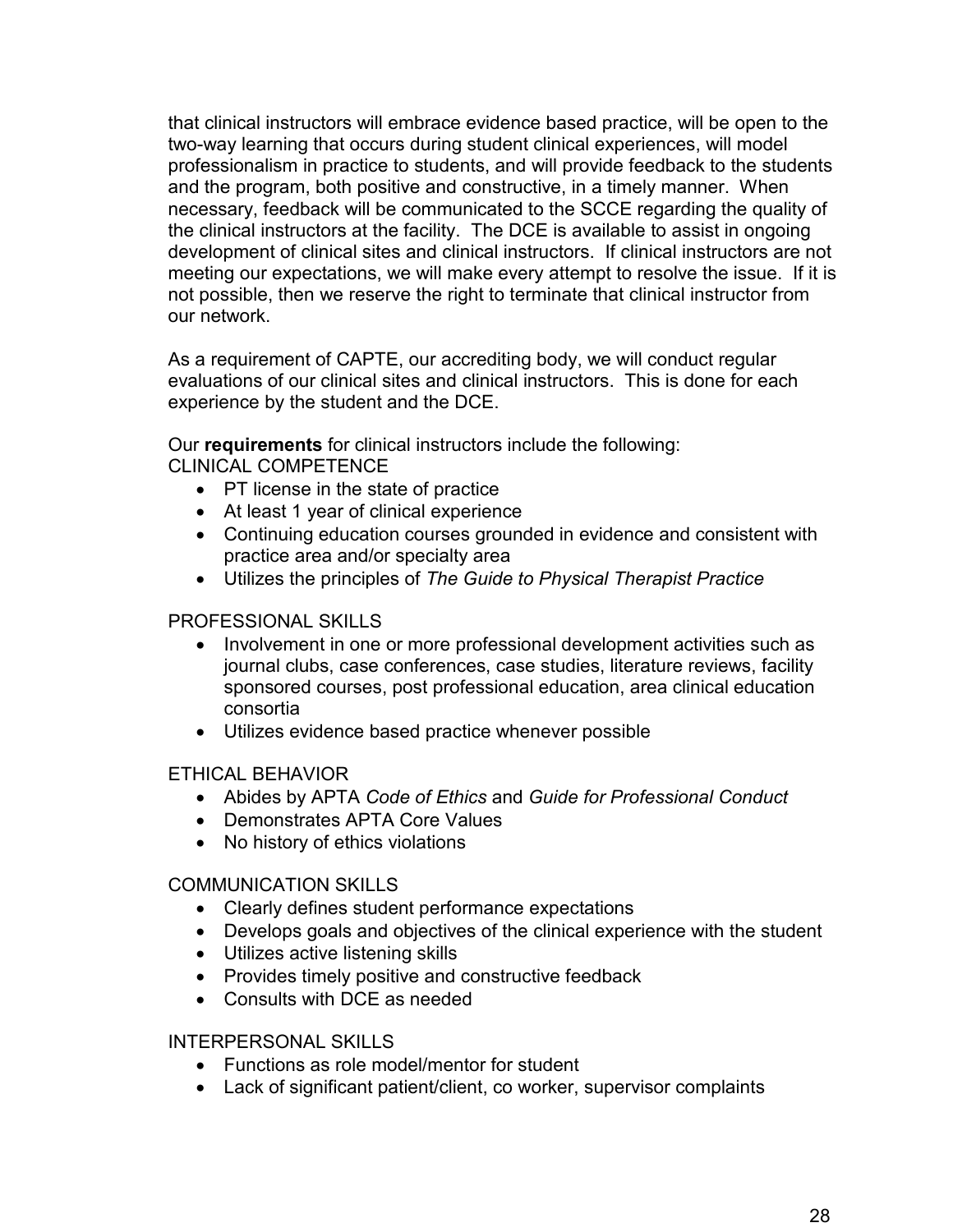that clinical instructors will embrace evidence based practice, will be open to the two-way learning that occurs during student clinical experiences, will model professionalism in practice to students, and will provide feedback to the students and the program, both positive and constructive, in a timely manner. When necessary, feedback will be communicated to the SCCE regarding the quality of the clinical instructors at the facility. The DCE is available to assist in ongoing development of clinical sites and clinical instructors. If clinical instructors are not meeting our expectations, we will make every attempt to resolve the issue. If it is not possible, then we reserve the right to terminate that clinical instructor from our network.

As a requirement of CAPTE, our accrediting body, we will conduct regular evaluations of our clinical sites and clinical instructors. This is done for each experience by the student and the DCE.

Our **requirements** for clinical instructors include the following:

CLINICAL COMPETENCE

- PT license in the state of practice
- At least 1 year of clinical experience
- Continuing education courses grounded in evidence and consistent with practice area and/or specialty area
- Utilizes the principles of *The Guide to Physical Therapist Practice*

PROFESSIONAL SKILLS

- Involvement in one or more professional development activities such as journal clubs, case conferences, case studies, literature reviews, facility sponsored courses, post professional education, area clinical education consortia
- Utilizes evidence based practice whenever possible

ETHICAL BEHAVIOR

- Abides by APTA *Code of Ethics* and *Guide for Professional Conduct*
- Demonstrates APTA Core Values
- No history of ethics violations

COMMUNICATION SKILLS

- Clearly defines student performance expectations
- Develops goals and objectives of the clinical experience with the student
- Utilizes active listening skills
- Provides timely positive and constructive feedback
- Consults with DCE as needed

INTERPERSONAL SKILLS

- Functions as role model/mentor for student
- Lack of significant patient/client, co worker, supervisor complaints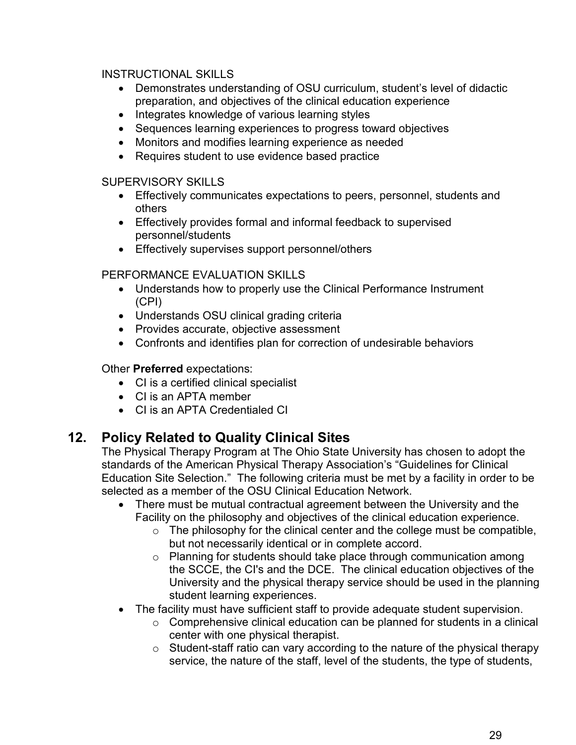INSTRUCTIONAL SKILLS

- Demonstrates understanding of OSU curriculum, student's level of didactic preparation, and objectives of the clinical education experience
- Integrates knowledge of various learning styles
- Sequences learning experiences to progress toward objectives
- Monitors and modifies learning experience as needed
- Requires student to use evidence based practice

SUPERVISORY SKILLS

- Effectively communicates expectations to peers, personnel, students and others
- Effectively provides formal and informal feedback to supervised personnel/students
- Effectively supervises support personnel/others

PERFORMANCE EVALUATION SKILLS

- Understands how to properly use the Clinical Performance Instrument (CPI)
- Understands OSU clinical grading criteria
- Provides accurate, objective assessment
- Confronts and identifies plan for correction of undesirable behaviors

Other **Preferred** expectations:

- CI is a certified clinical specialist
- CI is an APTA member
- CI is an APTA Credentialed CI

## 12. Policy Related to Quality Clinical Sites

The Physical Therapy Program at The Ohio State University has chosen to adopt the standards of the American Physical Therapy Association's "Guidelines for Clinical Education Site Selection." The following criteria must be met by a facility in order to be selected as a member of the OSU Clinical Education Network.

- There must be mutual contractual agreement between the University and the Facility on the philosophy and objectives of the clinical education experience.
  - The philosophy for the clinical center and the college must be compatible, but not necessarily identical or in complete accord.
  - Planning for students should take place through communication among the SCCE, the CI's and the DCE. The clinical education objectives of the University and the physical therapy service should be used in the planning student learning experiences.
- The facility must have sufficient staff to provide adequate student supervision.
  - Comprehensive clinical education can be planned for students in a clinical center with one physical therapist.
  - Student-staff ratio can vary according to the nature of the physical therapy service, the nature of the staff, level of the students, the type of students,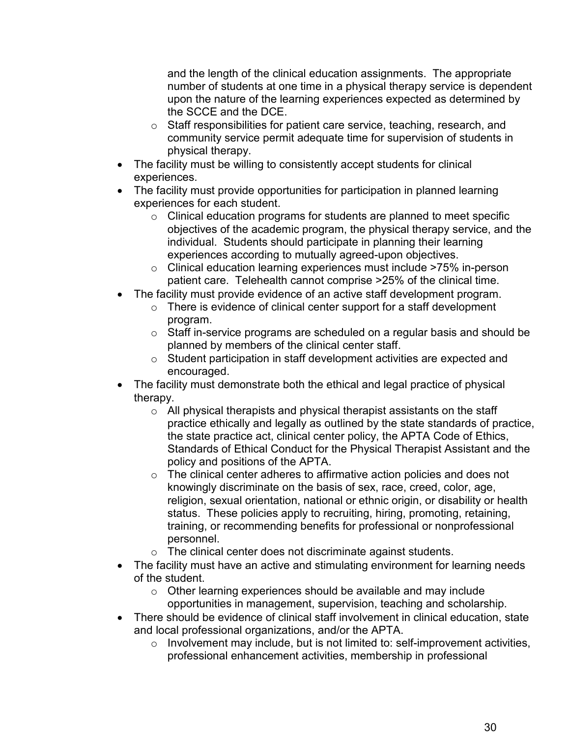and the length of the clinical education assignments. The appropriate number of students at one time in a physical therapy service is dependent upon the nature of the learning experiences expected as determined by the SCCE and the DCE.
  - Staff responsibilities for patient care service, teaching, research, and community service permit adequate time for supervision of students in physical therapy.
- The facility must be willing to consistently accept students for clinical experiences.
- The facility must provide opportunities for participation in planned learning experiences for each student.
  - Clinical education programs for students are planned to meet specific objectives of the academic program, the physical therapy service, and the individual. Students should participate in planning their learning experiences according to mutually agreed-upon objectives.
  - Clinical education learning experiences must include >75% in-person patient care. Telehealth cannot comprise >25% of the clinical time.
- The facility must provide evidence of an active staff development program.
  - There is evidence of clinical center support for a staff development program.
  - Staff in-service programs are scheduled on a regular basis and should be planned by members of the clinical center staff.
  - Student participation in staff development activities are expected and encouraged.
- The facility must demonstrate both the ethical and legal practice of physical therapy.
  - All physical therapists and physical therapist assistants on the staff practice ethically and legally as outlined by the state standards of practice, the state practice act, clinical center policy, the APTA Code of Ethics, Standards of Ethical Conduct for the Physical Therapist Assistant and the policy and positions of the APTA.
  - The clinical center adheres to affirmative action policies and does not knowingly discriminate on the basis of sex, race, creed, color, age, religion, sexual orientation, national or ethnic origin, or disability or health status. These policies apply to recruiting, hiring, promoting, retaining, training, or recommending benefits for professional or nonprofessional personnel.
  - The clinical center does not discriminate against students.
- The facility must have an active and stimulating environment for learning needs of the student.
  - Other learning experiences should be available and may include opportunities in management, supervision, teaching and scholarship.
- There should be evidence of clinical staff involvement in clinical education, state and local professional organizations, and/or the APTA.
  - Involvement may include, but is not limited to: self-improvement activities, professional enhancement activities, membership in professional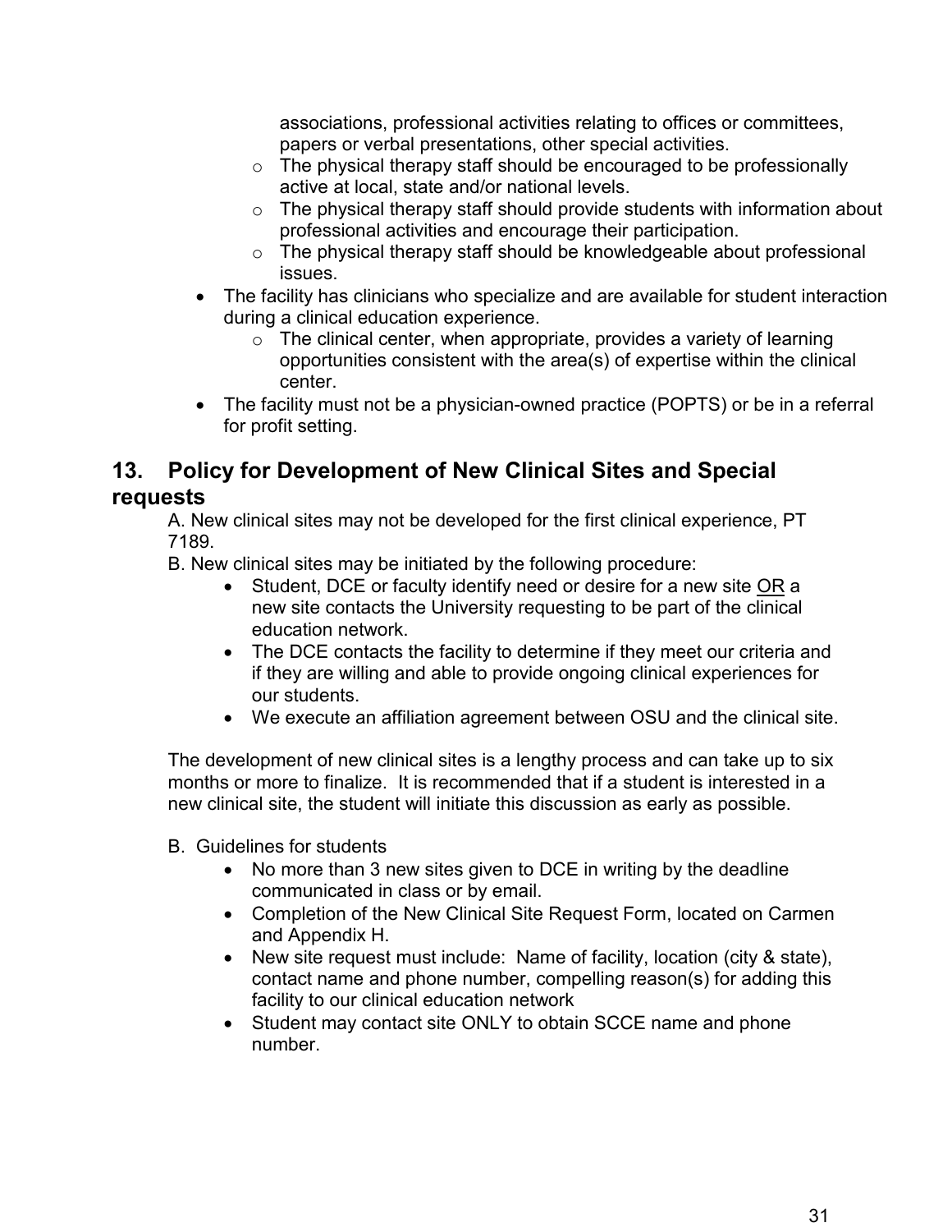associations, professional activities relating to offices or committees, papers or verbal presentations, other special activities.
    - The physical therapy staff should be encouraged to be professionally active at local, state and/or national levels.
    - The physical therapy staff should provide students with information about professional activities and encourage their participation.
    - The physical therapy staff should be knowledgeable about professional issues.
- The facility has clinicians who specialize and are available for student interaction during a clinical education experience.
    - The clinical center, when appropriate, provides a variety of learning opportunities consistent with the area(s) of expertise within the clinical center.
- The facility must not be a physician-owned practice (POPTS) or be in a referral for profit setting.

## 13. Policy for Development of New Clinical Sites and Special requests

A. New clinical sites may not be developed for the first clinical experience, PT 7189.

B. New clinical sites may be initiated by the following procedure:

- Student, DCE or faculty identify need or desire for a new site <u>OR</u> a new site contacts the University requesting to be part of the clinical education network.
- The DCE contacts the facility to determine if they meet our criteria and if they are willing and able to provide ongoing clinical experiences for our students.
- We execute an affiliation agreement between OSU and the clinical site.

The development of new clinical sites is a lengthy process and can take up to six months or more to finalize. It is recommended that if a student is interested in a new clinical site, the student will initiate this discussion as early as possible.

B. Guidelines for students

- No more than 3 new sites given to DCE in writing by the deadline communicated in class or by email.
- Completion of the New Clinical Site Request Form, located on Carmen and Appendix H.
- New site request must include: Name of facility, location (city & state), contact name and phone number, compelling reason(s) for adding this facility to our clinical education network
- Student may contact site ONLY to obtain SCCE name and phone number.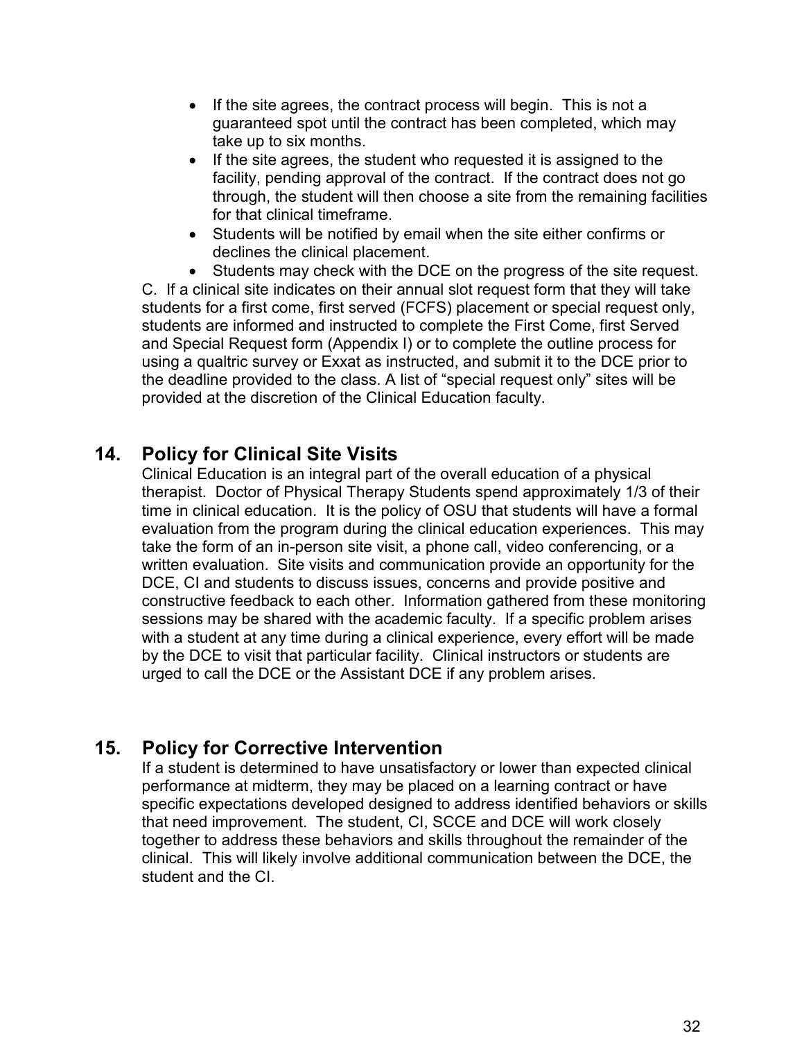- If the site agrees, the contract process will begin. This is not a guaranteed spot until the contract has been completed, which may take up to six months.
- If the site agrees, the student who requested it is assigned to the facility, pending approval of the contract. If the contract does not go through, the student will then choose a site from the remaining facilities for that clinical timeframe.
- Students will be notified by email when the site either confirms or declines the clinical placement.
- Students may check with the DCE on the progress of the site request.

C. If a clinical site indicates on their annual slot request form that they will take students for a first come, first served (FCFS) placement or special request only, students are informed and instructed to complete the First Come, first Served and Special Request form (Appendix I) or to complete the outline process for using a qualtric survey or Exxat as instructed, and submit it to the DCE prior to the deadline provided to the class. A list of “special request only” sites will be provided at the discretion of the Clinical Education faculty.

## 14. Policy for Clinical Site Visits

Clinical Education is an integral part of the overall education of a physical therapist. Doctor of Physical Therapy Students spend approximately 1/3 of their time in clinical education. It is the policy of OSU that students will have a formal evaluation from the program during the clinical education experiences. This may take the form of an in-person site visit, a phone call, video conferencing, or a written evaluation. Site visits and communication provide an opportunity for the DCE, CI and students to discuss issues, concerns and provide positive and constructive feedback to each other. Information gathered from these monitoring sessions may be shared with the academic faculty. If a specific problem arises with a student at any time during a clinical experience, every effort will be made by the DCE to visit that particular facility. Clinical instructors or students are urged to call the DCE or the Assistant DCE if any problem arises.

## 15. Policy for Corrective Intervention

If a student is determined to have unsatisfactory or lower than expected clinical performance at midterm, they may be placed on a learning contract or have specific expectations developed designed to address identified behaviors or skills that need improvement. The student, CI, SCCE and DCE will work closely together to address these behaviors and skills throughout the remainder of the clinical. This will likely involve additional communication between the DCE, the student and the CI.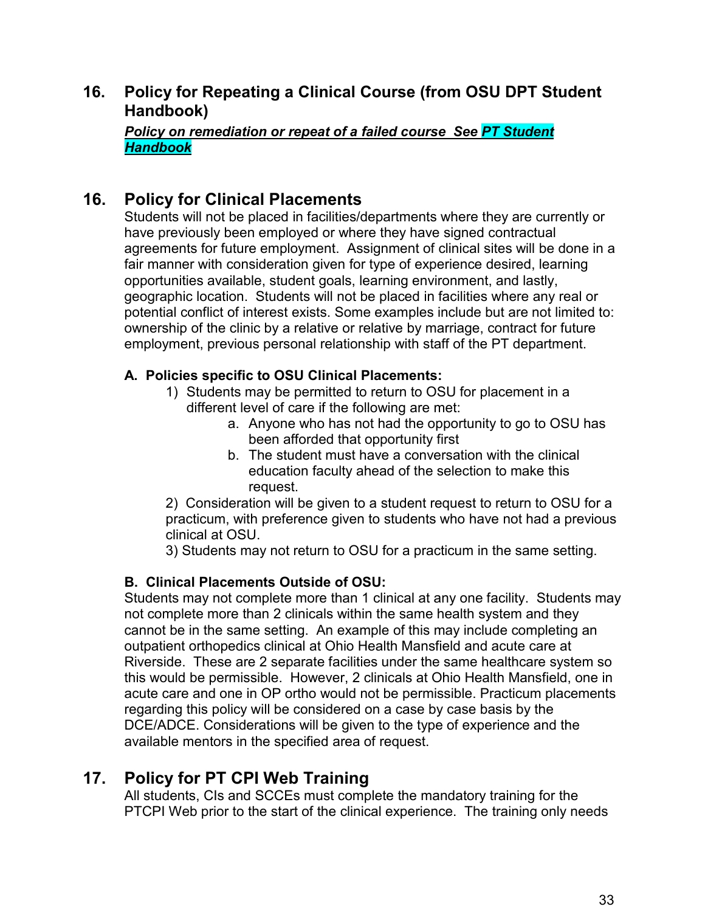## 16. Policy for Repeating a Clinical Course (from OSU DPT Student Handbook)

***Policy on remediation or repeat of a failed course See PT Student Handbook***

## 16. Policy for Clinical Placements

Students will not be placed in facilities/departments where they are currently or have previously been employed or where they have signed contractual agreements for future employment. Assignment of clinical sites will be done in a fair manner with consideration given for type of experience desired, learning opportunities available, student goals, learning environment, and lastly, geographic location. Students will not be placed in facilities where any real or potential conflict of interest exists. Some examples include but are not limited to: ownership of the clinic by a relative or relative by marriage, contract for future employment, previous personal relationship with staff of the PT department.

### A. Policies specific to OSU Clinical Placements:

1) Students may be permitted to return to OSU for placement in a different level of care if the following are met:
   a. Anyone who has not had the opportunity to go to OSU has been afforded that opportunity first
   b. The student must have a conversation with the clinical education faculty ahead of the selection to make this request.

2) Consideration will be given to a student request to return to OSU for a practicum, with preference given to students who have not had a previous clinical at OSU.

3) Students may not return to OSU for a practicum in the same setting.

### B. Clinical Placements Outside of OSU:

Students may not complete more than 1 clinical at any one facility. Students may not complete more than 2 clinicals within the same health system and they cannot be in the same setting. An example of this may include completing an outpatient orthopedics clinical at Ohio Health Mansfield and acute care at Riverside. These are 2 separate facilities under the same healthcare system so this would be permissible. However, 2 clinicals at Ohio Health Mansfield, one in acute care and one in OP ortho would not be permissible. Practicum placements regarding this policy will be considered on a case by case basis by the DCE/ADCE. Considerations will be given to the type of experience and the available mentors in the specified area of request.

## 17. Policy for PT CPI Web Training

All students, CIs and SCCEs must complete the mandatory training for the PTCPI Web prior to the start of the clinical experience. The training only needs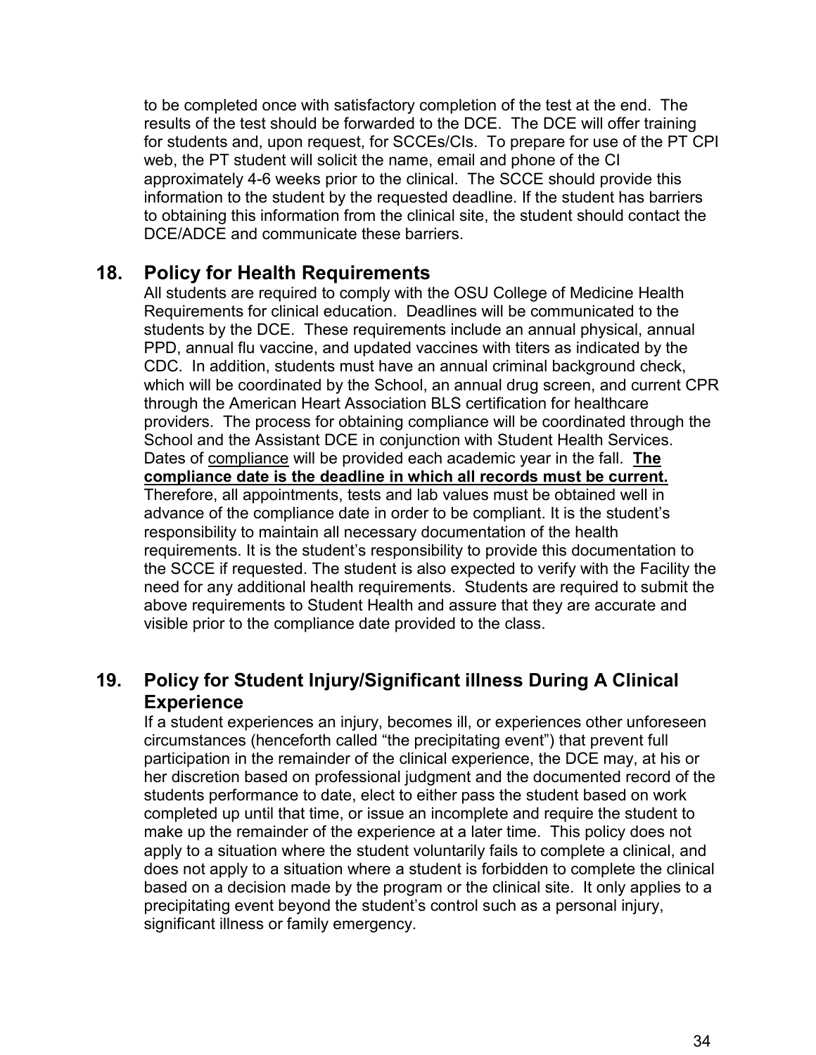to be completed once with satisfactory completion of the test at the end. The results of the test should be forwarded to the DCE. The DCE will offer training for students and, upon request, for SCCEs/CIs. To prepare for use of the PT CPI web, the PT student will solicit the name, email and phone of the CI approximately 4-6 weeks prior to the clinical. The SCCE should provide this information to the student by the requested deadline. If the student has barriers to obtaining this information from the clinical site, the student should contact the DCE/ADCE and communicate these barriers.

## 18. Policy for Health Requirements

All students are required to comply with the OSU College of Medicine Health Requirements for clinical education. Deadlines will be communicated to the students by the DCE. These requirements include an annual physical, annual PPD, annual flu vaccine, and updated vaccines with titers as indicated by the CDC. In addition, students must have an annual criminal background check, which will be coordinated by the School, an annual drug screen, and current CPR through the American Heart Association BLS certification for healthcare providers. The process for obtaining compliance will be coordinated through the School and the Assistant DCE in conjunction with Student Health Services. Dates of compliance will be provided each academic year in the fall. **The compliance date is the deadline in which all records must be current.** Therefore, all appointments, tests and lab values must be obtained well in advance of the compliance date in order to be compliant. It is the student's responsibility to maintain all necessary documentation of the health requirements. It is the student's responsibility to provide this documentation to the SCCE if requested. The student is also expected to verify with the Facility the need for any additional health requirements. Students are required to submit the above requirements to Student Health and assure that they are accurate and visible prior to the compliance date provided to the class.

## 19. Policy for Student Injury/Significant illness During A Clinical Experience

If a student experiences an injury, becomes ill, or experiences other unforeseen circumstances (henceforth called "the precipitating event") that prevent full participation in the remainder of the clinical experience, the DCE may, at his or her discretion based on professional judgment and the documented record of the students performance to date, elect to either pass the student based on work completed up until that time, or issue an incomplete and require the student to make up the remainder of the experience at a later time. This policy does not apply to a situation where the student voluntarily fails to complete a clinical, and does not apply to a situation where a student is forbidden to complete the clinical based on a decision made by the program or the clinical site. It only applies to a precipitating event beyond the student's control such as a personal injury, significant illness or family emergency.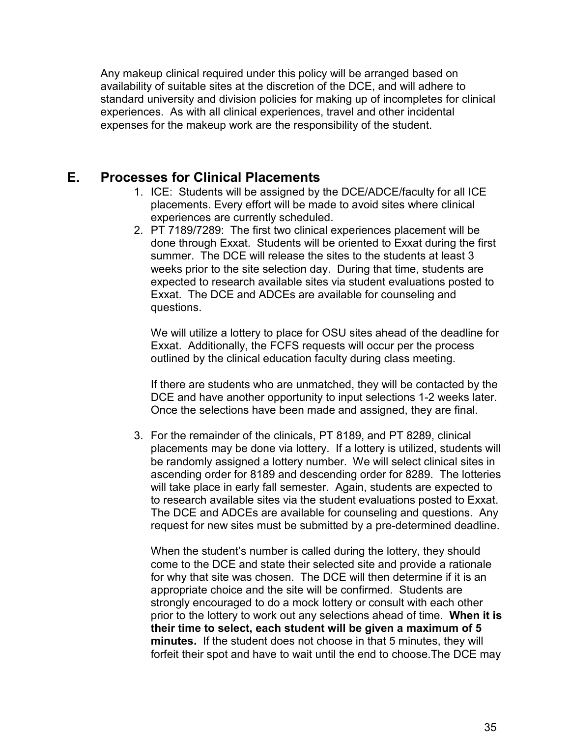Any makeup clinical required under this policy will be arranged based on availability of suitable sites at the discretion of the DCE, and will adhere to standard university and division policies for making up of incompletes for clinical experiences. As with all clinical experiences, travel and other incidental expenses for the makeup work are the responsibility of the student.

## E. Processes for Clinical Placements

1. ICE: Students will be assigned by the DCE/ADCE/faculty for all ICE placements. Every effort will be made to avoid sites where clinical experiences are currently scheduled.
2. PT 7189/7289: The first two clinical experiences placement will be done through Exxat. Students will be oriented to Exxat during the first summer. The DCE will release the sites to the students at least 3 weeks prior to the site selection day. During that time, students are expected to research available sites via student evaluations posted to Exxat. The DCE and ADCEs are available for counseling and questions.

   We will utilize a lottery to place for OSU sites ahead of the deadline for Exxat. Additionally, the FCFS requests will occur per the process outlined by the clinical education faculty during class meeting.

   If there are students who are unmatched, they will be contacted by the DCE and have another opportunity to input selections 1-2 weeks later. Once the selections have been made and assigned, they are final.

3. For the remainder of the clinicals, PT 8189, and PT 8289, clinical placements may be done via lottery. If a lottery is utilized, students will be randomly assigned a lottery number. We will select clinical sites in ascending order for 8189 and descending order for 8289. The lotteries will take place in early fall semester. Again, students are expected to to research available sites via the student evaluations posted to Exxat. The DCE and ADCEs are available for counseling and questions. Any request for new sites must be submitted by a pre-determined deadline.

   When the student's number is called during the lottery, they should come to the DCE and state their selected site and provide a rationale for why that site was chosen. The DCE will then determine if it is an appropriate choice and the site will be confirmed. Students are strongly encouraged to do a mock lottery or consult with each other prior to the lottery to work out any selections ahead of time. **When it is their time to select, each student will be given a maximum of 5 minutes.** If the student does not choose in that 5 minutes, they will forfeit their spot and have to wait until the end to choose.The DCE may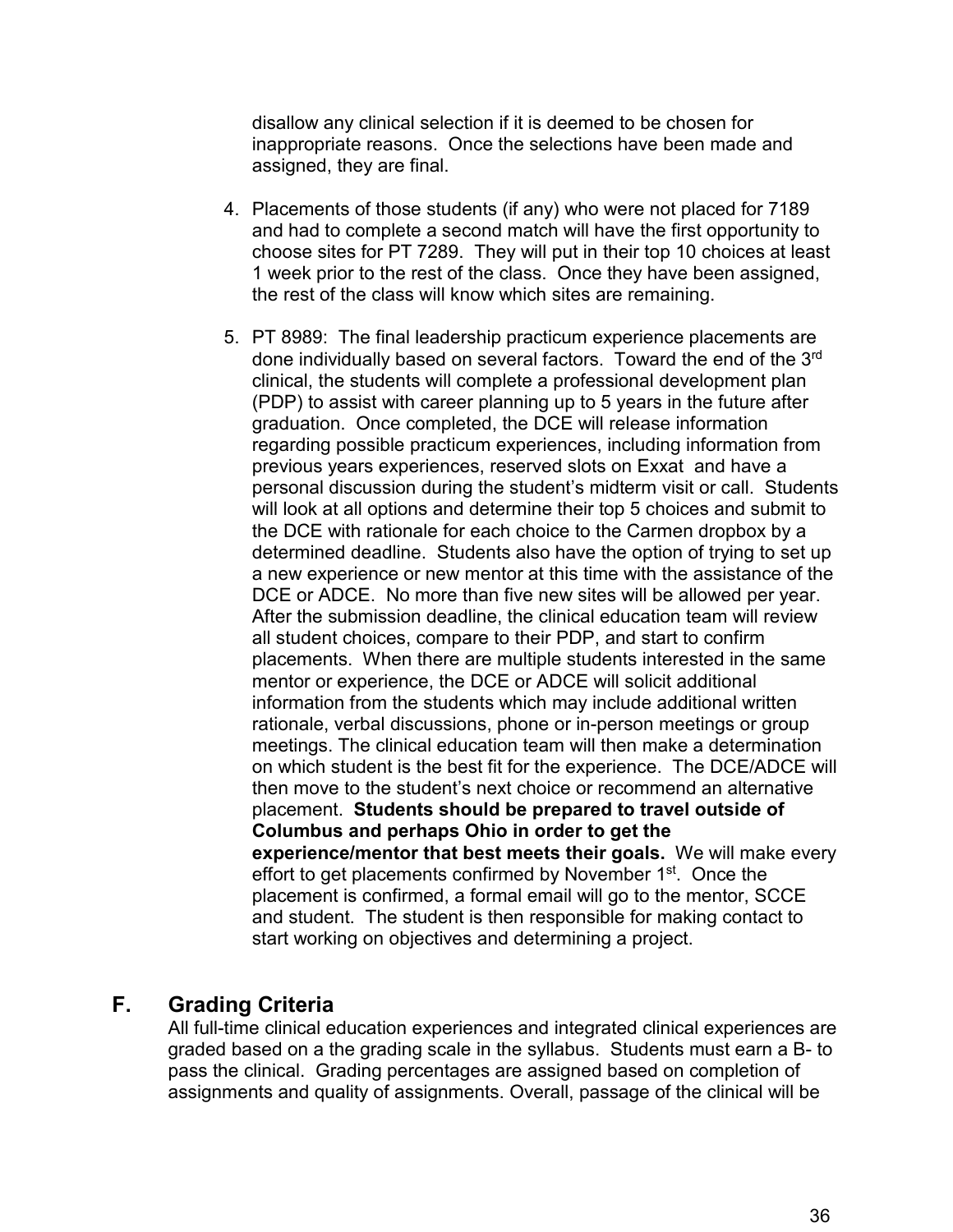disallow any clinical selection if it is deemed to be chosen for inappropriate reasons. Once the selections have been made and assigned, they are final.

4. Placements of those students (if any) who were not placed for 7189 and had to complete a second match will have the first opportunity to choose sites for PT 7289. They will put in their top 10 choices at least 1 week prior to the rest of the class. Once they have been assigned, the rest of the class will know which sites are remaining.

5. PT 8989: The final leadership practicum experience placements are done individually based on several factors. Toward the end of the 3rd clinical, the students will complete a professional development plan (PDP) to assist with career planning up to 5 years in the future after graduation. Once completed, the DCE will release information regarding possible practicum experiences, including information from previous years experiences, reserved slots on Exxat and have a personal discussion during the student's midterm visit or call. Students will look at all options and determine their top 5 choices and submit to the DCE with rationale for each choice to the Carmen dropbox by a determined deadline. Students also have the option of trying to set up a new experience or new mentor at this time with the assistance of the DCE or ADCE. No more than five new sites will be allowed per year. After the submission deadline, the clinical education team will review all student choices, compare to their PDP, and start to confirm placements. When there are multiple students interested in the same mentor or experience, the DCE or ADCE will solicit additional information from the students which may include additional written rationale, verbal discussions, phone or in-person meetings or group meetings. The clinical education team will then make a determination on which student is the best fit for the experience. The DCE/ADCE will then move to the student's next choice or recommend an alternative placement. **Students should be prepared to travel outside of Columbus and perhaps Ohio in order to get the experience/mentor that best meets their goals.** We will make every effort to get placements confirmed by November 1st. Once the placement is confirmed, a formal email will go to the mentor, SCCE and student. The student is then responsible for making contact to start working on objectives and determining a project.

## F. Grading Criteria

All full-time clinical education experiences and integrated clinical experiences are graded based on a the grading scale in the syllabus. Students must earn a B- to pass the clinical. Grading percentages are assigned based on completion of assignments and quality of assignments. Overall, passage of the clinical will be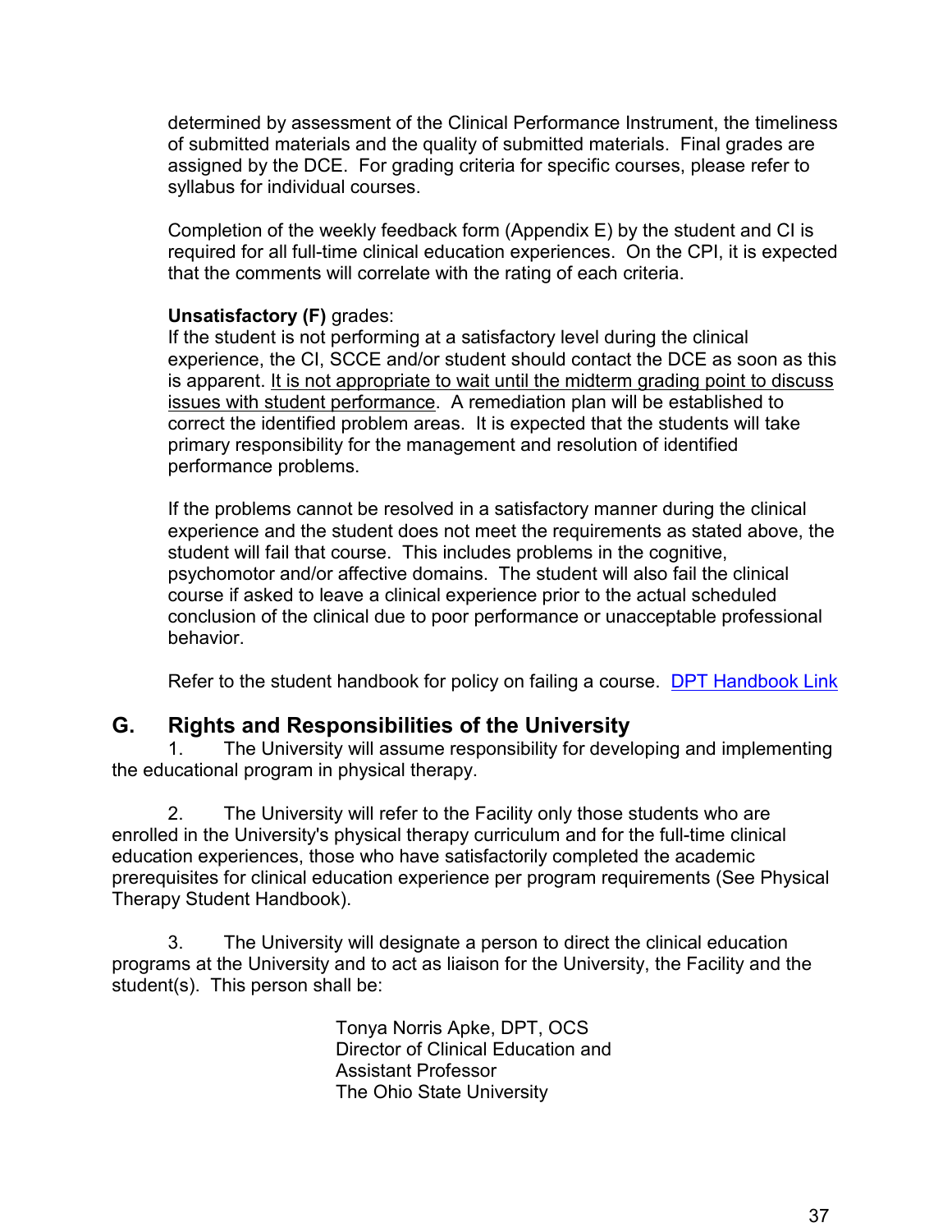determined by assessment of the Clinical Performance Instrument, the timeliness of submitted materials and the quality of submitted materials. Final grades are assigned by the DCE. For grading criteria for specific courses, please refer to syllabus for individual courses.

Completion of the weekly feedback form (Appendix E) by the student and CI is required for all full-time clinical education experiences. On the CPI, it is expected that the comments will correlate with the rating of each criteria.

**Unsatisfactory (F)** grades:
If the student is not performing at a satisfactory level during the clinical experience, the CI, SCCE and/or student should contact the DCE as soon as this is apparent. <u>It is not appropriate to wait until the midterm grading point to discuss issues with student performance</u>. A remediation plan will be established to correct the identified problem areas. It is expected that the students will take primary responsibility for the management and resolution of identified performance problems.

If the problems cannot be resolved in a satisfactory manner during the clinical experience and the student does not meet the requirements as stated above, the student will fail that course. This includes problems in the cognitive, psychomotor and/or affective domains. The student will also fail the clinical course if asked to leave a clinical experience prior to the actual scheduled conclusion of the clinical due to poor performance or unacceptable professional behavior.

Refer to the student handbook for policy on failing a course. DPT Handbook Link

## G. Rights and Responsibilities of the University

1. The University will assume responsibility for developing and implementing the educational program in physical therapy.

2. The University will refer to the Facility only those students who are enrolled in the University's physical therapy curriculum and for the full-time clinical education experiences, those who have satisfactorily completed the academic prerequisites for clinical education experience per program requirements (See Physical Therapy Student Handbook).

3. The University will designate a person to direct the clinical education programs at the University and to act as liaison for the University, the Facility and the student(s). This person shall be:

Tonya Norris Apke, DPT, OCS
Director of Clinical Education and
Assistant Professor
The Ohio State University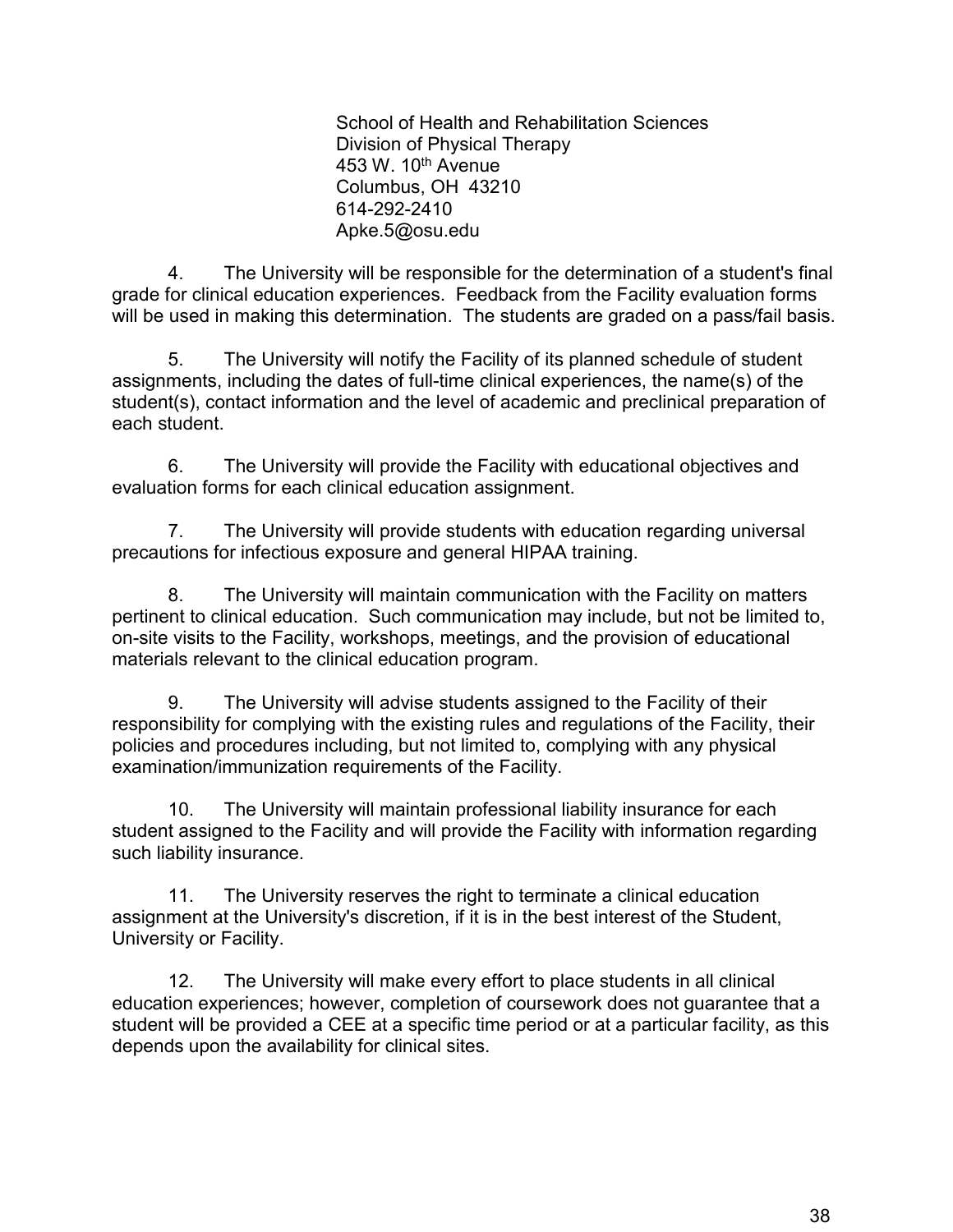School of Health and Rehabilitation Sciences
Division of Physical Therapy
453 W. 10th Avenue
Columbus, OH 43210
614-292-2410
Apke.5@osu.edu

4. The University will be responsible for the determination of a student's final grade for clinical education experiences. Feedback from the Facility evaluation forms will be used in making this determination. The students are graded on a pass/fail basis.

5. The University will notify the Facility of its planned schedule of student assignments, including the dates of full-time clinical experiences, the name(s) of the student(s), contact information and the level of academic and preclinical preparation of each student.

6. The University will provide the Facility with educational objectives and evaluation forms for each clinical education assignment.

7. The University will provide students with education regarding universal precautions for infectious exposure and general HIPAA training.

8. The University will maintain communication with the Facility on matters pertinent to clinical education. Such communication may include, but not be limited to, on-site visits to the Facility, workshops, meetings, and the provision of educational materials relevant to the clinical education program.

9. The University will advise students assigned to the Facility of their responsibility for complying with the existing rules and regulations of the Facility, their policies and procedures including, but not limited to, complying with any physical examination/immunization requirements of the Facility.

10. The University will maintain professional liability insurance for each student assigned to the Facility and will provide the Facility with information regarding such liability insurance.

11. The University reserves the right to terminate a clinical education assignment at the University's discretion, if it is in the best interest of the Student, University or Facility.

12. The University will make every effort to place students in all clinical education experiences; however, completion of coursework does not guarantee that a student will be provided a CEE at a specific time period or at a particular facility, as this depends upon the availability for clinical sites.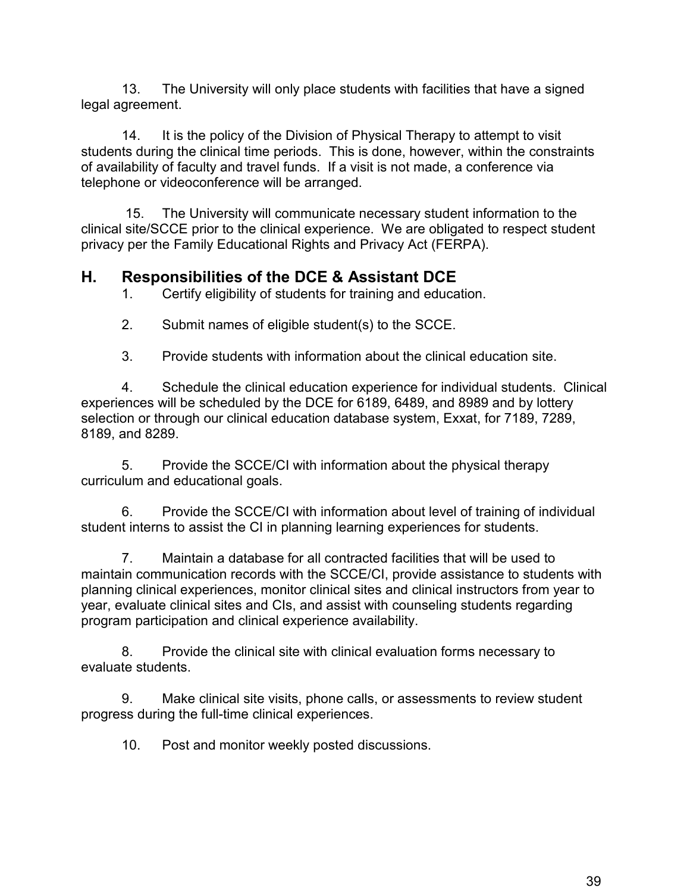13. The University will only place students with facilities that have a signed legal agreement.

14. It is the policy of the Division of Physical Therapy to attempt to visit students during the clinical time periods. This is done, however, within the constraints of availability of faculty and travel funds. If a visit is not made, a conference via telephone or videoconference will be arranged.

15. The University will communicate necessary student information to the clinical site/SCCE prior to the clinical experience. We are obligated to respect student privacy per the Family Educational Rights and Privacy Act (FERPA).

## H. Responsibilities of the DCE & Assistant DCE

1. Certify eligibility of students for training and education.

2. Submit names of eligible student(s) to the SCCE.

3. Provide students with information about the clinical education site.

4. Schedule the clinical education experience for individual students. Clinical experiences will be scheduled by the DCE for 6189, 6489, and 8989 and by lottery selection or through our clinical education database system, Exxat, for 7189, 7289, 8189, and 8289.

5. Provide the SCCE/CI with information about the physical therapy curriculum and educational goals.

6. Provide the SCCE/CI with information about level of training of individual student interns to assist the CI in planning learning experiences for students.

7. Maintain a database for all contracted facilities that will be used to maintain communication records with the SCCE/CI, provide assistance to students with planning clinical experiences, monitor clinical sites and clinical instructors from year to year, evaluate clinical sites and CIs, and assist with counseling students regarding program participation and clinical experience availability.

8. Provide the clinical site with clinical evaluation forms necessary to evaluate students.

9. Make clinical site visits, phone calls, or assessments to review student progress during the full-time clinical experiences.

10. Post and monitor weekly posted discussions.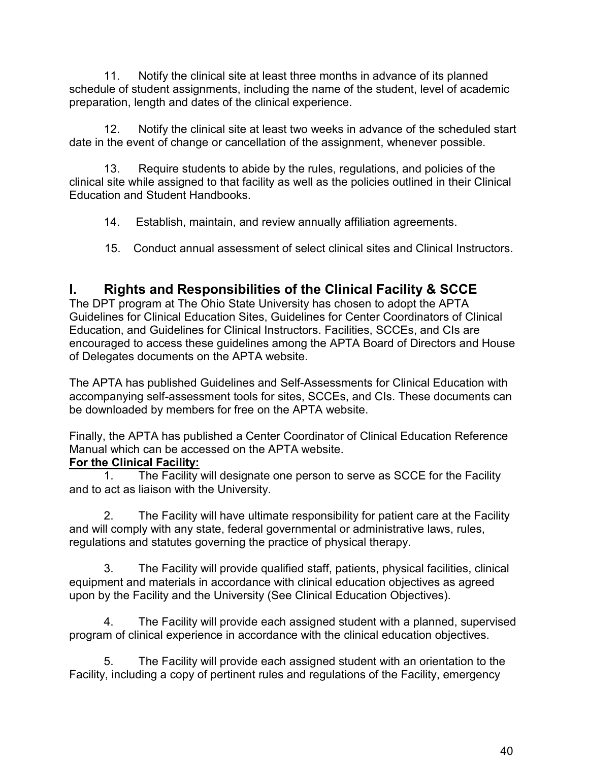11. Notify the clinical site at least three months in advance of its planned schedule of student assignments, including the name of the student, level of academic preparation, length and dates of the clinical experience.

12. Notify the clinical site at least two weeks in advance of the scheduled start date in the event of change or cancellation of the assignment, whenever possible.

13. Require students to abide by the rules, regulations, and policies of the clinical site while assigned to that facility as well as the policies outlined in their Clinical Education and Student Handbooks.

14. Establish, maintain, and review annually affiliation agreements.

15. Conduct annual assessment of select clinical sites and Clinical Instructors.

## I. Rights and Responsibilities of the Clinical Facility & SCCE

The DPT program at The Ohio State University has chosen to adopt the APTA Guidelines for Clinical Education Sites, Guidelines for Center Coordinators of Clinical Education, and Guidelines for Clinical Instructors. Facilities, SCCEs, and CIs are encouraged to access these guidelines among the APTA Board of Directors and House of Delegates documents on the APTA website.

The APTA has published Guidelines and Self-Assessments for Clinical Education with accompanying self-assessment tools for sites, SCCEs, and CIs. These documents can be downloaded by members for free on the APTA website.

Finally, the APTA has published a Center Coordinator of Clinical Education Reference Manual which can be accessed on the APTA website.

**For the Clinical Facility:**

1. The Facility will designate one person to serve as SCCE for the Facility and to act as liaison with the University.

2. The Facility will have ultimate responsibility for patient care at the Facility and will comply with any state, federal governmental or administrative laws, rules, regulations and statutes governing the practice of physical therapy.

3. The Facility will provide qualified staff, patients, physical facilities, clinical equipment and materials in accordance with clinical education objectives as agreed upon by the Facility and the University (See Clinical Education Objectives).

4. The Facility will provide each assigned student with a planned, supervised program of clinical experience in accordance with the clinical education objectives.

5. The Facility will provide each assigned student with an orientation to the Facility, including a copy of pertinent rules and regulations of the Facility, emergency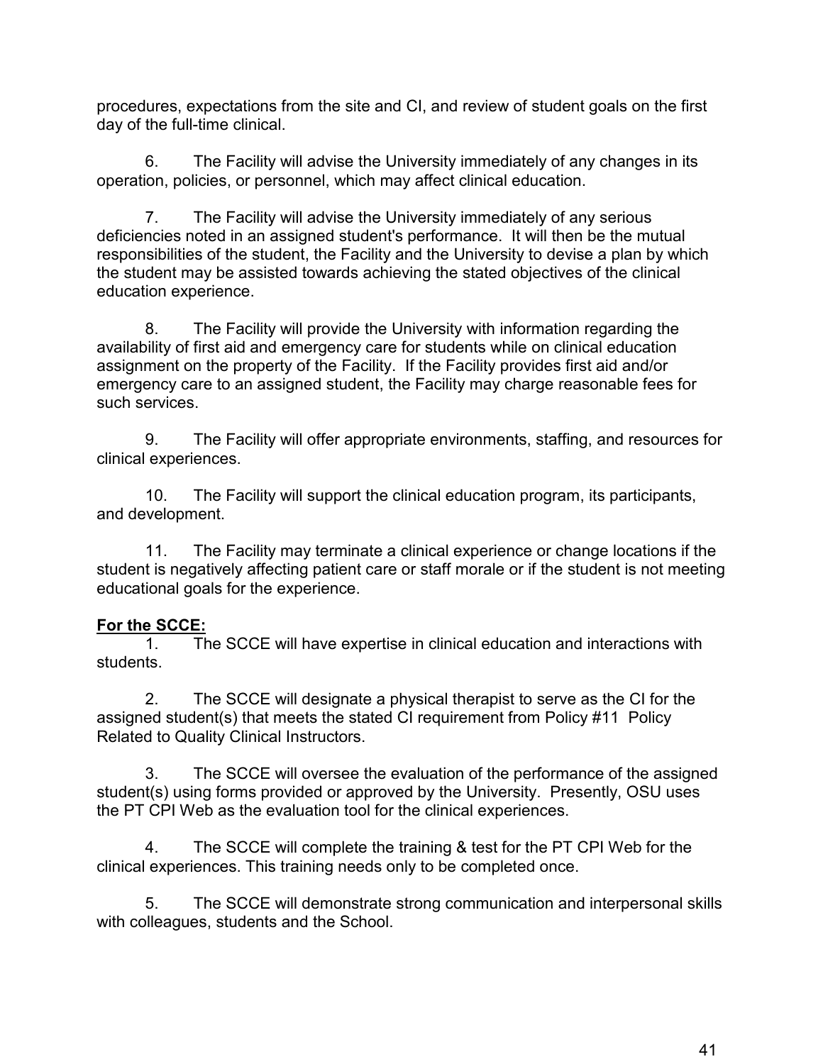procedures, expectations from the site and CI, and review of student goals on the first day of the full-time clinical.

6. The Facility will advise the University immediately of any changes in its operation, policies, or personnel, which may affect clinical education.

7. The Facility will advise the University immediately of any serious deficiencies noted in an assigned student's performance. It will then be the mutual responsibilities of the student, the Facility and the University to devise a plan by which the student may be assisted towards achieving the stated objectives of the clinical education experience.

8. The Facility will provide the University with information regarding the availability of first aid and emergency care for students while on clinical education assignment on the property of the Facility. If the Facility provides first aid and/or emergency care to an assigned student, the Facility may charge reasonable fees for such services.

9. The Facility will offer appropriate environments, staffing, and resources for clinical experiences.

10. The Facility will support the clinical education program, its participants, and development.

11. The Facility may terminate a clinical experience or change locations if the student is negatively affecting patient care or staff morale or if the student is not meeting educational goals for the experience.

**For the SCCE:**

1. The SCCE will have expertise in clinical education and interactions with students.

2. The SCCE will designate a physical therapist to serve as the CI for the assigned student(s) that meets the stated CI requirement from Policy #11 Policy Related to Quality Clinical Instructors.

3. The SCCE will oversee the evaluation of the performance of the assigned student(s) using forms provided or approved by the University. Presently, OSU uses the PT CPI Web as the evaluation tool for the clinical experiences.

4. The SCCE will complete the training & test for the PT CPI Web for the clinical experiences. This training needs only to be completed once.

5. The SCCE will demonstrate strong communication and interpersonal skills with colleagues, students and the School.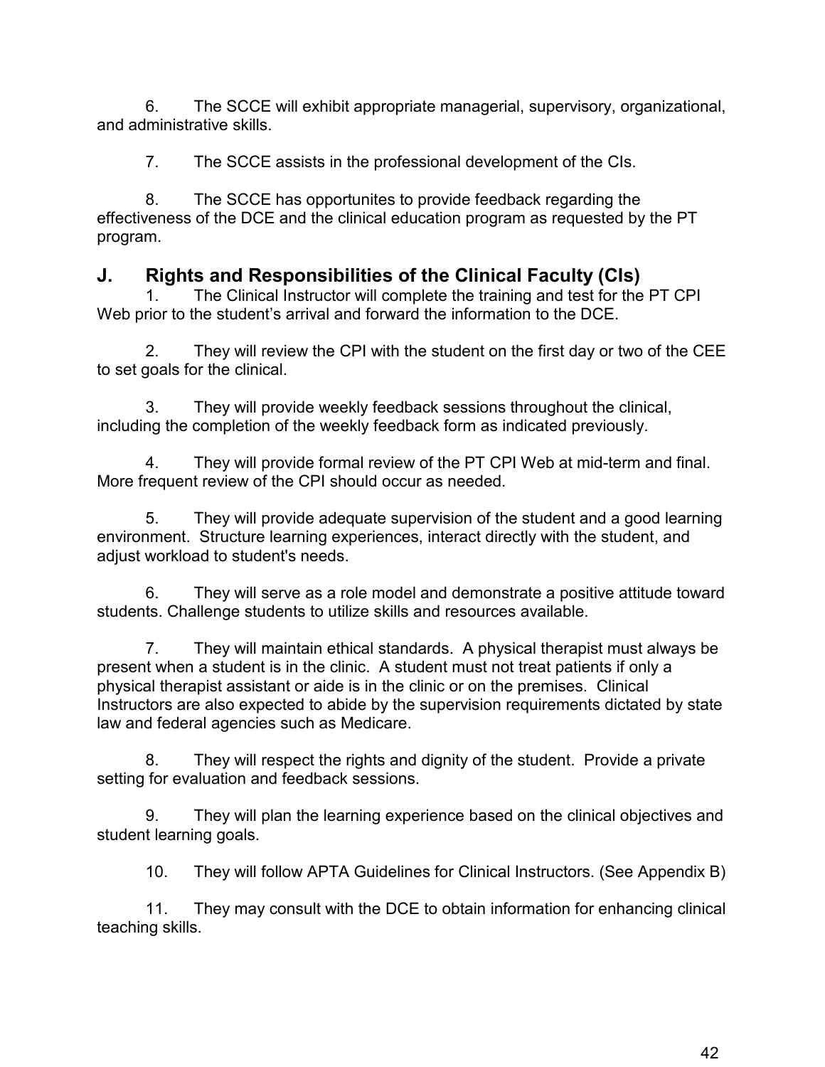6. The SCCE will exhibit appropriate managerial, supervisory, organizational, and administrative skills.

7. The SCCE assists in the professional development of the CIs.

8. The SCCE has opportunites to provide feedback regarding the effectiveness of the DCE and the clinical education program as requested by the PT program.

## J. Rights and Responsibilities of the Clinical Faculty (CIs)

1. The Clinical Instructor will complete the training and test for the PT CPI Web prior to the student's arrival and forward the information to the DCE.

2. They will review the CPI with the student on the first day or two of the CEE to set goals for the clinical.

3. They will provide weekly feedback sessions throughout the clinical, including the completion of the weekly feedback form as indicated previously.

4. They will provide formal review of the PT CPI Web at mid-term and final. More frequent review of the CPI should occur as needed.

5. They will provide adequate supervision of the student and a good learning environment. Structure learning experiences, interact directly with the student, and adjust workload to student's needs.

6. They will serve as a role model and demonstrate a positive attitude toward students. Challenge students to utilize skills and resources available.

7. They will maintain ethical standards. A physical therapist must always be present when a student is in the clinic. A student must not treat patients if only a physical therapist assistant or aide is in the clinic or on the premises. Clinical Instructors are also expected to abide by the supervision requirements dictated by state law and federal agencies such as Medicare.

8. They will respect the rights and dignity of the student. Provide a private setting for evaluation and feedback sessions.

9. They will plan the learning experience based on the clinical objectives and student learning goals.

10. They will follow APTA Guidelines for Clinical Instructors. (See Appendix B)

11. They may consult with the DCE to obtain information for enhancing clinical teaching skills.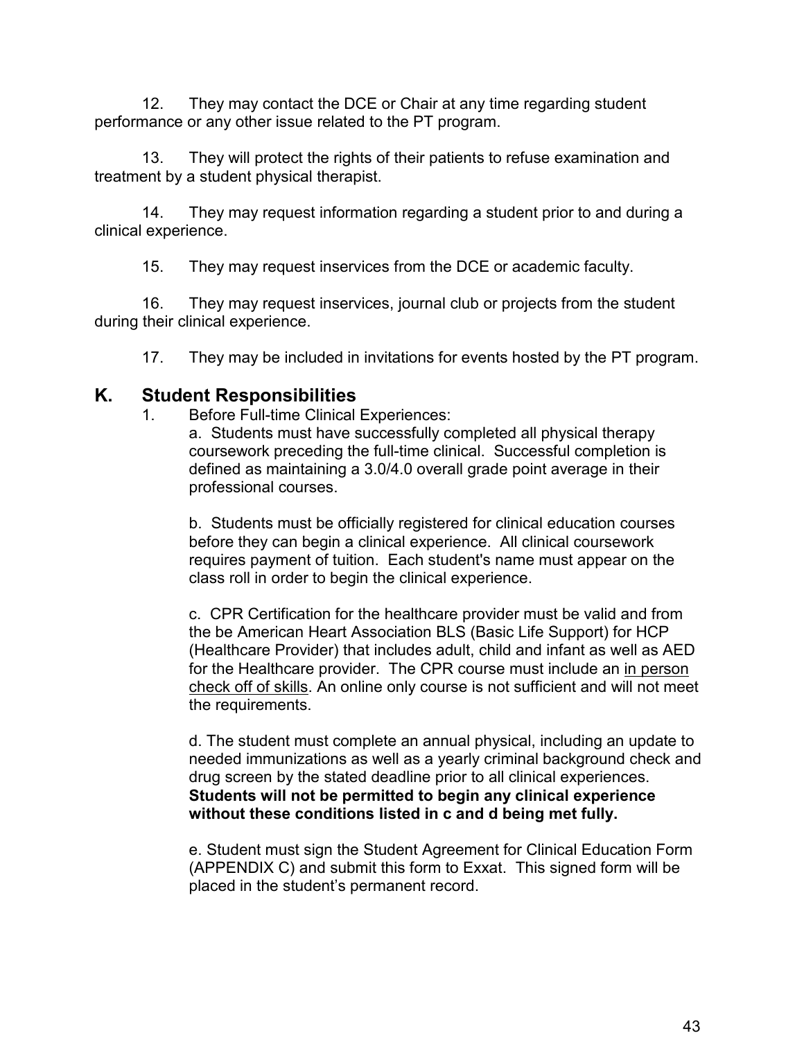12. They may contact the DCE or Chair at any time regarding student performance or any other issue related to the PT program.

13. They will protect the rights of their patients to refuse examination and treatment by a student physical therapist.

14. They may request information regarding a student prior to and during a clinical experience.

15. They may request inservices from the DCE or academic faculty.

16. They may request inservices, journal club or projects from the student during their clinical experience.

17. They may be included in invitations for events hosted by the PT program.

## K. Student Responsibilities

1. Before Full-time Clinical Experiences:

   a. Students must have successfully completed all physical therapy coursework preceding the full-time clinical. Successful completion is defined as maintaining a 3.0/4.0 overall grade point average in their professional courses.

   b. Students must be officially registered for clinical education courses before they can begin a clinical experience. All clinical coursework requires payment of tuition. Each student's name must appear on the class roll in order to begin the clinical experience.

   c. CPR Certification for the healthcare provider must be valid and from the be American Heart Association BLS (Basic Life Support) for HCP (Healthcare Provider) that includes adult, child and infant as well as AED for the Healthcare provider. The CPR course must include an <u>in person check off of skills</u>. An online only course is not sufficient and will not meet the requirements.

   d. The student must complete an annual physical, including an update to needed immunizations as well as a yearly criminal background check and drug screen by the stated deadline prior to all clinical experiences. **Students will not be permitted to begin any clinical experience without these conditions listed in c and d being met fully.**

   e. Student must sign the Student Agreement for Clinical Education Form (APPENDIX C) and submit this form to Exxat. This signed form will be placed in the student's permanent record.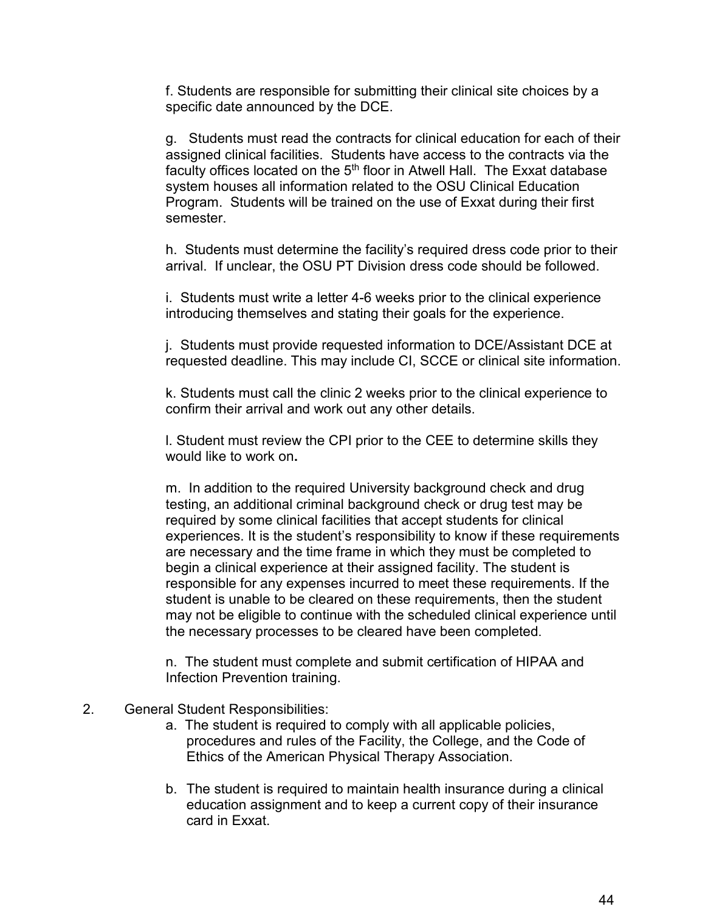f. Students are responsible for submitting their clinical site choices by a specific date announced by the DCE.

g. Students must read the contracts for clinical education for each of their assigned clinical facilities. Students have access to the contracts via the faculty offices located on the 5th floor in Atwell Hall. The Exxat database system houses all information related to the OSU Clinical Education Program. Students will be trained on the use of Exxat during their first semester.

h. Students must determine the facility's required dress code prior to their arrival. If unclear, the OSU PT Division dress code should be followed.

i. Students must write a letter 4-6 weeks prior to the clinical experience introducing themselves and stating their goals for the experience.

j. Students must provide requested information to DCE/Assistant DCE at requested deadline. This may include CI, SCCE or clinical site information.

k. Students must call the clinic 2 weeks prior to the clinical experience to confirm their arrival and work out any other details.

l. Student must review the CPI prior to the CEE to determine skills they would like to work on.

m. In addition to the required University background check and drug testing, an additional criminal background check or drug test may be required by some clinical facilities that accept students for clinical experiences. It is the student's responsibility to know if these requirements are necessary and the time frame in which they must be completed to begin a clinical experience at their assigned facility. The student is responsible for any expenses incurred to meet these requirements. If the student is unable to be cleared on these requirements, then the student may not be eligible to continue with the scheduled clinical experience until the necessary processes to be cleared have been completed.

n. The student must complete and submit certification of HIPAA and Infection Prevention training.

2. General Student Responsibilities:

   a. The student is required to comply with all applicable policies, procedures and rules of the Facility, the College, and the Code of Ethics of the American Physical Therapy Association.

   b. The student is required to maintain health insurance during a clinical education assignment and to keep a current copy of their insurance card in Exxat.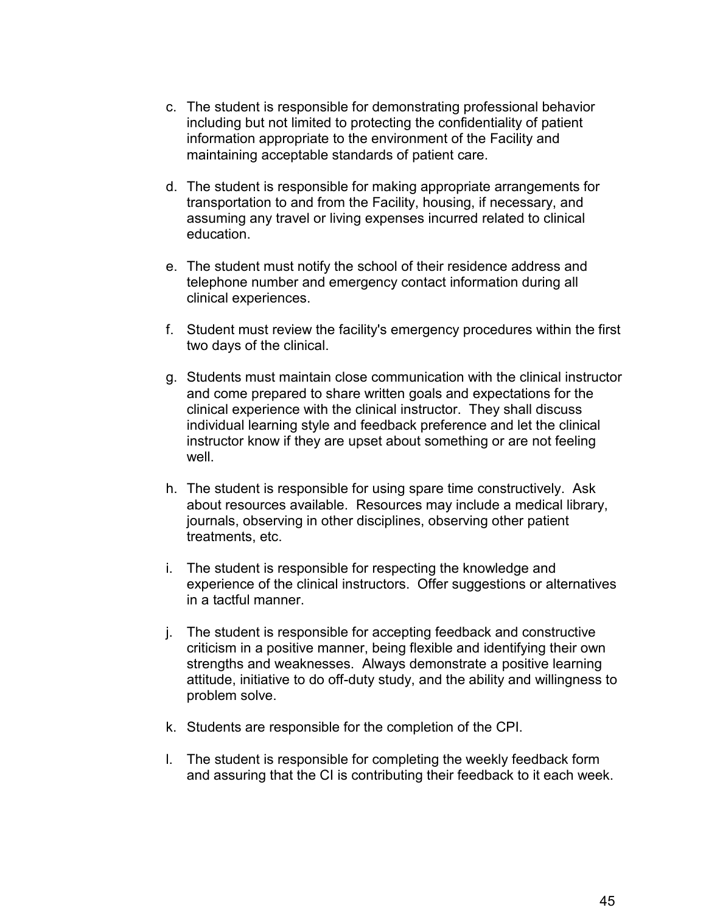c. The student is responsible for demonstrating professional behavior including but not limited to protecting the confidentiality of patient information appropriate to the environment of the Facility and maintaining acceptable standards of patient care.

d. The student is responsible for making appropriate arrangements for transportation to and from the Facility, housing, if necessary, and assuming any travel or living expenses incurred related to clinical education.

e. The student must notify the school of their residence address and telephone number and emergency contact information during all clinical experiences.

f. Student must review the facility's emergency procedures within the first two days of the clinical.

g. Students must maintain close communication with the clinical instructor and come prepared to share written goals and expectations for the clinical experience with the clinical instructor. They shall discuss individual learning style and feedback preference and let the clinical instructor know if they are upset about something or are not feeling well.

h. The student is responsible for using spare time constructively. Ask about resources available. Resources may include a medical library, journals, observing in other disciplines, observing other patient treatments, etc.

i. The student is responsible for respecting the knowledge and experience of the clinical instructors. Offer suggestions or alternatives in a tactful manner.

j. The student is responsible for accepting feedback and constructive criticism in a positive manner, being flexible and identifying their own strengths and weaknesses. Always demonstrate a positive learning attitude, initiative to do off-duty study, and the ability and willingness to problem solve.

k. Students are responsible for the completion of the CPI.

l. The student is responsible for completing the weekly feedback form and assuring that the CI is contributing their feedback to it each week.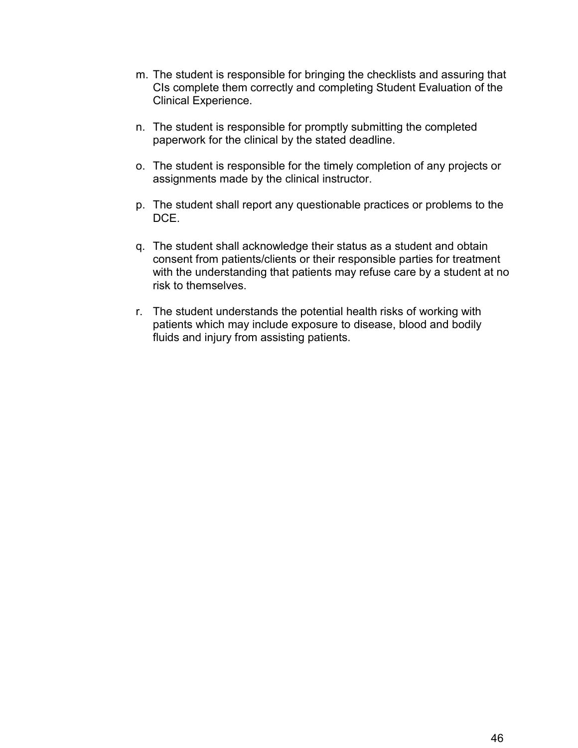m. The student is responsible for bringing the checklists and assuring that CIs complete them correctly and completing Student Evaluation of the Clinical Experience.

n. The student is responsible for promptly submitting the completed paperwork for the clinical by the stated deadline.

o. The student is responsible for the timely completion of any projects or assignments made by the clinical instructor.

p. The student shall report any questionable practices or problems to the DCE.

q. The student shall acknowledge their status as a student and obtain consent from patients/clients or their responsible parties for treatment with the understanding that patients may refuse care by a student at no risk to themselves.

r. The student understands the potential health risks of working with patients which may include exposure to disease, blood and bodily fluids and injury from assisting patients.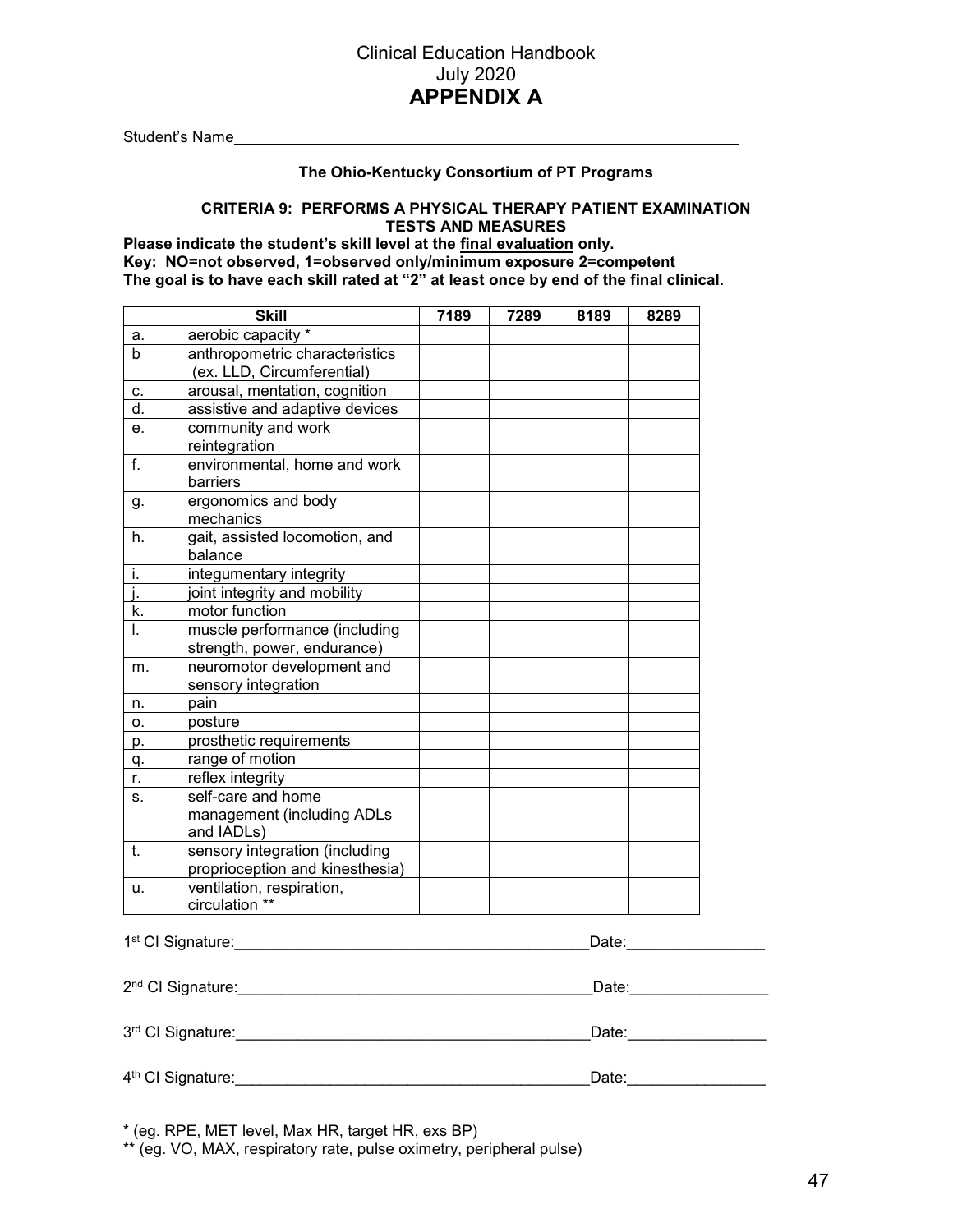Clinical Education Handbook
July 2020

# APPENDIX A

Student's Name______________________________________________

**The Ohio-Kentucky Consortium of PT Programs**

**CRITERIA 9: PERFORMS A PHYSICAL THERAPY PATIENT EXAMINATION TESTS AND MEASURES**

**Please indicate the student's skill level at the final evaluation only.**
**Key: NO=not observed, 1=observed only/minimum exposure 2=competent**
**The goal is to have each skill rated at "2" at least once by end of the final clinical.**

| | Skill | 7189 | 7289 | 8189 | 8289 |
|---|---|---|---|---|---|
| a. | aerobic capacity * | | | | |
| b | anthropometric characteristics (ex. LLD, Circumferential) | | | | |
| c. | arousal, mentation, cognition | | | | |
| d. | assistive and adaptive devices | | | | |
| e. | community and work reintegration | | | | |
| f. | environmental, home and work barriers | | | | |
| g. | ergonomics and body mechanics | | | | |
| h. | gait, assisted locomotion, and balance | | | | |
| i. | integumentary integrity | | | | |
| j. | joint integrity and mobility | | | | |
| k. | motor function | | | | |
| l. | muscle performance (including strength, power, endurance) | | | | |
| m. | neuromotor development and sensory integration | | | | |
| n. | pain | | | | |
| o. | posture | | | | |
| p. | prosthetic requirements | | | | |
| q. | range of motion | | | | |
| r. | reflex integrity | | | | |
| s. | self-care and home management (including ADLs and IADLs) | | | | |
| t. | sensory integration (including proprioception and kinesthesia) | | | | |
| u. | ventilation, respiration, circulation ** | | | | |

1st CI Signature:_________________________________________Date:________________

2nd CI Signature:_________________________________________Date:________________

3rd CI Signature:_________________________________________Date:________________

4th CI Signature:_________________________________________Date:________________

* (eg. RPE, MET level, Max HR, target HR, exs BP)
** (eg. VO, MAX, respiratory rate, pulse oximetry, peripheral pulse)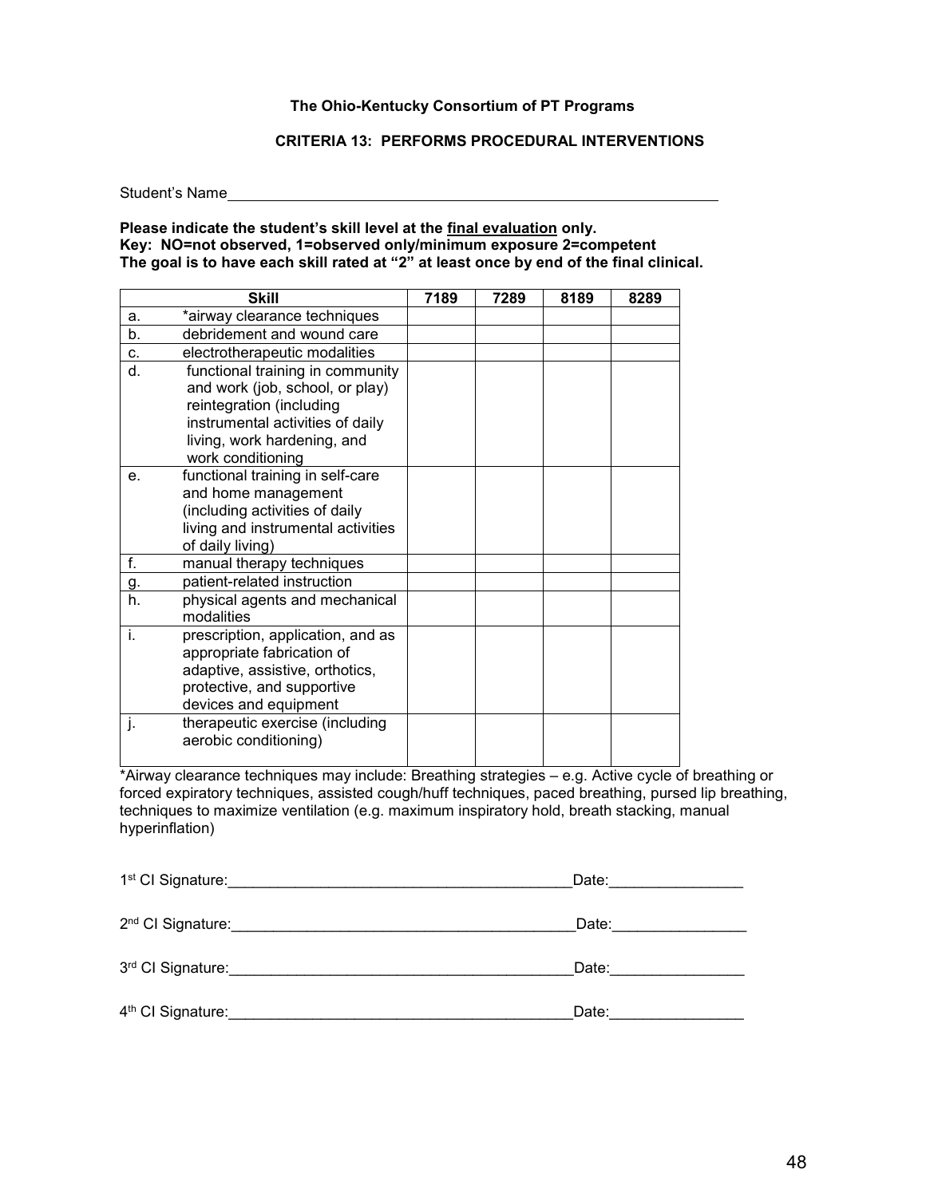**The Ohio-Kentucky Consortium of PT Programs**

**CRITERIA 13: PERFORMS PROCEDURAL INTERVENTIONS**

Student's Name\_\_\_\_\_\_\_\_\_\_\_\_\_\_\_\_\_\_\_\_\_\_\_\_\_\_\_\_\_\_\_\_\_\_\_\_\_\_\_\_\_\_\_\_\_\_\_\_

**Please indicate the student's skill level at the final evaluation only.**
**Key: NO=not observed, 1=observed only/minimum exposure 2=competent**
**The goal is to have each skill rated at "2" at least once by end of the final clinical.**

| | Skill | 7189 | 7289 | 8189 | 8289 |
|---|---|---|---|---|---|
| a. | *airway clearance techniques | | | | |
| b. | debridement and wound care | | | | |
| c. | electrotherapeutic modalities | | | | |
| d. | functional training in community and work (job, school, or play) reintegration (including instrumental activities of daily living, work hardening, and work conditioning | | | | |
| e. | functional training in self-care and home management (including activities of daily living and instrumental activities of daily living) | | | | |
| f. | manual therapy techniques | | | | |
| g. | patient-related instruction | | | | |
| h. | physical agents and mechanical modalities | | | | |
| i. | prescription, application, and as appropriate fabrication of adaptive, assistive, orthotics, protective, and supportive devices and equipment | | | | |
| j. | therapeutic exercise (including aerobic conditioning) | | | | |

*Airway clearance techniques may include: Breathing strategies – e.g. Active cycle of breathing or forced expiratory techniques, assisted cough/huff techniques, paced breathing, pursed lip breathing, techniques to maximize ventilation (e.g. maximum inspiratory hold, breath stacking, manual hyperinflation)

1st CI Signature:\_\_\_\_\_\_\_\_\_\_\_\_\_\_\_\_\_\_\_\_\_\_\_\_\_\_\_\_\_\_\_\_\_\_\_\_\_\_\_\_Date:\_\_\_\_\_\_\_\_\_\_\_\_\_\_\_\_

2nd CI Signature:\_\_\_\_\_\_\_\_\_\_\_\_\_\_\_\_\_\_\_\_\_\_\_\_\_\_\_\_\_\_\_\_\_\_\_\_\_\_\_\_Date:\_\_\_\_\_\_\_\_\_\_\_\_\_\_\_\_

3rd CI Signature:\_\_\_\_\_\_\_\_\_\_\_\_\_\_\_\_\_\_\_\_\_\_\_\_\_\_\_\_\_\_\_\_\_\_\_\_\_\_\_\_Date:\_\_\_\_\_\_\_\_\_\_\_\_\_\_\_\_

4th CI Signature:\_\_\_\_\_\_\_\_\_\_\_\_\_\_\_\_\_\_\_\_\_\_\_\_\_\_\_\_\_\_\_\_\_\_\_\_\_\_\_\_Date:\_\_\_\_\_\_\_\_\_\_\_\_\_\_\_\_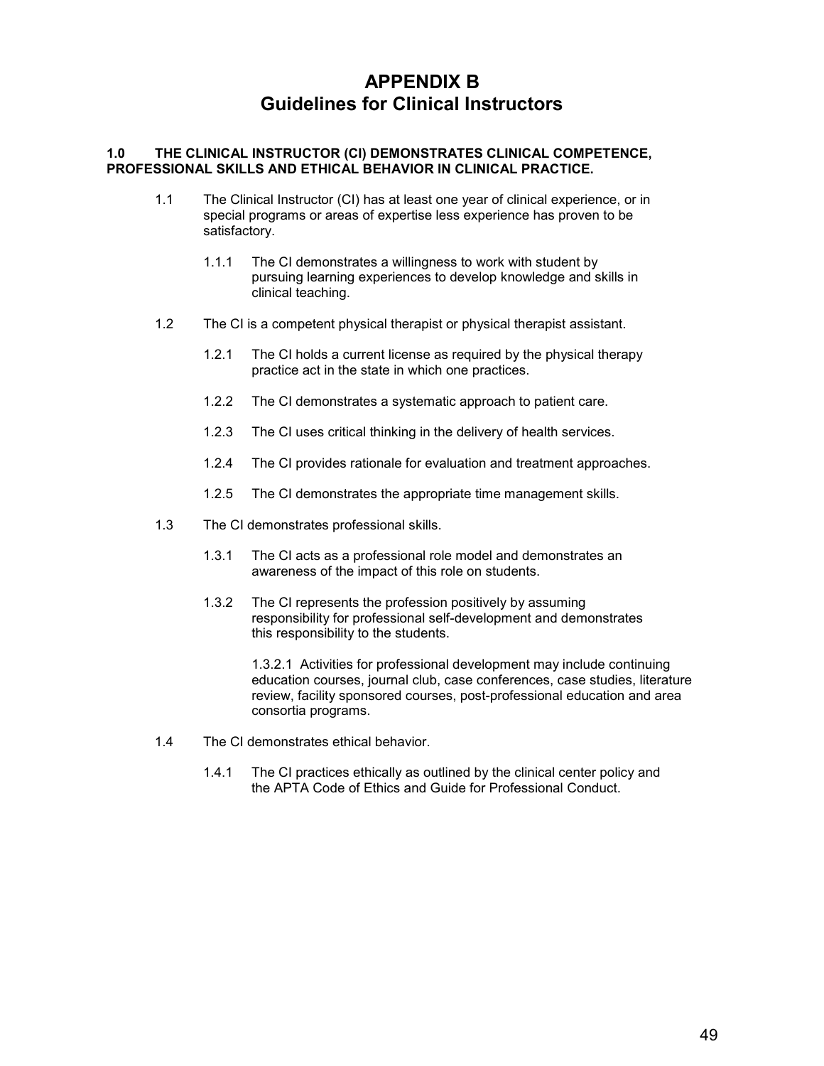# APPENDIX B
# Guidelines for Clinical Instructors

**1.0 THE CLINICAL INSTRUCTOR (CI) DEMONSTRATES CLINICAL COMPETENCE, PROFESSIONAL SKILLS AND ETHICAL BEHAVIOR IN CLINICAL PRACTICE.**

1.1 The Clinical Instructor (CI) has at least one year of clinical experience, or in special programs or areas of expertise less experience has proven to be satisfactory.

 1.1.1 The CI demonstrates a willingness to work with student by pursuing learning experiences to develop knowledge and skills in clinical teaching.

1.2 The CI is a competent physical therapist or physical therapist assistant.

 1.2.1 The CI holds a current license as required by the physical therapy practice act in the state in which one practices.

 1.2.2 The CI demonstrates a systematic approach to patient care.

 1.2.3 The CI uses critical thinking in the delivery of health services.

 1.2.4 The CI provides rationale for evaluation and treatment approaches.

 1.2.5 The CI demonstrates the appropriate time management skills.

1.3 The CI demonstrates professional skills.

 1.3.1 The CI acts as a professional role model and demonstrates an awareness of the impact of this role on students.

 1.3.2 The CI represents the profession positively by assuming responsibility for professional self-development and demonstrates this responsibility to the students.

  1.3.2.1 Activities for professional development may include continuing education courses, journal club, case conferences, case studies, literature review, facility sponsored courses, post-professional education and area consortia programs.

1.4 The CI demonstrates ethical behavior.

 1.4.1 The CI practices ethically as outlined by the clinical center policy and the APTA Code of Ethics and Guide for Professional Conduct.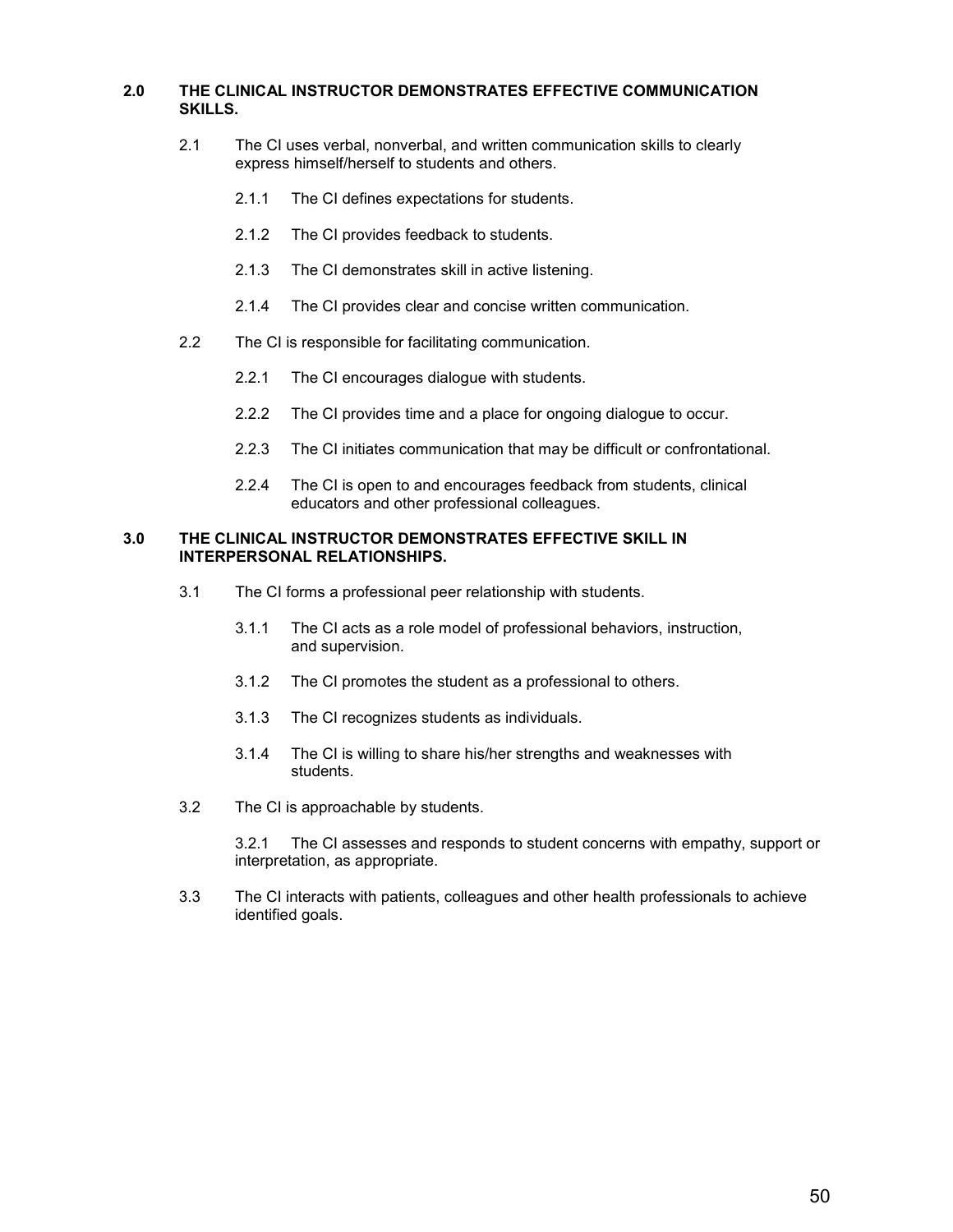## 2.0 THE CLINICAL INSTRUCTOR DEMONSTRATES EFFECTIVE COMMUNICATION SKILLS.

2.1 The CI uses verbal, nonverbal, and written communication skills to clearly express himself/herself to students and others.

2.1.1 The CI defines expectations for students.

2.1.2 The CI provides feedback to students.

2.1.3 The CI demonstrates skill in active listening.

2.1.4 The CI provides clear and concise written communication.

2.2 The CI is responsible for facilitating communication.

2.2.1 The CI encourages dialogue with students.

2.2.2 The CI provides time and a place for ongoing dialogue to occur.

2.2.3 The CI initiates communication that may be difficult or confrontational.

2.2.4 The CI is open to and encourages feedback from students, clinical educators and other professional colleagues.

## 3.0 THE CLINICAL INSTRUCTOR DEMONSTRATES EFFECTIVE SKILL IN INTERPERSONAL RELATIONSHIPS.

3.1 The CI forms a professional peer relationship with students.

3.1.1 The CI acts as a role model of professional behaviors, instruction, and supervision.

3.1.2 The CI promotes the student as a professional to others.

3.1.3 The CI recognizes students as individuals.

3.1.4 The CI is willing to share his/her strengths and weaknesses with students.

3.2 The CI is approachable by students.

3.2.1 The CI assesses and responds to student concerns with empathy, support or interpretation, as appropriate.

3.3 The CI interacts with patients, colleagues and other health professionals to achieve identified goals.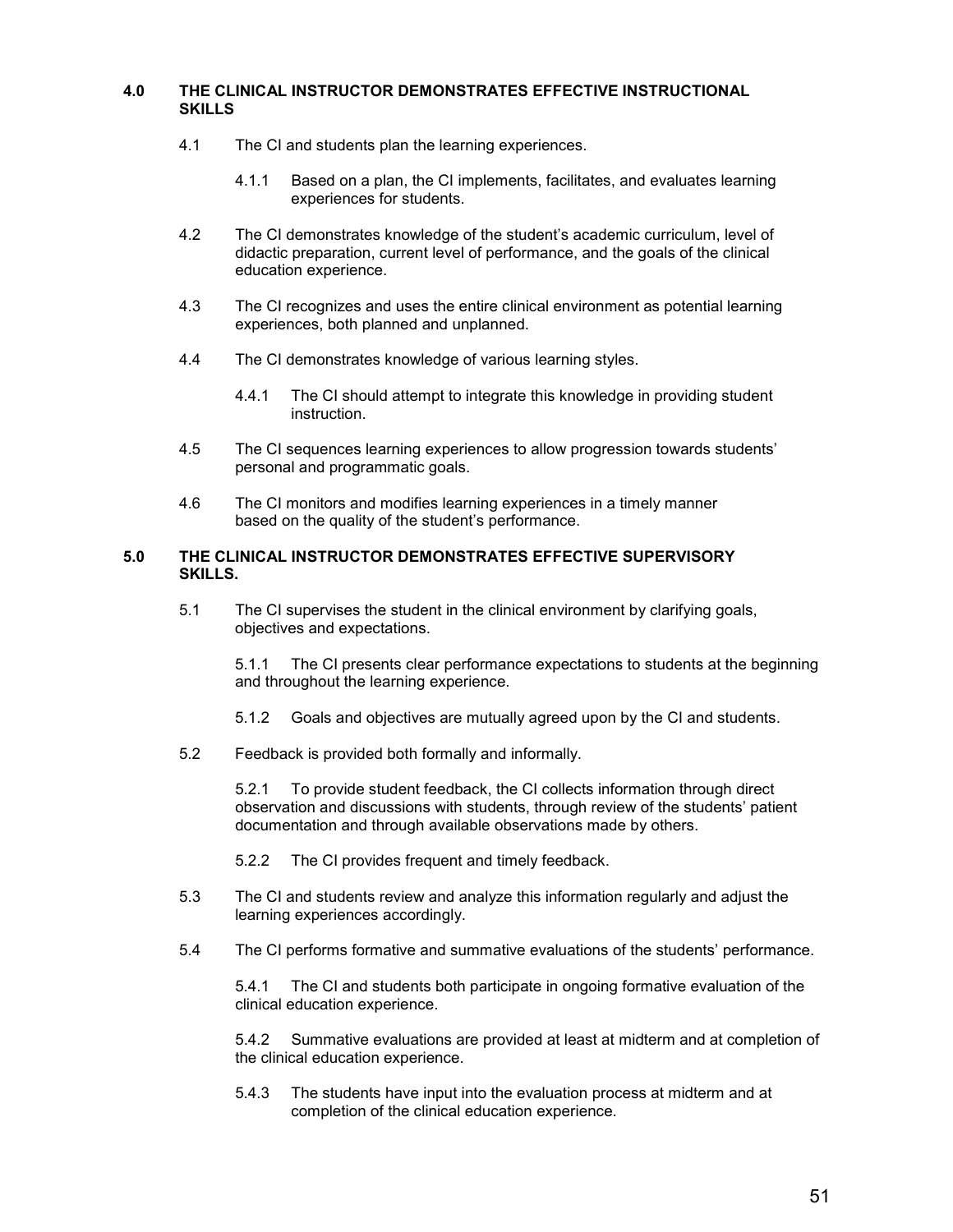### 4.0 THE CLINICAL INSTRUCTOR DEMONSTRATES EFFECTIVE INSTRUCTIONAL SKILLS

4.1 The CI and students plan the learning experiences.

4.1.1 Based on a plan, the CI implements, facilitates, and evaluates learning experiences for students.

4.2 The CI demonstrates knowledge of the student's academic curriculum, level of didactic preparation, current level of performance, and the goals of the clinical education experience.

4.3 The CI recognizes and uses the entire clinical environment as potential learning experiences, both planned and unplanned.

4.4 The CI demonstrates knowledge of various learning styles.

4.4.1 The CI should attempt to integrate this knowledge in providing student instruction.

4.5 The CI sequences learning experiences to allow progression towards students' personal and programmatic goals.

4.6 The CI monitors and modifies learning experiences in a timely manner based on the quality of the student's performance.

### 5.0 THE CLINICAL INSTRUCTOR DEMONSTRATES EFFECTIVE SUPERVISORY SKILLS.

5.1 The CI supervises the student in the clinical environment by clarifying goals, objectives and expectations.

5.1.1 The CI presents clear performance expectations to students at the beginning and throughout the learning experience.

5.1.2 Goals and objectives are mutually agreed upon by the CI and students.

5.2 Feedback is provided both formally and informally.

5.2.1 To provide student feedback, the CI collects information through direct observation and discussions with students, through review of the students' patient documentation and through available observations made by others.

5.2.2 The CI provides frequent and timely feedback.

5.3 The CI and students review and analyze this information regularly and adjust the learning experiences accordingly.

5.4 The CI performs formative and summative evaluations of the students' performance.

5.4.1 The CI and students both participate in ongoing formative evaluation of the clinical education experience.

5.4.2 Summative evaluations are provided at least at midterm and at completion of the clinical education experience.

5.4.3 The students have input into the evaluation process at midterm and at completion of the clinical education experience.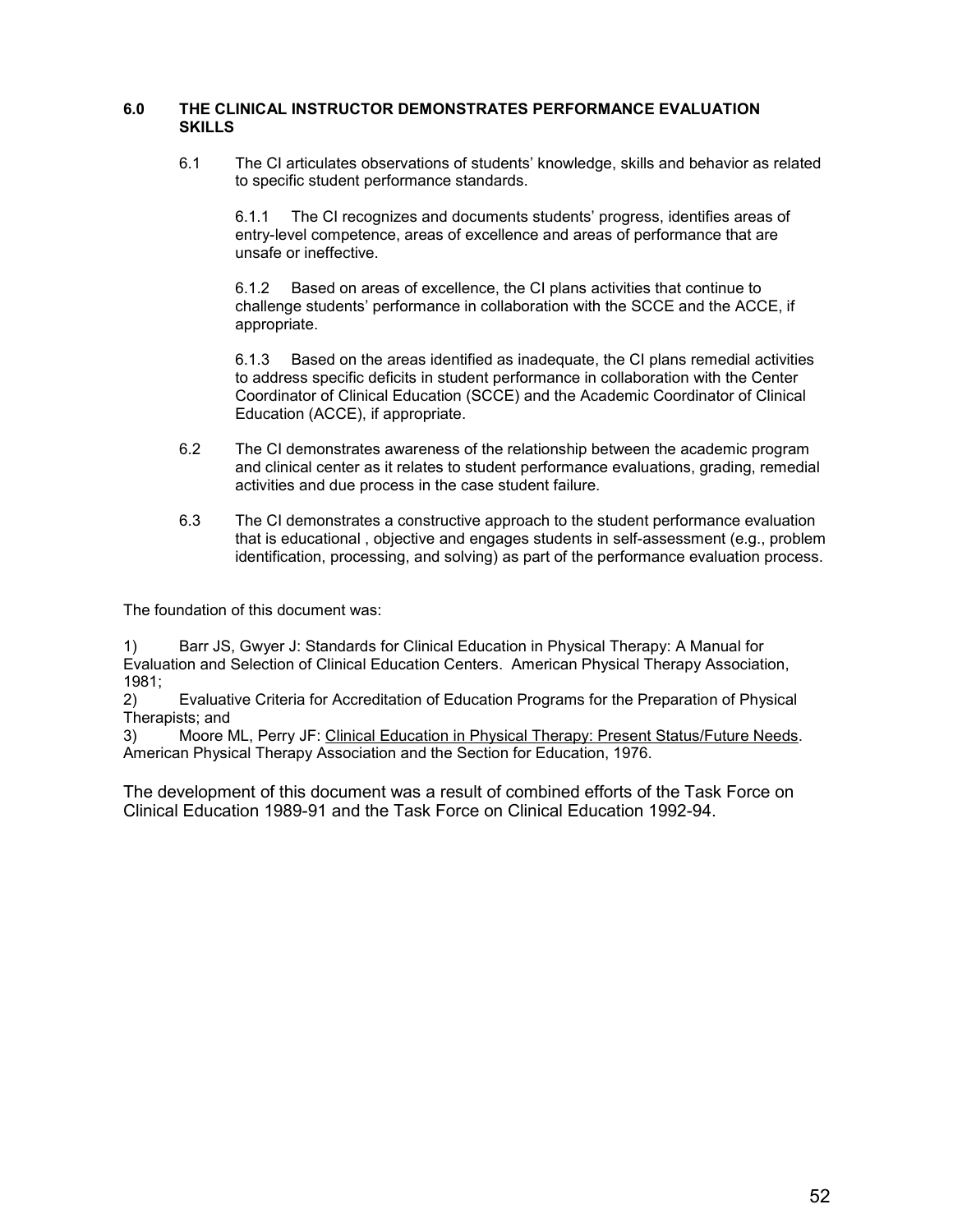### 6.0 THE CLINICAL INSTRUCTOR DEMONSTRATES PERFORMANCE EVALUATION SKILLS

6.1 The CI articulates observations of students' knowledge, skills and behavior as related to specific student performance standards.

6.1.1 The CI recognizes and documents students' progress, identifies areas of entry-level competence, areas of excellence and areas of performance that are unsafe or ineffective.

6.1.2 Based on areas of excellence, the CI plans activities that continue to challenge students' performance in collaboration with the SCCE and the ACCE, if appropriate.

6.1.3 Based on the areas identified as inadequate, the CI plans remedial activities to address specific deficits in student performance in collaboration with the Center Coordinator of Clinical Education (SCCE) and the Academic Coordinator of Clinical Education (ACCE), if appropriate.

6.2 The CI demonstrates awareness of the relationship between the academic program and clinical center as it relates to student performance evaluations, grading, remedial activities and due process in the case student failure.

6.3 The CI demonstrates a constructive approach to the student performance evaluation that is educational , objective and engages students in self-assessment (e.g., problem identification, processing, and solving) as part of the performance evaluation process.

The foundation of this document was:

1) Barr JS, Gwyer J: Standards for Clinical Education in Physical Therapy: A Manual for Evaluation and Selection of Clinical Education Centers. American Physical Therapy Association, 1981;
2) Evaluative Criteria for Accreditation of Education Programs for the Preparation of Physical Therapists; and
3) Moore ML, Perry JF: Clinical Education in Physical Therapy: Present Status/Future Needs. American Physical Therapy Association and the Section for Education, 1976.

The development of this document was a result of combined efforts of the Task Force on Clinical Education 1989-91 and the Task Force on Clinical Education 1992-94.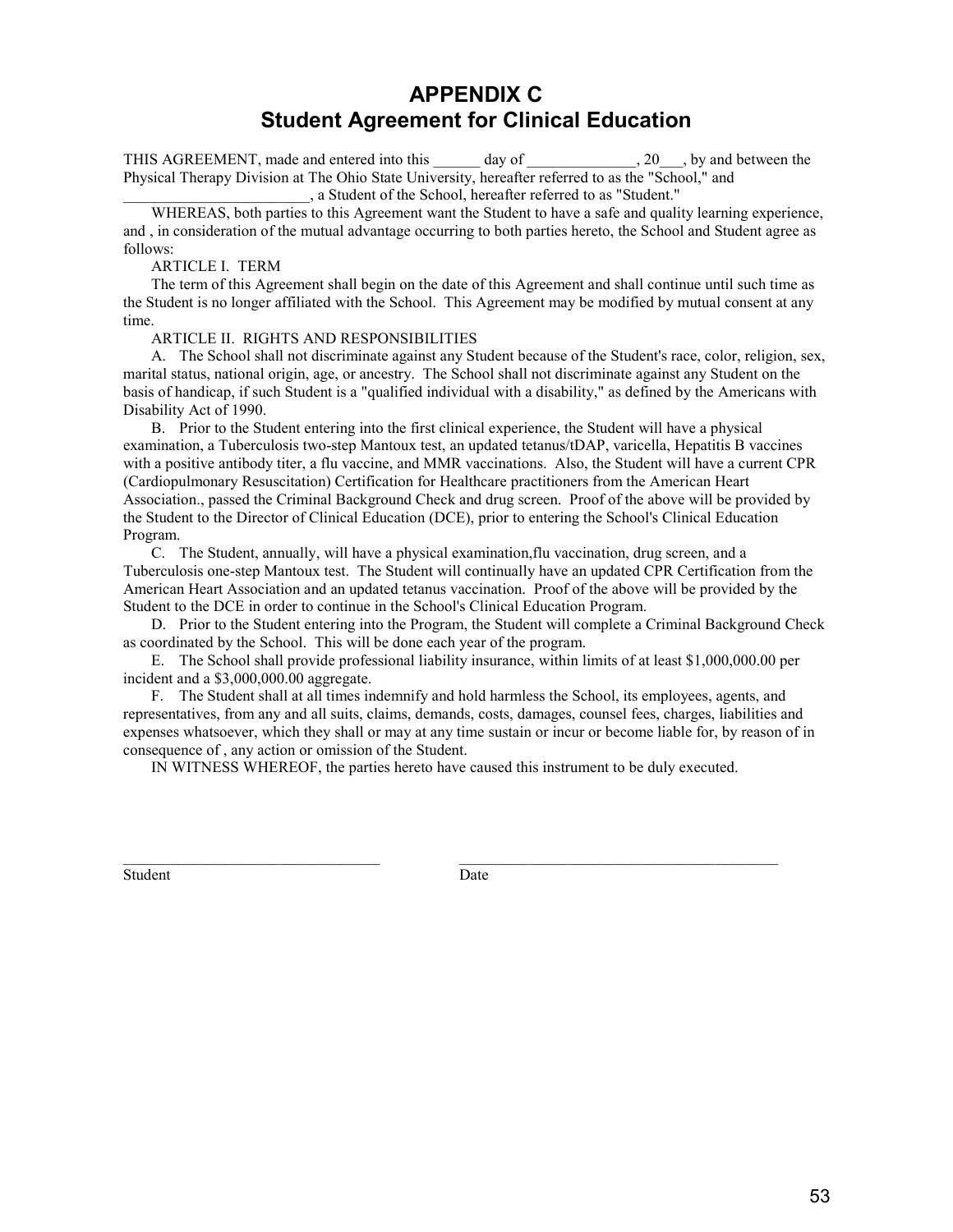# APPENDIX C
# Student Agreement for Clinical Education

THIS AGREEMENT, made and entered into this ______ day of ______________, 20___, by and between the Physical Therapy Division at The Ohio State University, hereafter referred to as the "School," and ________________________, a Student of the School, hereafter referred to as "Student."

WHEREAS, both parties to this Agreement want the Student to have a safe and quality learning experience, and , in consideration of the mutual advantage occurring to both parties hereto, the School and Student agree as follows:

ARTICLE I. TERM

The term of this Agreement shall begin on the date of this Agreement and shall continue until such time as the Student is no longer affiliated with the School. This Agreement may be modified by mutual consent at any time.

ARTICLE II. RIGHTS AND RESPONSIBILITIES

A. The School shall not discriminate against any Student because of the Student's race, color, religion, sex, marital status, national origin, age, or ancestry. The School shall not discriminate against any Student on the basis of handicap, if such Student is a "qualified individual with a disability," as defined by the Americans with Disability Act of 1990.

B. Prior to the Student entering into the first clinical experience, the Student will have a physical examination, a Tuberculosis two-step Mantoux test, an updated tetanus/tDAP, varicella, Hepatitis B vaccines with a positive antibody titer, a flu vaccine, and MMR vaccinations. Also, the Student will have a current CPR (Cardiopulmonary Resuscitation) Certification for Healthcare practitioners from the American Heart Association., passed the Criminal Background Check and drug screen. Proof of the above will be provided by the Student to the Director of Clinical Education (DCE), prior to entering the School's Clinical Education Program.

C. The Student, annually, will have a physical examination,flu vaccination, drug screen, and a Tuberculosis one-step Mantoux test. The Student will continually have an updated CPR Certification from the American Heart Association and an updated tetanus vaccination. Proof of the above will be provided by the Student to the DCE in order to continue in the School's Clinical Education Program.

D. Prior to the Student entering into the Program, the Student will complete a Criminal Background Check as coordinated by the School. This will be done each year of the program.

E. The School shall provide professional liability insurance, within limits of at least $1,000,000.00 per incident and a $3,000,000.00 aggregate.

F. The Student shall at all times indemnify and hold harmless the School, its employees, agents, and representatives, from any and all suits, claims, demands, costs, damages, counsel fees, charges, liabilities and expenses whatsoever, which they shall or may at any time sustain or incur or become liable for, by reason of in consequence of , any action or omission of the Student.

IN WITNESS WHEREOF, the parties hereto have caused this instrument to be duly executed.

__________________________________ __________________________________________

Student Date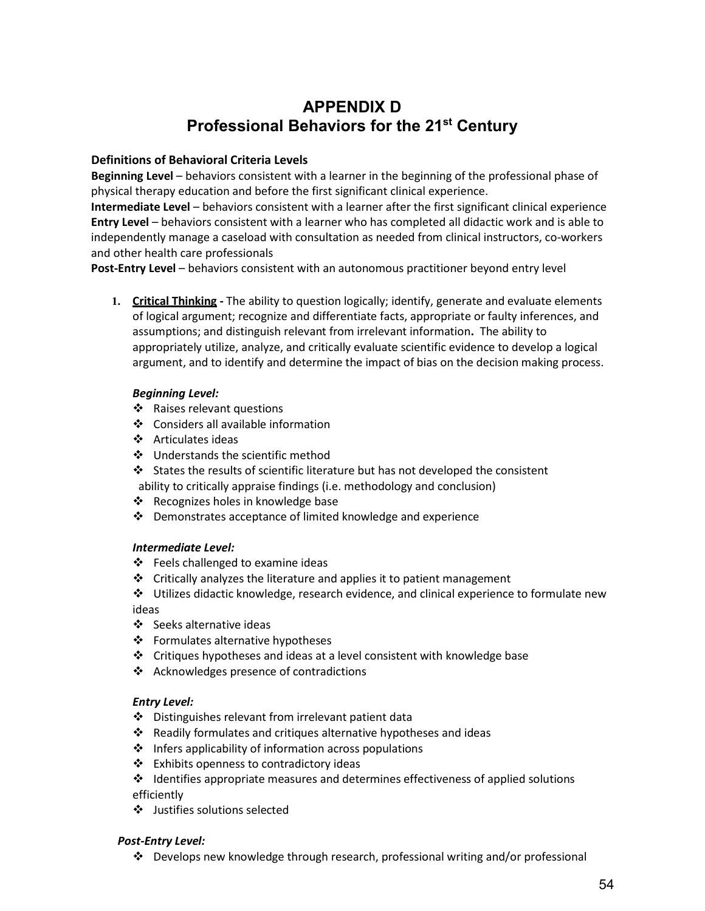# APPENDIX D
# Professional Behaviors for the 21st Century

**Definitions of Behavioral Criteria Levels**

**Beginning Level** – behaviors consistent with a learner in the beginning of the professional phase of physical therapy education and before the first significant clinical experience.

**Intermediate Level** – behaviors consistent with a learner after the first significant clinical experience

**Entry Level** – behaviors consistent with a learner who has completed all didactic work and is able to independently manage a caseload with consultation as needed from clinical instructors, co-workers and other health care professionals

**Post-Entry Level** – behaviors consistent with an autonomous practitioner beyond entry level

1. **Critical Thinking -** The ability to question logically; identify, generate and evaluate elements of logical argument; recognize and differentiate facts, appropriate or faulty inferences, and assumptions; and distinguish relevant from irrelevant information. The ability to appropriately utilize, analyze, and critically evaluate scientific evidence to develop a logical argument, and to identify and determine the impact of bias on the decision making process.

   ***Beginning Level:***
   - Raises relevant questions
   - Considers all available information
   - Articulates ideas
   - Understands the scientific method
   - States the results of scientific literature but has not developed the consistent ability to critically appraise findings (i.e. methodology and conclusion)
   - Recognizes holes in knowledge base
   - Demonstrates acceptance of limited knowledge and experience

   ***Intermediate Level:***
   - Feels challenged to examine ideas
   - Critically analyzes the literature and applies it to patient management
   - Utilizes didactic knowledge, research evidence, and clinical experience to formulate new ideas
   - Seeks alternative ideas
   - Formulates alternative hypotheses
   - Critiques hypotheses and ideas at a level consistent with knowledge base
   - Acknowledges presence of contradictions

   ***Entry Level:***
   - Distinguishes relevant from irrelevant patient data
   - Readily formulates and critiques alternative hypotheses and ideas
   - Infers applicability of information across populations
   - Exhibits openness to contradictory ideas
   - Identifies appropriate measures and determines effectiveness of applied solutions efficiently
   - Justifies solutions selected

   ***Post-Entry Level:***
   - Develops new knowledge through research, professional writing and/or professional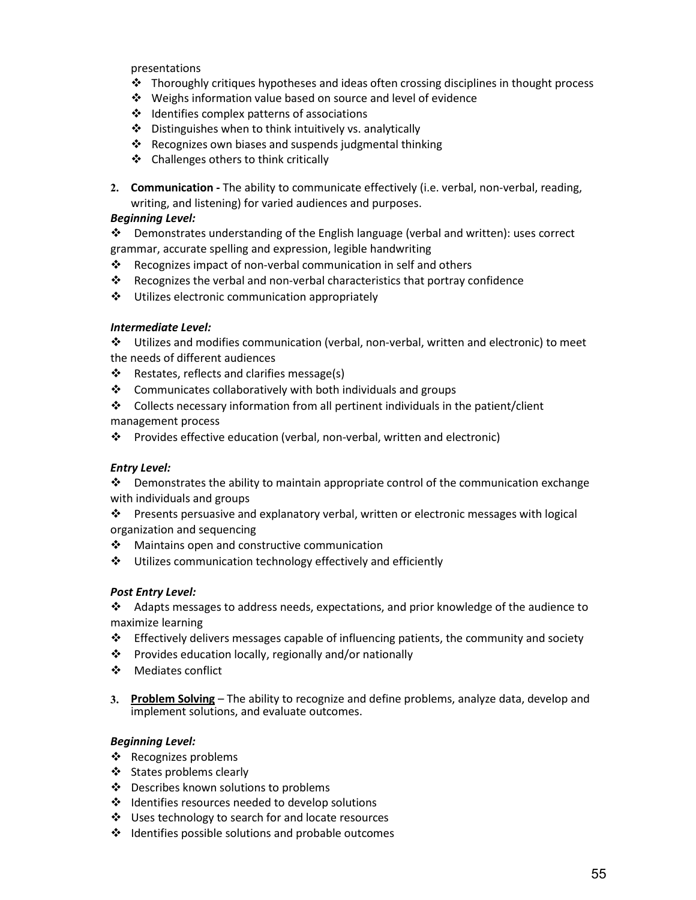presentations

- Thoroughly critiques hypotheses and ideas often crossing disciplines in thought process
- Weighs information value based on source and level of evidence
- Identifies complex patterns of associations
- Distinguishes when to think intuitively vs. analytically
- Recognizes own biases and suspends judgmental thinking
- Challenges others to think critically

2. **Communication -** The ability to communicate effectively (i.e. verbal, non-verbal, reading, writing, and listening) for varied audiences and purposes.

***Beginning Level:***

- Demonstrates understanding of the English language (verbal and written): uses correct grammar, accurate spelling and expression, legible handwriting
- Recognizes impact of non-verbal communication in self and others
- Recognizes the verbal and non-verbal characteristics that portray confidence
- Utilizes electronic communication appropriately

***Intermediate Level:***

- Utilizes and modifies communication (verbal, non-verbal, written and electronic) to meet the needs of different audiences
- Restates, reflects and clarifies message(s)
- Communicates collaboratively with both individuals and groups
- Collects necessary information from all pertinent individuals in the patient/client management process
- Provides effective education (verbal, non-verbal, written and electronic)

***Entry Level:***

- Demonstrates the ability to maintain appropriate control of the communication exchange with individuals and groups
- Presents persuasive and explanatory verbal, written or electronic messages with logical organization and sequencing
- Maintains open and constructive communication
- Utilizes communication technology effectively and efficiently

***Post Entry Level:***

- Adapts messages to address needs, expectations, and prior knowledge of the audience to maximize learning
- Effectively delivers messages capable of influencing patients, the community and society
- Provides education locally, regionally and/or nationally
- Mediates conflict

3. **Problem Solving** – The ability to recognize and define problems, analyze data, develop and implement solutions, and evaluate outcomes.

***Beginning Level:***

- Recognizes problems
- States problems clearly
- Describes known solutions to problems
- Identifies resources needed to develop solutions
- Uses technology to search for and locate resources
- Identifies possible solutions and probable outcomes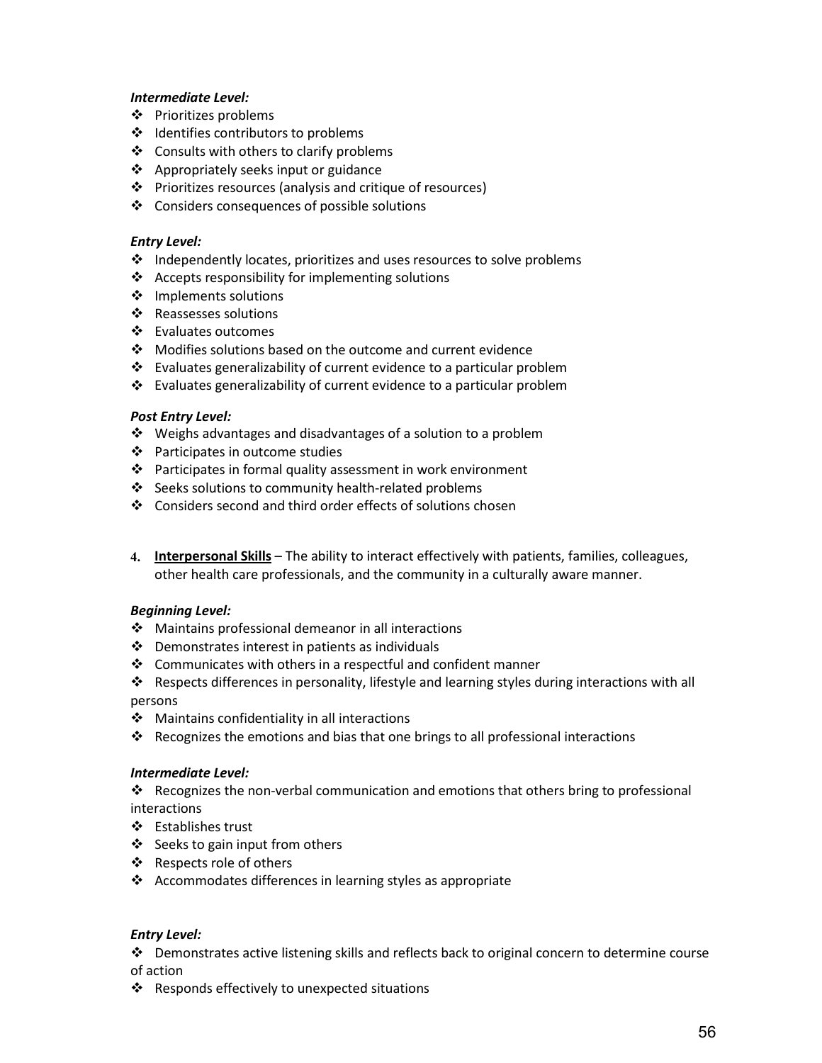***Intermediate Level:***

- Prioritizes problems
- Identifies contributors to problems
- Consults with others to clarify problems
- Appropriately seeks input or guidance
- Prioritizes resources (analysis and critique of resources)
- Considers consequences of possible solutions

***Entry Level:***

- Independently locates, prioritizes and uses resources to solve problems
- Accepts responsibility for implementing solutions
- Implements solutions
- Reassesses solutions
- Evaluates outcomes
- Modifies solutions based on the outcome and current evidence
- Evaluates generalizability of current evidence to a particular problem
- Evaluates generalizability of current evidence to a particular problem

***Post Entry Level:***

- Weighs advantages and disadvantages of a solution to a problem
- Participates in outcome studies
- Participates in formal quality assessment in work environment
- Seeks solutions to community health-related problems
- Considers second and third order effects of solutions chosen

4. **<u>Interpersonal Skills</u>** – The ability to interact effectively with patients, families, colleagues, other health care professionals, and the community in a culturally aware manner.

***Beginning Level:***

- Maintains professional demeanor in all interactions
- Demonstrates interest in patients as individuals
- Communicates with others in a respectful and confident manner
- Respects differences in personality, lifestyle and learning styles during interactions with all persons
- Maintains confidentiality in all interactions
- Recognizes the emotions and bias that one brings to all professional interactions

***Intermediate Level:***

- Recognizes the non-verbal communication and emotions that others bring to professional interactions
- Establishes trust
- Seeks to gain input from others
- Respects role of others
- Accommodates differences in learning styles as appropriate

***Entry Level:***

- Demonstrates active listening skills and reflects back to original concern to determine course of action
- Responds effectively to unexpected situations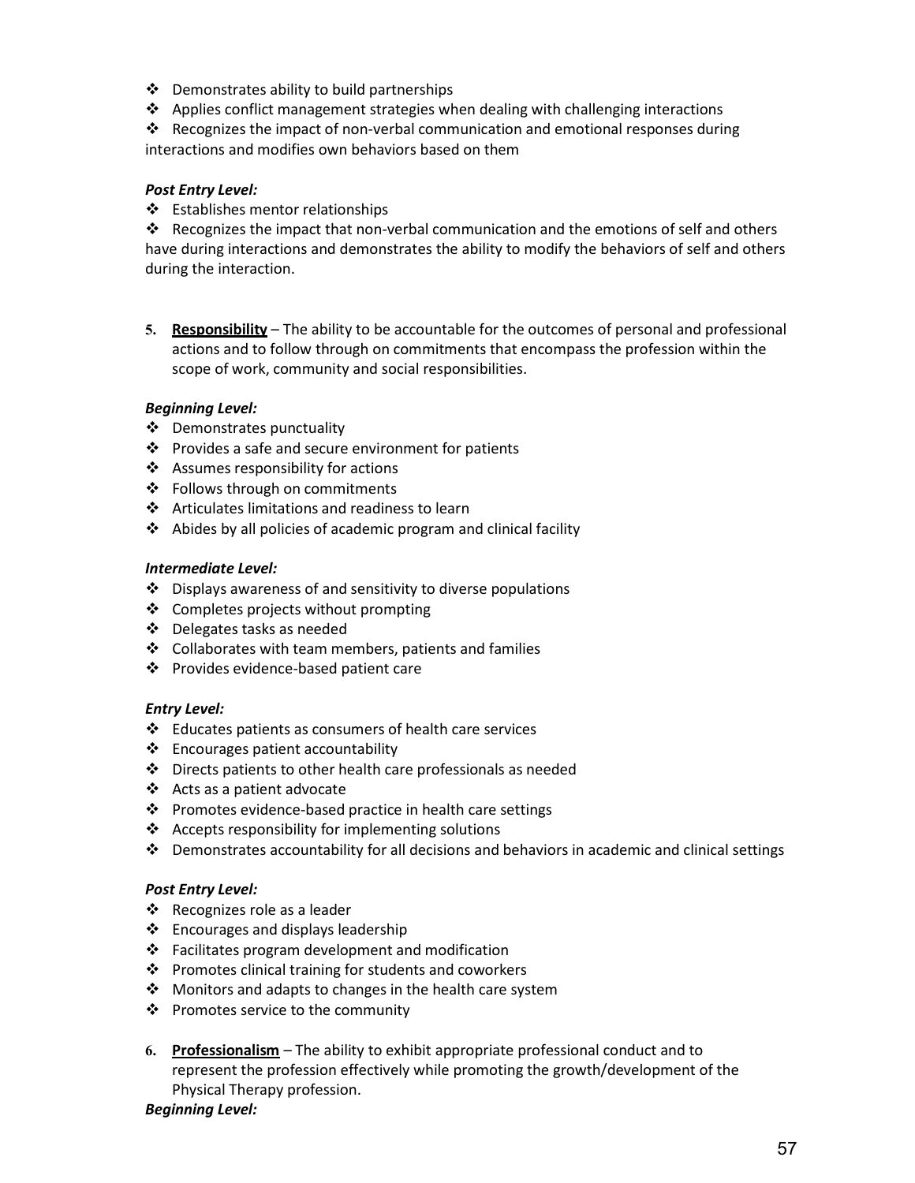- Demonstrates ability to build partnerships
- Applies conflict management strategies when dealing with challenging interactions
- Recognizes the impact of non-verbal communication and emotional responses during interactions and modifies own behaviors based on them

***Post Entry Level:***

- Establishes mentor relationships
- Recognizes the impact that non-verbal communication and the emotions of self and others have during interactions and demonstrates the ability to modify the behaviors of self and others during the interaction.

5. **<u>Responsibility</u>** – The ability to be accountable for the outcomes of personal and professional actions and to follow through on commitments that encompass the profession within the scope of work, community and social responsibilities.

***Beginning Level:***

- Demonstrates punctuality
- Provides a safe and secure environment for patients
- Assumes responsibility for actions
- Follows through on commitments
- Articulates limitations and readiness to learn
- Abides by all policies of academic program and clinical facility

***Intermediate Level:***

- Displays awareness of and sensitivity to diverse populations
- Completes projects without prompting
- Delegates tasks as needed
- Collaborates with team members, patients and families
- Provides evidence-based patient care

***Entry Level:***

- Educates patients as consumers of health care services
- Encourages patient accountability
- Directs patients to other health care professionals as needed
- Acts as a patient advocate
- Promotes evidence-based practice in health care settings
- Accepts responsibility for implementing solutions
- Demonstrates accountability for all decisions and behaviors in academic and clinical settings

***Post Entry Level:***

- Recognizes role as a leader
- Encourages and displays leadership
- Facilitates program development and modification
- Promotes clinical training for students and coworkers
- Monitors and adapts to changes in the health care system
- Promotes service to the community

6. **<u>Professionalism</u>** – The ability to exhibit appropriate professional conduct and to represent the profession effectively while promoting the growth/development of the Physical Therapy profession.

***Beginning Level:***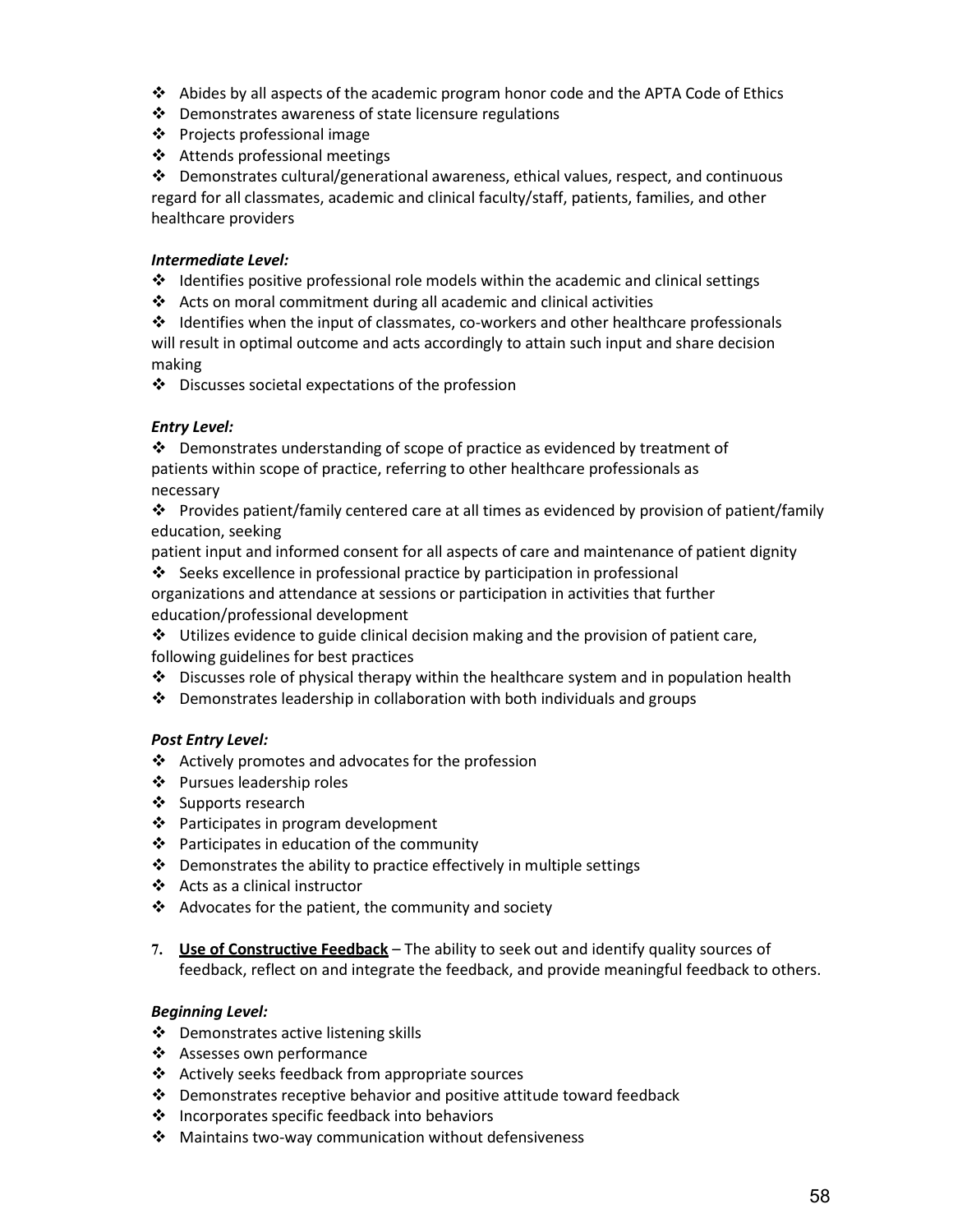- Abides by all aspects of the academic program honor code and the APTA Code of Ethics
- Demonstrates awareness of state licensure regulations
- Projects professional image
- Attends professional meetings
- Demonstrates cultural/generational awareness, ethical values, respect, and continuous regard for all classmates, academic and clinical faculty/staff, patients, families, and other healthcare providers

***Intermediate Level:***

- Identifies positive professional role models within the academic and clinical settings
- Acts on moral commitment during all academic and clinical activities
- Identifies when the input of classmates, co-workers and other healthcare professionals will result in optimal outcome and acts accordingly to attain such input and share decision making
- Discusses societal expectations of the profession

***Entry Level:***

- Demonstrates understanding of scope of practice as evidenced by treatment of patients within scope of practice, referring to other healthcare professionals as necessary
- Provides patient/family centered care at all times as evidenced by provision of patient/family education, seeking patient input and informed consent for all aspects of care and maintenance of patient dignity
- Seeks excellence in professional practice by participation in professional organizations and attendance at sessions or participation in activities that further education/professional development
- Utilizes evidence to guide clinical decision making and the provision of patient care, following guidelines for best practices
- Discusses role of physical therapy within the healthcare system and in population health
- Demonstrates leadership in collaboration with both individuals and groups

***Post Entry Level:***

- Actively promotes and advocates for the profession
- Pursues leadership roles
- Supports research
- Participates in program development
- Participates in education of the community
- Demonstrates the ability to practice effectively in multiple settings
- Acts as a clinical instructor
- Advocates for the patient, the community and society

7. **Use of Constructive Feedback** – The ability to seek out and identify quality sources of feedback, reflect on and integrate the feedback, and provide meaningful feedback to others.

***Beginning Level:***

- Demonstrates active listening skills
- Assesses own performance
- Actively seeks feedback from appropriate sources
- Demonstrates receptive behavior and positive attitude toward feedback
- Incorporates specific feedback into behaviors
- Maintains two-way communication without defensiveness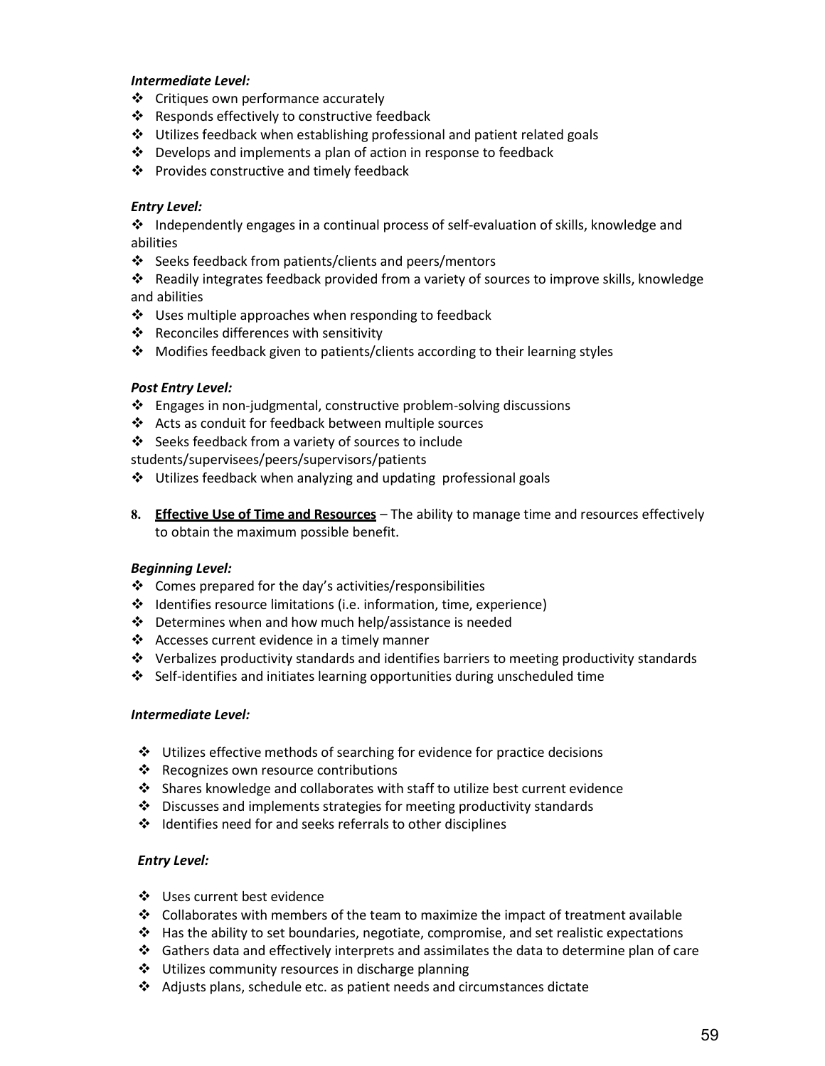***Intermediate Level:***

- Critiques own performance accurately
- Responds effectively to constructive feedback
- Utilizes feedback when establishing professional and patient related goals
- Develops and implements a plan of action in response to feedback
- Provides constructive and timely feedback

***Entry Level:***

- Independently engages in a continual process of self-evaluation of skills, knowledge and abilities
- Seeks feedback from patients/clients and peers/mentors
- Readily integrates feedback provided from a variety of sources to improve skills, knowledge and abilities
- Uses multiple approaches when responding to feedback
- Reconciles differences with sensitivity
- Modifies feedback given to patients/clients according to their learning styles

***Post Entry Level:***

- Engages in non-judgmental, constructive problem-solving discussions
- Acts as conduit for feedback between multiple sources
- Seeks feedback from a variety of sources to include students/supervisees/peers/supervisors/patients
- Utilizes feedback when analyzing and updating professional goals

8. **Effective Use of Time and Resources** – The ability to manage time and resources effectively to obtain the maximum possible benefit.

***Beginning Level:***

- Comes prepared for the day's activities/responsibilities
- Identifies resource limitations (i.e. information, time, experience)
- Determines when and how much help/assistance is needed
- Accesses current evidence in a timely manner
- Verbalizes productivity standards and identifies barriers to meeting productivity standards
- Self-identifies and initiates learning opportunities during unscheduled time

***Intermediate Level:***

- Utilizes effective methods of searching for evidence for practice decisions
- Recognizes own resource contributions
- Shares knowledge and collaborates with staff to utilize best current evidence
- Discusses and implements strategies for meeting productivity standards
- Identifies need for and seeks referrals to other disciplines

***Entry Level:***

- Uses current best evidence
- Collaborates with members of the team to maximize the impact of treatment available
- Has the ability to set boundaries, negotiate, compromise, and set realistic expectations
- Gathers data and effectively interprets and assimilates the data to determine plan of care
- Utilizes community resources in discharge planning
- Adjusts plans, schedule etc. as patient needs and circumstances dictate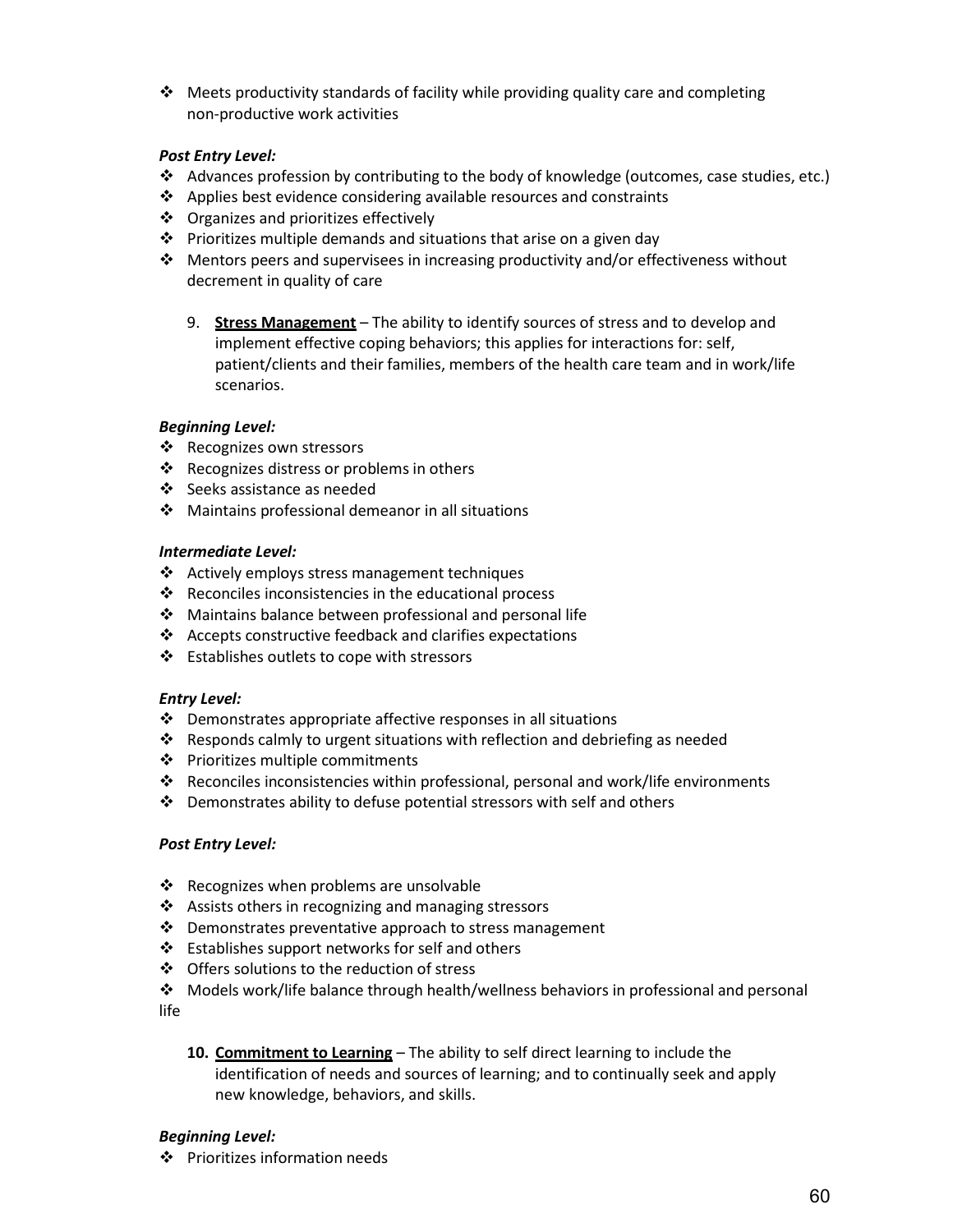- Meets productivity standards of facility while providing quality care and completing non-productive work activities

***Post Entry Level:***
- Advances profession by contributing to the body of knowledge (outcomes, case studies, etc.)
- Applies best evidence considering available resources and constraints
- Organizes and prioritizes effectively
- Prioritizes multiple demands and situations that arise on a given day
- Mentors peers and supervisees in increasing productivity and/or effectiveness without decrement in quality of care

9. **<u>Stress Management</u>** – The ability to identify sources of stress and to develop and implement effective coping behaviors; this applies for interactions for: self, patient/clients and their families, members of the health care team and in work/life scenarios.

***Beginning Level:***
- Recognizes own stressors
- Recognizes distress or problems in others
- Seeks assistance as needed
- Maintains professional demeanor in all situations

***Intermediate Level:***
- Actively employs stress management techniques
- Reconciles inconsistencies in the educational process
- Maintains balance between professional and personal life
- Accepts constructive feedback and clarifies expectations
- Establishes outlets to cope with stressors

***Entry Level:***
- Demonstrates appropriate affective responses in all situations
- Responds calmly to urgent situations with reflection and debriefing as needed
- Prioritizes multiple commitments
- Reconciles inconsistencies within professional, personal and work/life environments
- Demonstrates ability to defuse potential stressors with self and others

***Post Entry Level:***

- Recognizes when problems are unsolvable
- Assists others in recognizing and managing stressors
- Demonstrates preventative approach to stress management
- Establishes support networks for self and others
- Offers solutions to the reduction of stress
- Models work/life balance through health/wellness behaviors in professional and personal life

10. **<u>Commitment to Learning</u>** – The ability to self direct learning to include the identification of needs and sources of learning; and to continually seek and apply new knowledge, behaviors, and skills.

***Beginning Level:***
- Prioritizes information needs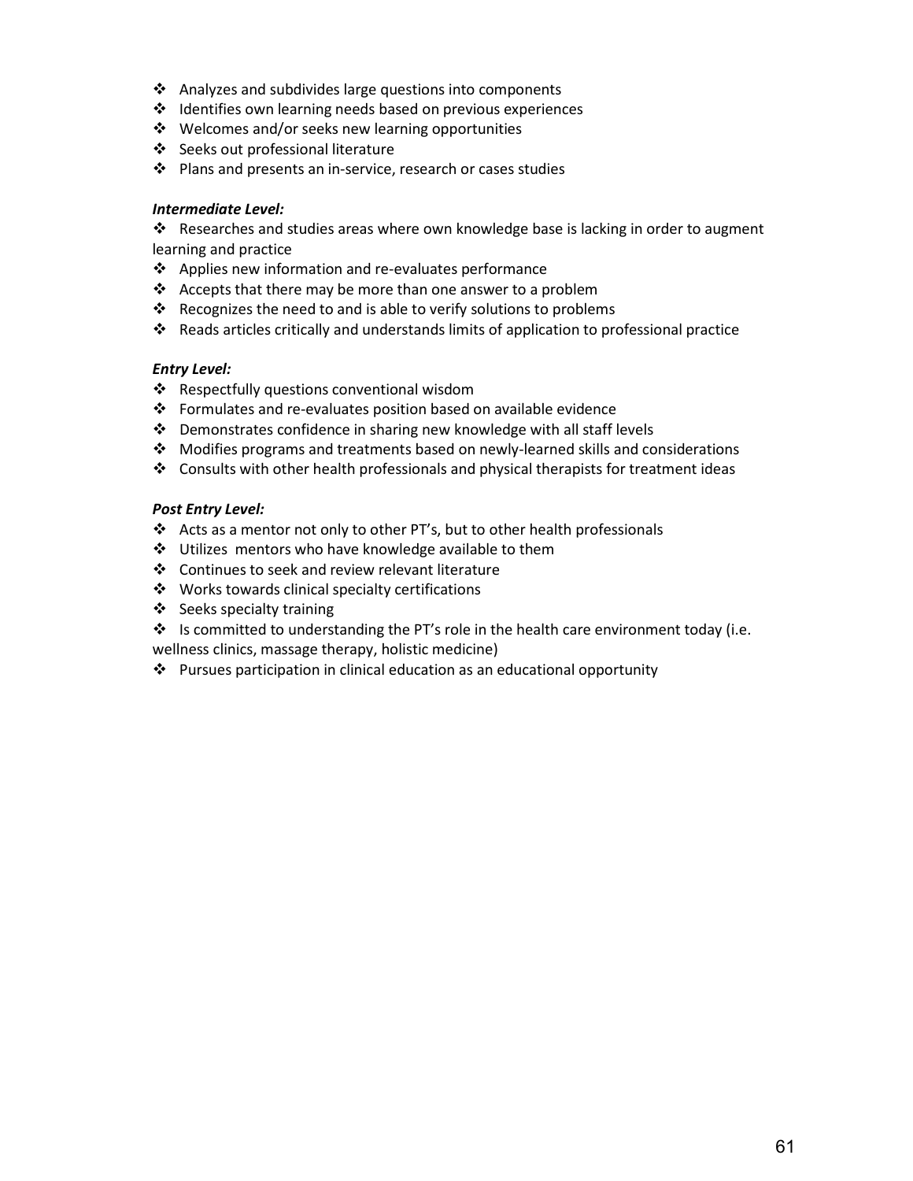- Analyzes and subdivides large questions into components
- Identifies own learning needs based on previous experiences
- Welcomes and/or seeks new learning opportunities
- Seeks out professional literature
- Plans and presents an in-service, research or cases studies

***Intermediate Level:***

- Researches and studies areas where own knowledge base is lacking in order to augment learning and practice
- Applies new information and re-evaluates performance
- Accepts that there may be more than one answer to a problem
- Recognizes the need to and is able to verify solutions to problems
- Reads articles critically and understands limits of application to professional practice

***Entry Level:***

- Respectfully questions conventional wisdom
- Formulates and re-evaluates position based on available evidence
- Demonstrates confidence in sharing new knowledge with all staff levels
- Modifies programs and treatments based on newly-learned skills and considerations
- Consults with other health professionals and physical therapists for treatment ideas

***Post Entry Level:***

- Acts as a mentor not only to other PT's, but to other health professionals
- Utilizes mentors who have knowledge available to them
- Continues to seek and review relevant literature
- Works towards clinical specialty certifications
- Seeks specialty training
- Is committed to understanding the PT's role in the health care environment today (i.e. wellness clinics, massage therapy, holistic medicine)
- Pursues participation in clinical education as an educational opportunity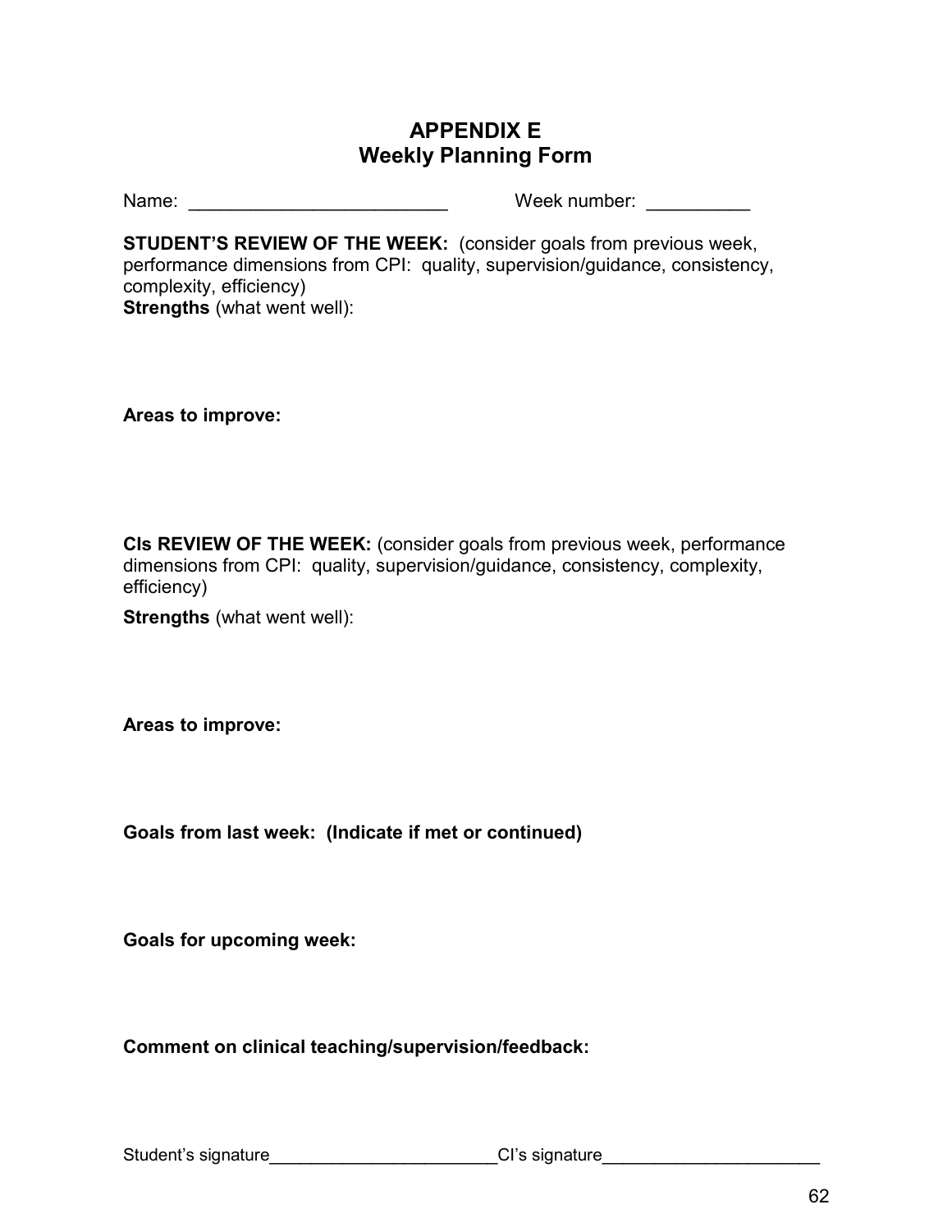# APPENDIX E
## Weekly Planning Form

Name: \_\_\_\_\_\_\_\_\_\_\_\_\_\_\_\_\_\_\_\_\_\_\_\_\_ Week number: \_\_\_\_\_\_\_\_\_\_

**STUDENT'S REVIEW OF THE WEEK:** (consider goals from previous week, performance dimensions from CPI: quality, supervision/guidance, consistency, complexity, efficiency)

**Strengths** (what went well):

**Areas to improve:**

**CIs REVIEW OF THE WEEK:** (consider goals from previous week, performance dimensions from CPI: quality, supervision/guidance, consistency, complexity, efficiency)

**Strengths** (what went well):

**Areas to improve:**

**Goals from last week: (Indicate if met or continued)**

**Goals for upcoming week:**

**Comment on clinical teaching/supervision/feedback:**

Student's signature\_\_\_\_\_\_\_\_\_\_\_\_\_\_\_\_\_\_\_\_\_\_\_\_ CI's signature\_\_\_\_\_\_\_\_\_\_\_\_\_\_\_\_\_\_\_\_\_\_\_\_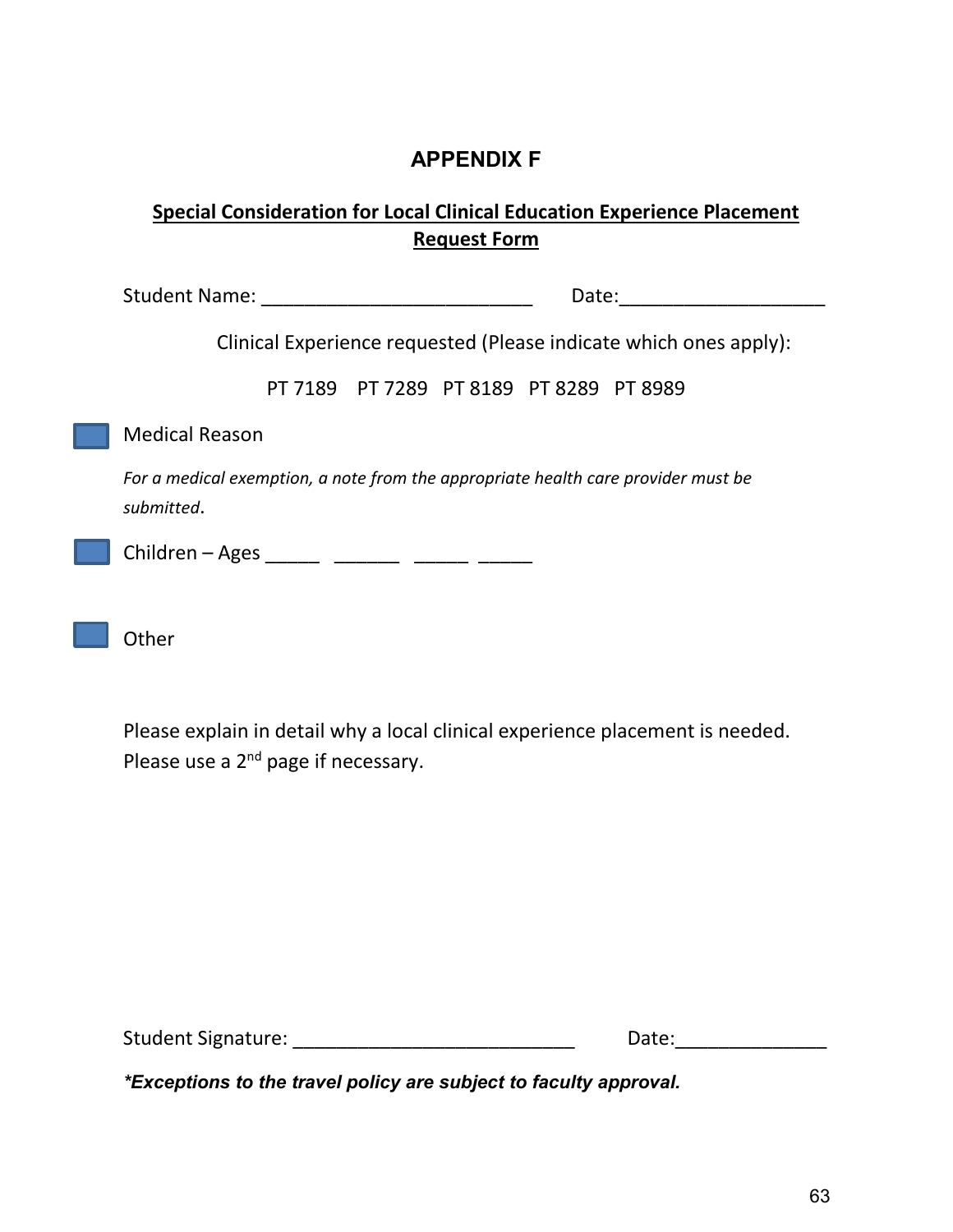## APPENDIX F

**Special Consideration for Local Clinical Education Experience Placement Request Form**

Student Name: __________________________ Date:___________________

Clinical Experience requested (Please indicate which ones apply):

PT 7189 PT 7289 PT 8189 PT 8289 PT 8989

☐ Medical Reason

*For a medical exemption, a note from the appropriate health care provider must be submitted*.

☐ Children – Ages _____ ______ _____ _____

☐ Other

Please explain in detail why a local clinical experience placement is needed. Please use a 2nd page if necessary.

Student Signature: ___________________________ Date:______________

***Exceptions to the travel policy are subject to faculty approval.***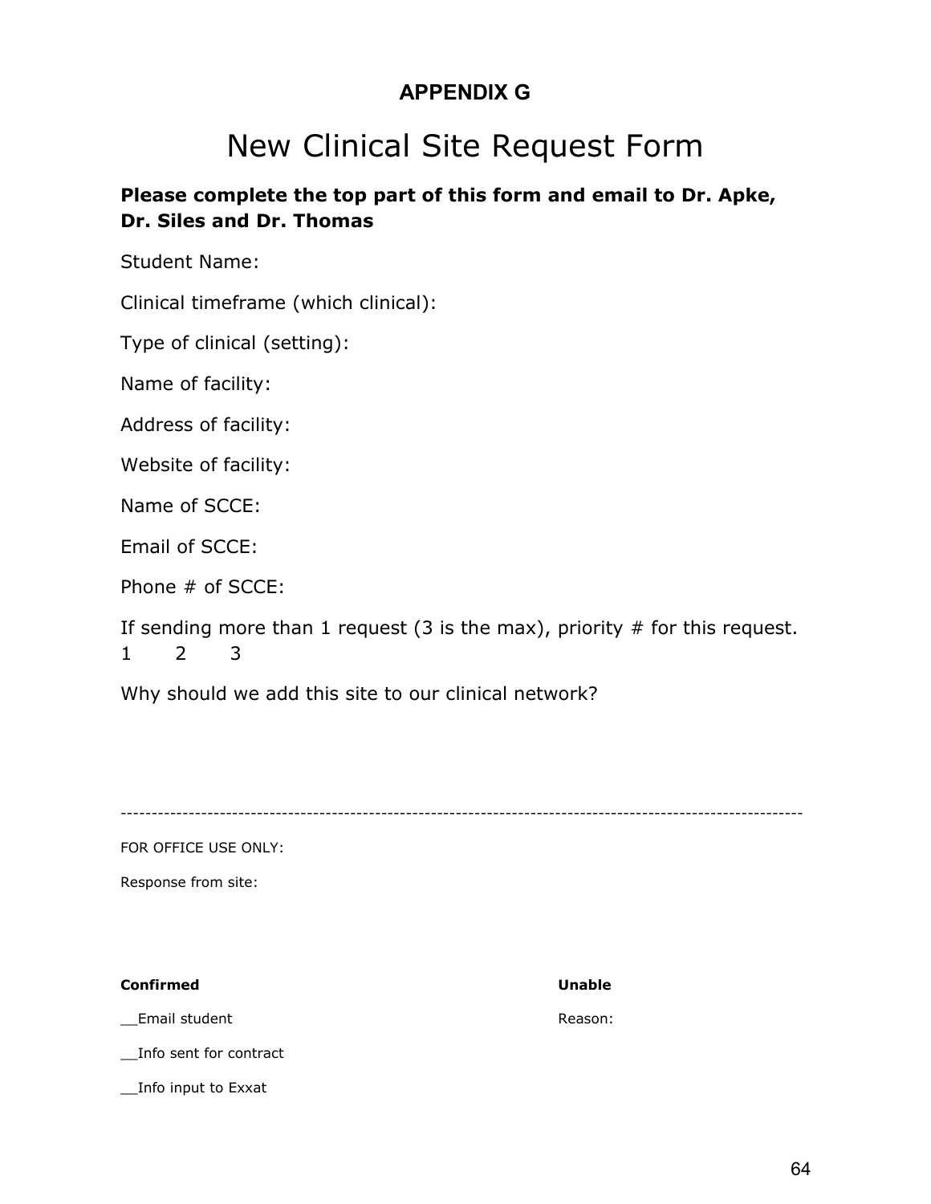**APPENDIX G**

# New Clinical Site Request Form

**Please complete the top part of this form and email to Dr. Apke, Dr. Siles and Dr. Thomas**

Student Name:

Clinical timeframe (which clinical):

Type of clinical (setting):

Name of facility:

Address of facility:

Website of facility:

Name of SCCE:

Email of SCCE:

Phone # of SCCE:

If sending more than 1 request (3 is the max), priority # for this request.
1   2   3

Why should we add this site to our clinical network?

---

FOR OFFICE USE ONLY:

Response from site:

**Confirmed**

__Email student

__Info sent for contract

__Info input to Exxat

**Unable**

Reason: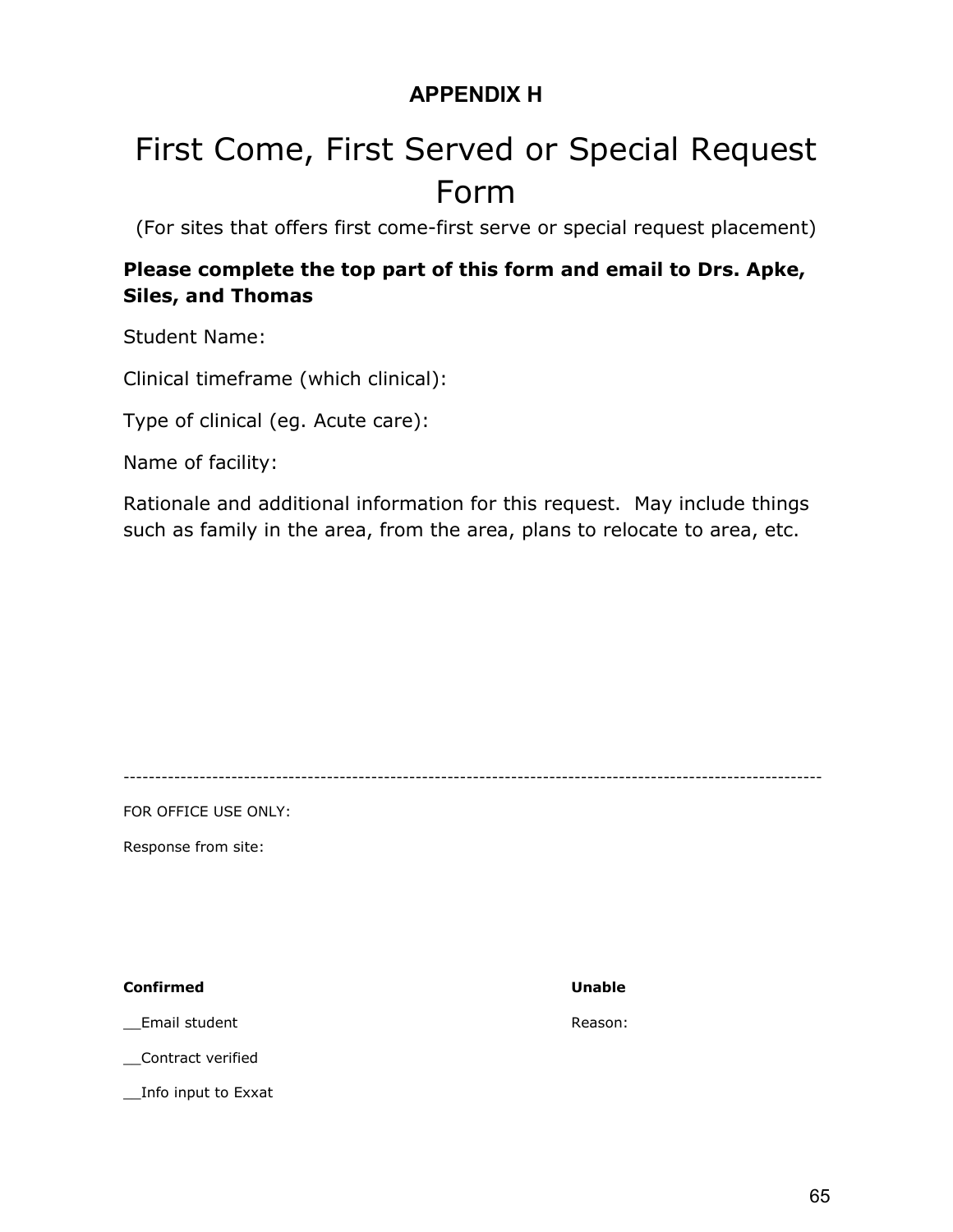## APPENDIX H

# First Come, First Served or Special Request Form

(For sites that offers first come-first serve or special request placement)

**Please complete the top part of this form and email to Drs. Apke, Siles, and Thomas**

Student Name:

Clinical timeframe (which clinical):

Type of clinical (eg. Acute care):

Name of facility:

Rationale and additional information for this request. May include things such as family in the area, from the area, plans to relocate to area, etc.

---

FOR OFFICE USE ONLY:

Response from site:

**Confirmed**

__Email student

__Contract verified

__Info input to Exxat

**Unable**

Reason: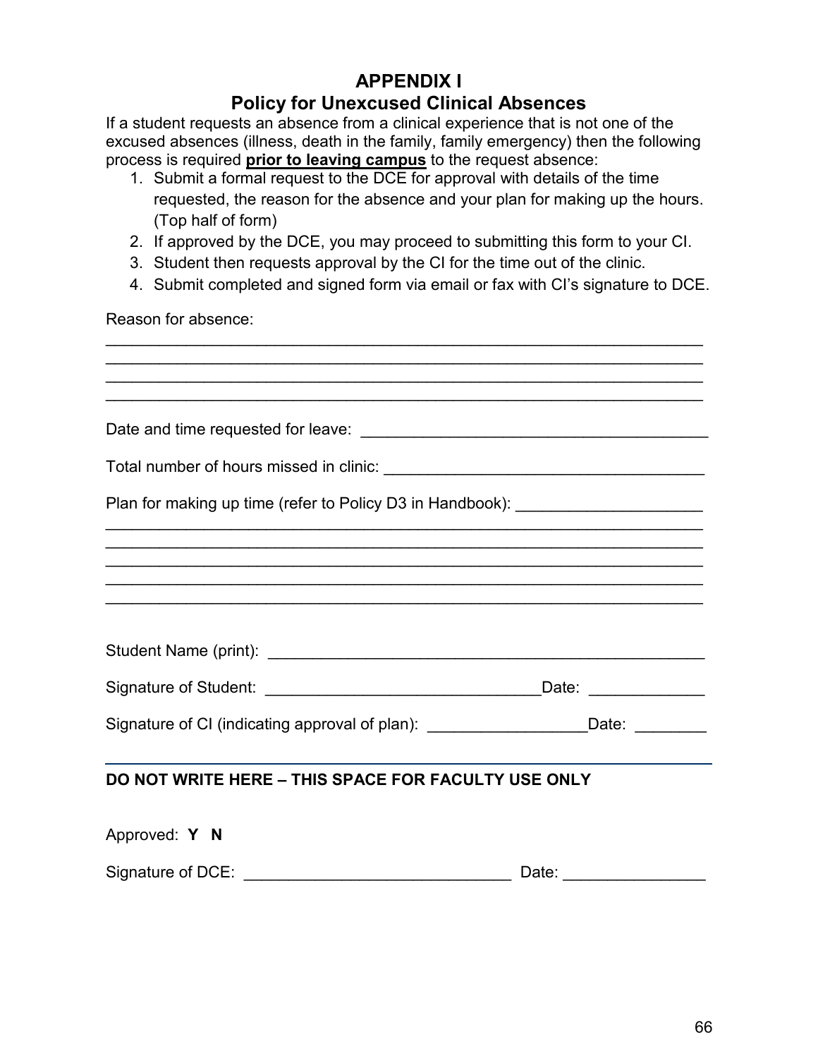# APPENDIX I

## Policy for Unexcused Clinical Absences

If a student requests an absence from a clinical experience that is not one of the excused absences (illness, death in the family, family emergency) then the following process is required **prior to leaving campus** to the request absence:

1. Submit a formal request to the DCE for approval with details of the time requested, the reason for the absence and your plan for making up the hours. (Top half of form)
2. If approved by the DCE, you may proceed to submitting this form to your CI.
3. Student then requests approval by the CI for the time out of the clinic.
4. Submit completed and signed form via email or fax with CI's signature to DCE.

Reason for absence:

_______________________________________________________________

_______________________________________________________________

_______________________________________________________________

_______________________________________________________________

Date and time requested for leave: ________________________________

Total number of hours missed in clinic: ____________________________

Plan for making up time (refer to Policy D3 in Handbook): ______________

_______________________________________________________________

_______________________________________________________________

_______________________________________________________________

_______________________________________________________________

_______________________________________________________________

Student Name (print): _____________________________________________

Signature of Student: _____________________________ Date: ____________

Signature of CI (indicating approval of plan): _________________ Date: ________

---

**DO NOT WRITE HERE – THIS SPACE FOR FACULTY USE ONLY**

Approved: **Y N**

Signature of DCE: _____________________________ Date: _______________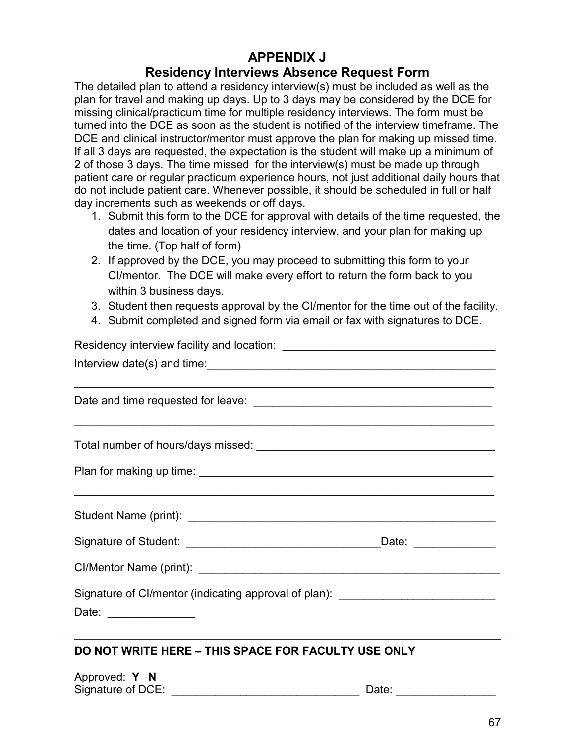# APPENDIX J
## Residency Interviews Absence Request Form

The detailed plan to attend a residency interview(s) must be included as well as the plan for travel and making up days. Up to 3 days may be considered by the DCE for missing clinical/practicum time for multiple residency interviews. The form must be turned into the DCE as soon as the student is notified of the interview timeframe. The DCE and clinical instructor/mentor must approve the plan for making up missed time. If all 3 days are requested, the expectation is the student will make up a minimum of 2 of those 3 days. The time missed for the interview(s) must be made up through patient care or regular practicum experience hours, not just additional daily hours that do not include patient care. Whenever possible, it should be scheduled in full or half day increments such as weekends or off days.

1. Submit this form to the DCE for approval with details of the time requested, the dates and location of your residency interview, and your plan for making up the time. (Top half of form)
2. If approved by the DCE, you may proceed to submitting this form to your CI/mentor. The DCE will make every effort to return the form back to you within 3 business days.
3. Student then requests approval by the CI/mentor for the time out of the facility.
4. Submit completed and signed form via email or fax with signatures to DCE.

Residency interview facility and location: ___________________________________

Interview date(s) and time:________________________________________________

_________________________________________________________________

Date and time requested for leave: ______________________________________

_________________________________________________________________

Total number of hours/days missed: ______________________________________

Plan for making up time: ___________________________________________

_________________________________________________________________

Student Name (print): _____________________________________________

Signature of Student: ________________________________Date: _____________

CI/Mentor Name (print): ____________________________________________

Signature of CI/mentor (indicating approval of plan): _________________________

Date: ______________

---

**DO NOT WRITE HERE – THIS SPACE FOR FACULTY USE ONLY**

Approved: **Y N**
Signature of DCE: ______________________________ Date: ________________